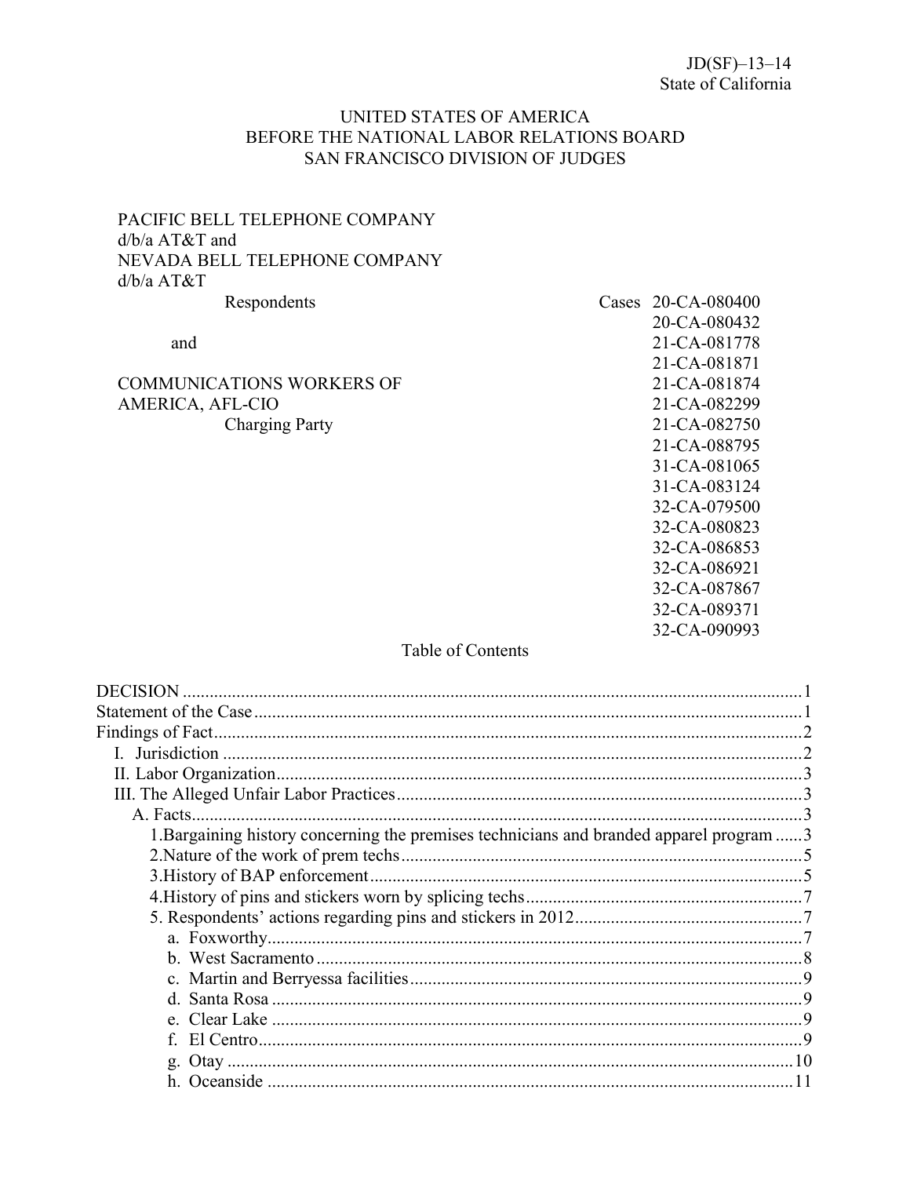JD(SF)–13–14
State of California

UNITED STATES OF AMERICA
BEFORE THE NATIONAL LABOR RELATIONS BOARD
SAN FRANCISCO DIVISION OF JUDGES

PACIFIC BELL TELEPHONE COMPANY
d/b/a AT&T and
NEVADA BELL TELEPHONE COMPANY
d/b/a AT&T

Respondents

and

COMMUNICATIONS WORKERS OF
AMERICA, AFL-CIO

Charging Party

Cases 20-CA-080400
20-CA-080432
21-CA-081778
21-CA-081871
21-CA-081874
21-CA-082299
21-CA-082750
21-CA-088795
31-CA-081065
31-CA-083124
32-CA-079500
32-CA-080823
32-CA-086853
32-CA-086921
32-CA-087867
32-CA-089371
32-CA-090993

Table of Contents

DECISION ....... 1
Statement of the Case ....... 1
Findings of Fact ....... 2
- I. Jurisdiction ....... 2
- II. Labor Organization ....... 3
- III. The Alleged Unfair Labor Practices ....... 3
  - A. Facts ....... 3
    - 1. Bargaining history concerning the premises technicians and branded apparel program ....... 3
    - 2. Nature of the work of prem techs ....... 5
    - 3. History of BAP enforcement ....... 5
    - 4. History of pins and stickers worn by splicing techs ....... 7
    - 5. Respondents' actions regarding pins and stickers in 2012 ....... 7
      - a. Foxworthy ....... 7
      - b. West Sacramento ....... 8
      - c. Martin and Berryessa facilities ....... 9
      - d. Santa Rosa ....... 9
      - e. Clear Lake ....... 9
      - f. El Centro ....... 9
      - g. Otay ....... 10
      - h. Oceanside ....... 11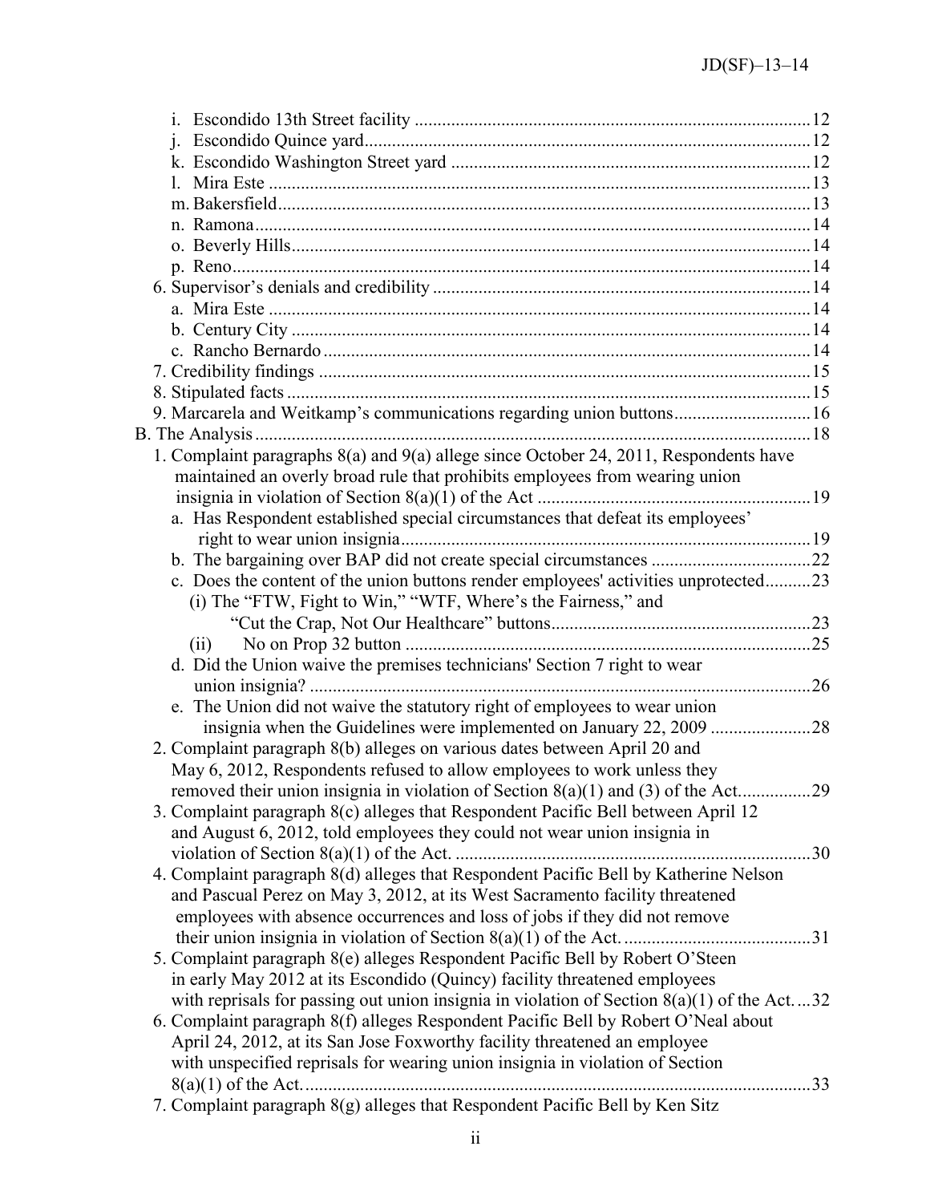i. Escondido 13th Street facility ....................................................................................12
j. Escondido Quince yard..................................................................................................12
k. Escondido Washington Street yard ...............................................................................12
l. Mira Este .......................................................................................................................13
m. Bakersfield.....................................................................................................................13
n. Ramona..........................................................................................................................14
o. Beverly Hills..................................................................................................................14
p. Reno...............................................................................................................................14

6. Supervisor's denials and credibility ...................................................................................14
a. Mira Este .......................................................................................................................14
b. Century City ..................................................................................................................14
c. Rancho Bernardo...........................................................................................................14

7. Credibility findings ............................................................................................................15

8. Stipulated facts ..................................................................................................................15

9. Marcarela and Weitkamp's communications regarding union buttons..............................16

B. The Analysis..........................................................................................................................18

1. Complaint paragraphs 8(a) and 9(a) allege since October 24, 2011, Respondents have maintained an overly broad rule that prohibits employees from wearing union insignia in violation of Section 8(a)(1) of the Act ............................................................19
a. Has Respondent established special circumstances that defeat its employees' right to wear union insignia........................................................................................19
b. The bargaining over BAP did not create special circumstances ...................................22
c. Does the content of the union buttons render employees' activities unprotected..........23
(i) The "FTW, Fight to Win," "WTF, Where's the Fairness," and "Cut the Crap, Not Our Healthcare" buttons..........................................................23
(ii) No on Prop 32 button ..........................................................................................25
d. Did the Union waive the premises technicians' Section 7 right to wear union insignia? ..............................................................................................................26
e. The Union did not waive the statutory right of employees to wear union insignia when the Guidelines were implemented on January 22, 2009 ......................28

2. Complaint paragraph 8(b) alleges on various dates between April 20 and May 6, 2012, Respondents refused to allow employees to work unless they removed their union insignia in violation of Section 8(a)(1) and (3) of the Act................29

3. Complaint paragraph 8(c) alleges that Respondent Pacific Bell between April 12 and August 6, 2012, told employees they could not wear union insignia in violation of Section 8(a)(1) of the Act. ..............................................................................30

4. Complaint paragraph 8(d) alleges that Respondent Pacific Bell by Katherine Nelson and Pascual Perez on May 3, 2012, at its West Sacramento facility threatened employees with absence occurrences and loss of jobs if they did not remove their union insignia in violation of Section 8(a)(1) of the Act. ........................................31

5. Complaint paragraph 8(e) alleges Respondent Pacific Bell by Robert O'Steen in early May 2012 at its Escondido (Quincy) facility threatened employees with reprisals for passing out union insignia in violation of Section 8(a)(1) of the Act. ...32

6. Complaint paragraph 8(f) alleges Respondent Pacific Bell by Robert O'Neal about April 24, 2012, at its San Jose Foxworthy facility threatened an employee with unspecified reprisals for wearing union insignia in violation of Section 8(a)(1) of the Act...............................................................................................................33

7. Complaint paragraph 8(g) alleges that Respondent Pacific Bell by Ken Sitz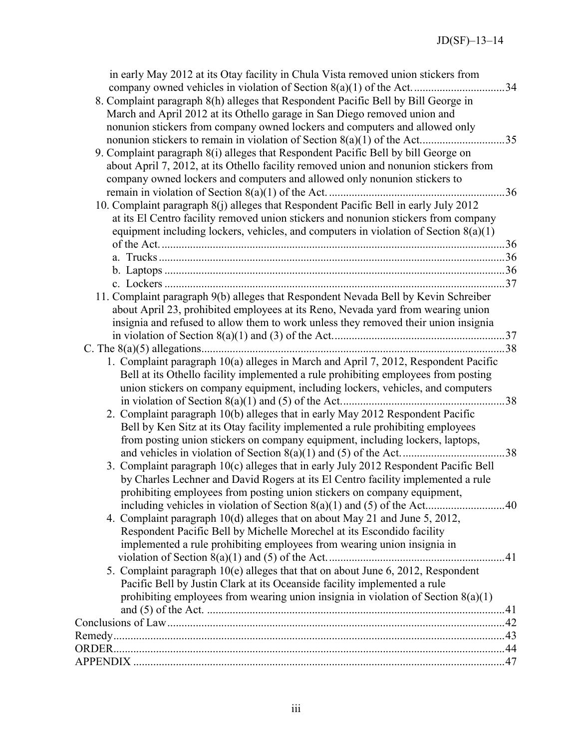in early May 2012 at its Otay facility in Chula Vista removed union stickers from company owned vehicles in violation of Section 8(a)(1) of the Act. ................................34

8. Complaint paragraph 8(h) alleges that Respondent Pacific Bell by Bill George in March and April 2012 at its Othello garage in San Diego removed union and nonunion stickers from company owned lockers and computers and allowed only nonunion stickers to remain in violation of Section 8(a)(1) of the Act. ............................35

9. Complaint paragraph 8(i) alleges that Respondent Pacific Bell by bill George on about April 7, 2012, at its Othello facility removed union and nonunion stickers from company owned lockers and computers and allowed only nonunion stickers to remain in violation of Section 8(a)(1) of the Act. ............................................................36

10. Complaint paragraph 8(j) alleges that Respondent Pacific Bell in early July 2012 at its El Centro facility removed union stickers and nonunion stickers from company equipment including lockers, vehicles, and computers in violation of Section 8(a)(1) of the Act. .......................................................................................................36
    - a. Trucks ........................................................................................................36
    - b. Laptops .......................................................................................................36
    - c. Lockers .......................................................................................................37

11. Complaint paragraph 9(b) alleges that Respondent Nevada Bell by Kevin Schreiber about April 23, prohibited employees at its Reno, Nevada yard from wearing union insignia and refused to allow them to work unless they removed their union insignia in violation of Section 8(a)(1) and (3) of the Act. ............................................................37

C. The 8(a)(5) allegations ..........................................................................................38

1. Complaint paragraph 10(a) alleges in March and April 7, 2012, Respondent Pacific Bell at its Othello facility implemented a rule prohibiting employees from posting union stickers on company equipment, including lockers, vehicles, and computers in violation of Section 8(a)(1) and (5) of the Act. .........................................................38

2. Complaint paragraph 10(b) alleges that in early May 2012 Respondent Pacific Bell by Ken Sitz at its Otay facility implemented a rule prohibiting employees from posting union stickers on company equipment, including lockers, laptops, and vehicles in violation of Section 8(a)(1) and (5) of the Act. ...................................38

3. Complaint paragraph 10(c) alleges that in early July 2012 Respondent Pacific Bell by Charles Lechner and David Rogers at its El Centro facility implemented a rule prohibiting employees from posting union stickers on company equipment, including vehicles in violation of Section 8(a)(1) and (5) of the Act. ..........................40

4. Complaint paragraph 10(d) alleges that on about May 21 and June 5, 2012, Respondent Pacific Bell by Michelle Morechel at its Escondido facility implemented a rule prohibiting employees from wearing union insignia in violation of Section 8(a)(1) and (5) of the Act. ............................................................41

5. Complaint paragraph 10(e) alleges that that on about June 6, 2012, Respondent Pacific Bell by Justin Clark at its Oceanside facility implemented a rule prohibiting employees from wearing union insignia in violation of Section 8(a)(1) and (5) of the Act. .......................................................................................41

Conclusions of Law ......................................................................................................42

Remedy .........................................................................................................................43

ORDER .........................................................................................................................44

APPENDIX ..................................................................................................................47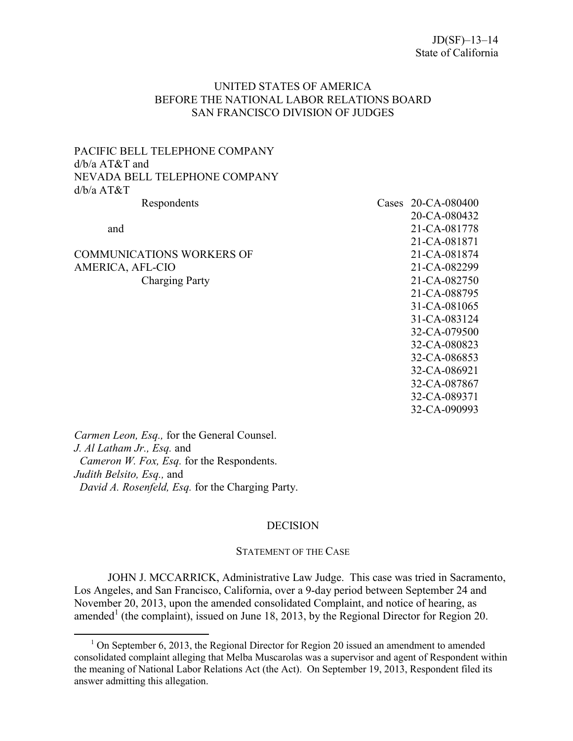JD(SF)–13–14
State of California

UNITED STATES OF AMERICA
BEFORE THE NATIONAL LABOR RELATIONS BOARD
SAN FRANCISCO DIVISION OF JUDGES

PACIFIC BELL TELEPHONE COMPANY
d/b/a AT&T and
NEVADA BELL TELEPHONE COMPANY
d/b/a AT&T

Respondents

and

COMMUNICATIONS WORKERS OF
AMERICA, AFL-CIO

Charging Party

Cases 20-CA-080400
20-CA-080432
21-CA-081778
21-CA-081871
21-CA-081874
21-CA-082299
21-CA-082750
21-CA-088795
31-CA-081065
31-CA-083124
32-CA-079500
32-CA-080823
32-CA-086853
32-CA-086921
32-CA-087867
32-CA-089371
32-CA-090993

*Carmen Leon, Esq.,* for the General Counsel.
*J. Al Latham Jr., Esq.* and
*Cameron W. Fox, Esq.* for the Respondents.
*Judith Belsito, Esq.,* and
*David A. Rosenfeld, Esq.* for the Charging Party.

## DECISION

### STATEMENT OF THE CASE

JOHN J. MCCARRICK, Administrative Law Judge. This case was tried in Sacramento, Los Angeles, and San Francisco, California, over a 9-day period between September 24 and November 20, 2013, upon the amended consolidated Complaint, and notice of hearing, as amended[1] (the complaint), issued on June 18, 2013, by the Regional Director for Region 20.

[1] On September 6, 2013, the Regional Director for Region 20 issued an amendment to amended consolidated complaint alleging that Melba Muscarolas was a supervisor and agent of Respondent within the meaning of National Labor Relations Act (the Act). On September 19, 2013, Respondent filed its answer admitting this allegation.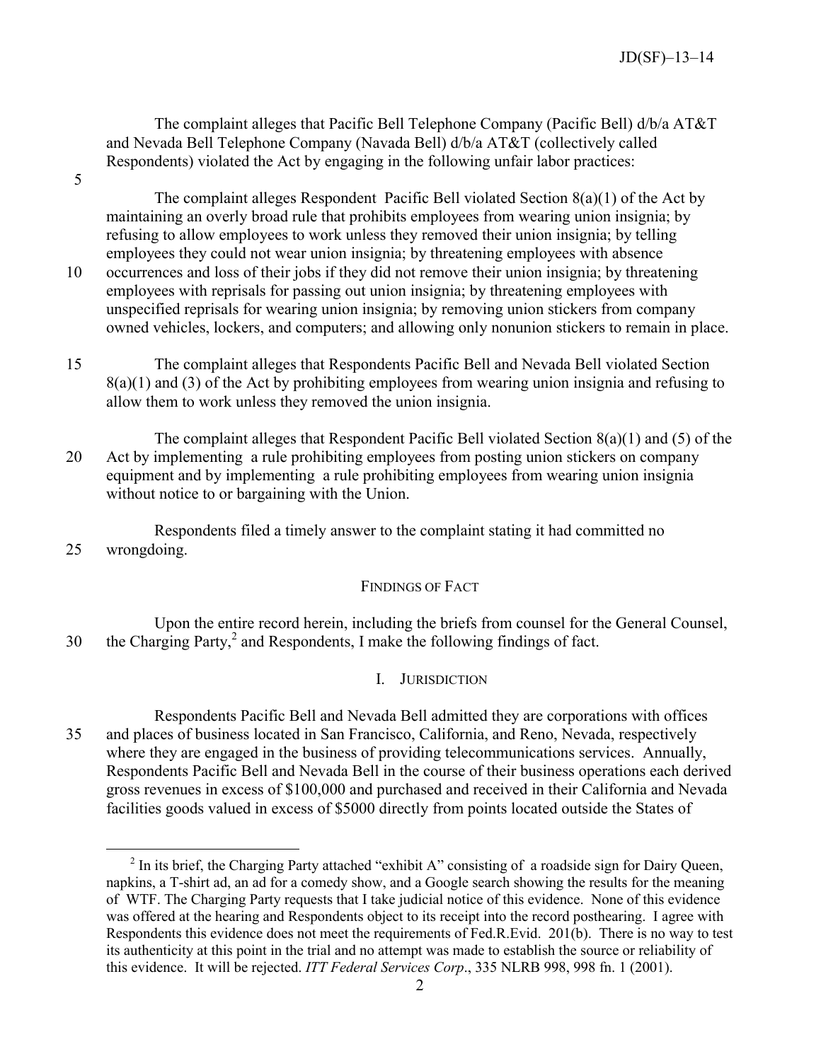The complaint alleges that Pacific Bell Telephone Company (Pacific Bell) d/b/a AT&T and Nevada Bell Telephone Company (Navada Bell) d/b/a AT&T (collectively called Respondents) violated the Act by engaging in the following unfair labor practices:

The complaint alleges Respondent Pacific Bell violated Section 8(a)(1) of the Act by maintaining an overly broad rule that prohibits employees from wearing union insignia; by refusing to allow employees to work unless they removed their union insignia; by telling employees they could not wear union insignia; by threatening employees with absence occurrences and loss of their jobs if they did not remove their union insignia; by threatening employees with reprisals for passing out union insignia; by threatening employees with unspecified reprisals for wearing union insignia; by removing union stickers from company owned vehicles, lockers, and computers; and allowing only nonunion stickers to remain in place.

The complaint alleges that Respondents Pacific Bell and Nevada Bell violated Section 8(a)(1) and (3) of the Act by prohibiting employees from wearing union insignia and refusing to allow them to work unless they removed the union insignia.

The complaint alleges that Respondent Pacific Bell violated Section 8(a)(1) and (5) of the Act by implementing a rule prohibiting employees from posting union stickers on company equipment and by implementing a rule prohibiting employees from wearing union insignia without notice to or bargaining with the Union.

Respondents filed a timely answer to the complaint stating it had committed no wrongdoing.

## FINDINGS OF FACT

Upon the entire record herein, including the briefs from counsel for the General Counsel, the Charging Party,[2] and Respondents, I make the following findings of fact.

### I. JURISDICTION

Respondents Pacific Bell and Nevada Bell admitted they are corporations with offices and places of business located in San Francisco, California, and Reno, Nevada, respectively where they are engaged in the business of providing telecommunications services. Annually, Respondents Pacific Bell and Nevada Bell in the course of their business operations each derived gross revenues in excess of $100,000 and purchased and received in their California and Nevada facilities goods valued in excess of $5000 directly from points located outside the States of

---

[2] In its brief, the Charging Party attached "exhibit A" consisting of a roadside sign for Dairy Queen, napkins, a T-shirt ad, an ad for a comedy show, and a Google search showing the results for the meaning of WTF. The Charging Party requests that I take judicial notice of this evidence. None of this evidence was offered at the hearing and Respondents object to its receipt into the record posthearing. I agree with Respondents this evidence does not meet the requirements of Fed.R.Evid. 201(b). There is no way to test its authenticity at this point in the trial and no attempt was made to establish the source or reliability of this evidence. It will be rejected. *ITT Federal Services Corp*., 335 NLRB 998, 998 fn. 1 (2001).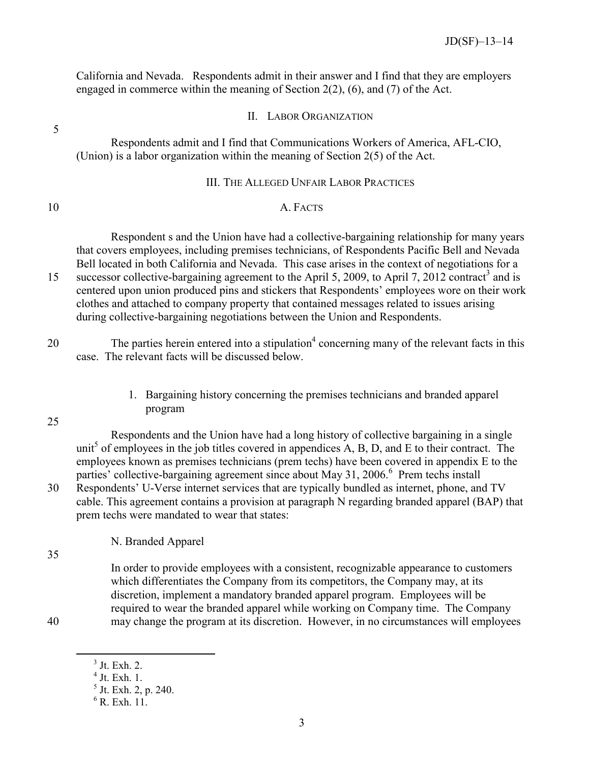California and Nevada. Respondents admit in their answer and I find that they are employers engaged in commerce within the meaning of Section 2(2), (6), and (7) of the Act.

## II. Labor Organization

Respondents admit and I find that Communications Workers of America, AFL-CIO, (Union) is a labor organization within the meaning of Section 2(5) of the Act.

## III. The Alleged Unfair Labor Practices

### A. Facts

Respondent s and the Union have had a collective-bargaining relationship for many years that covers employees, including premises technicians, of Respondents Pacific Bell and Nevada Bell located in both California and Nevada. This case arises in the context of negotiations for a successor collective-bargaining agreement to the April 5, 2009, to April 7, 2012 contract[3] and is centered upon union produced pins and stickers that Respondents' employees wore on their work clothes and attached to company property that contained messages related to issues arising during collective-bargaining negotiations between the Union and Respondents.

The parties herein entered into a stipulation[4] concerning many of the relevant facts in this case. The relevant facts will be discussed below.

1. Bargaining history concerning the premises technicians and branded apparel program

Respondents and the Union have had a long history of collective bargaining in a single unit[5] of employees in the job titles covered in appendices A, B, D, and E to their contract. The employees known as premises technicians (prem techs) have been covered in appendix E to the parties' collective-bargaining agreement since about May 31, 2006.[6] Prem techs install Respondents' U-Verse internet services that are typically bundled as internet, phone, and TV cable. This agreement contains a provision at paragraph N regarding branded apparel (BAP) that prem techs were mandated to wear that states:

> N. Branded Apparel
>
> In order to provide employees with a consistent, recognizable appearance to customers which differentiates the Company from its competitors, the Company may, at its discretion, implement a mandatory branded apparel program. Employees will be required to wear the branded apparel while working on Company time. The Company may change the program at its discretion. However, in no circumstances will employees

---

[3] Jt. Exh. 2.

[4] Jt. Exh. 1.

[5] Jt. Exh. 2, p. 240.

[6] R. Exh. 11.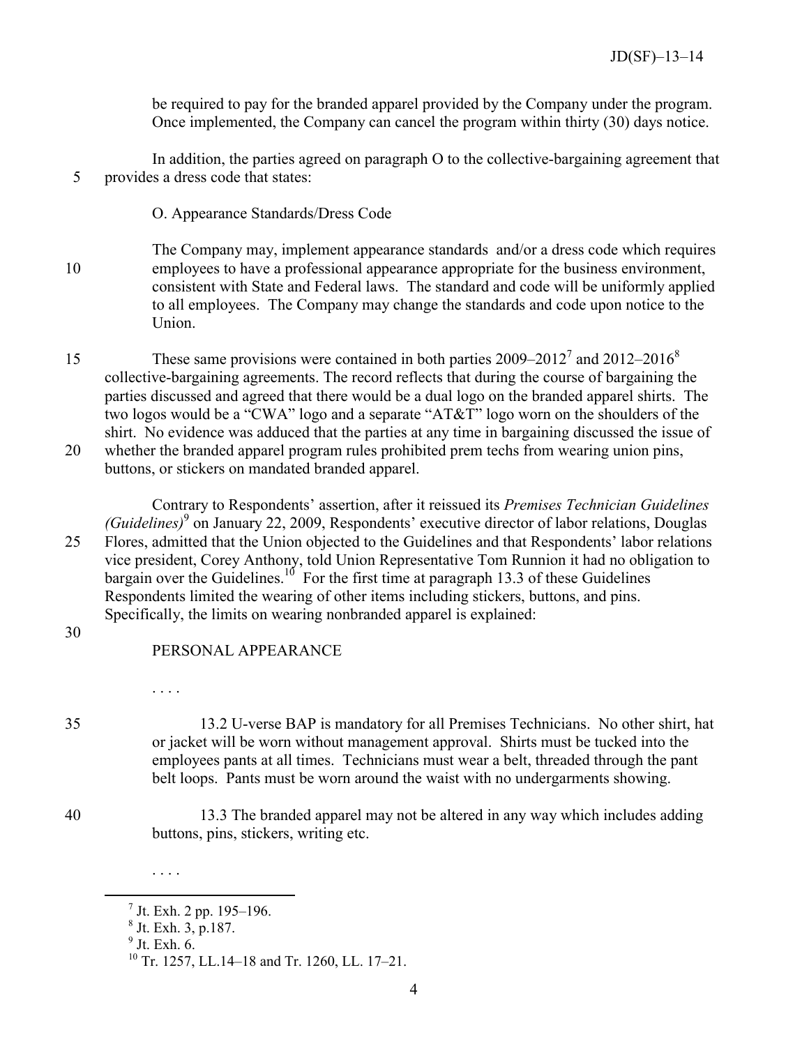be required to pay for the branded apparel provided by the Company under the program. Once implemented, the Company can cancel the program within thirty (30) days notice.

In addition, the parties agreed on paragraph O to the collective-bargaining agreement that provides a dress code that states:

> O. Appearance Standards/Dress Code
>
> The Company may, implement appearance standards and/or a dress code which requires employees to have a professional appearance appropriate for the business environment, consistent with State and Federal laws. The standard and code will be uniformly applied to all employees. The Company may change the standards and code upon notice to the Union.

These same provisions were contained in both parties 2009–2012[7] and 2012–2016[8] collective-bargaining agreements. The record reflects that during the course of bargaining the parties discussed and agreed that there would be a dual logo on the branded apparel shirts. The two logos would be a "CWA" logo and a separate "AT&T" logo worn on the shoulders of the shirt. No evidence was adduced that the parties at any time in bargaining discussed the issue of whether the branded apparel program rules prohibited prem techs from wearing union pins, buttons, or stickers on mandated branded apparel.

Contrary to Respondents' assertion, after it reissued its *Premises Technician Guidelines (Guidelines)*[9] on January 22, 2009, Respondents' executive director of labor relations, Douglas Flores, admitted that the Union objected to the Guidelines and that Respondents' labor relations vice president, Corey Anthony, told Union Representative Tom Runnion it had no obligation to bargain over the Guidelines.[10] For the first time at paragraph 13.3 of these Guidelines Respondents limited the wearing of other items including stickers, buttons, and pins. Specifically, the limits on wearing nonbranded apparel is explained:

> PERSONAL APPEARANCE
>
> . . . .
>
> 13.2 U-verse BAP is mandatory for all Premises Technicians. No other shirt, hat or jacket will be worn without management approval. Shirts must be tucked into the employees pants at all times. Technicians must wear a belt, threaded through the pant belt loops. Pants must be worn around the waist with no undergarments showing.
>
> 13.3 The branded apparel may not be altered in any way which includes adding buttons, pins, stickers, writing etc.
>
> . . . .

---

[7] Jt. Exh. 2 pp. 195–196.

[8] Jt. Exh. 3, p.187.

[9] Jt. Exh. 6.

[10] Tr. 1257, LL.14–18 and Tr. 1260, LL. 17–21.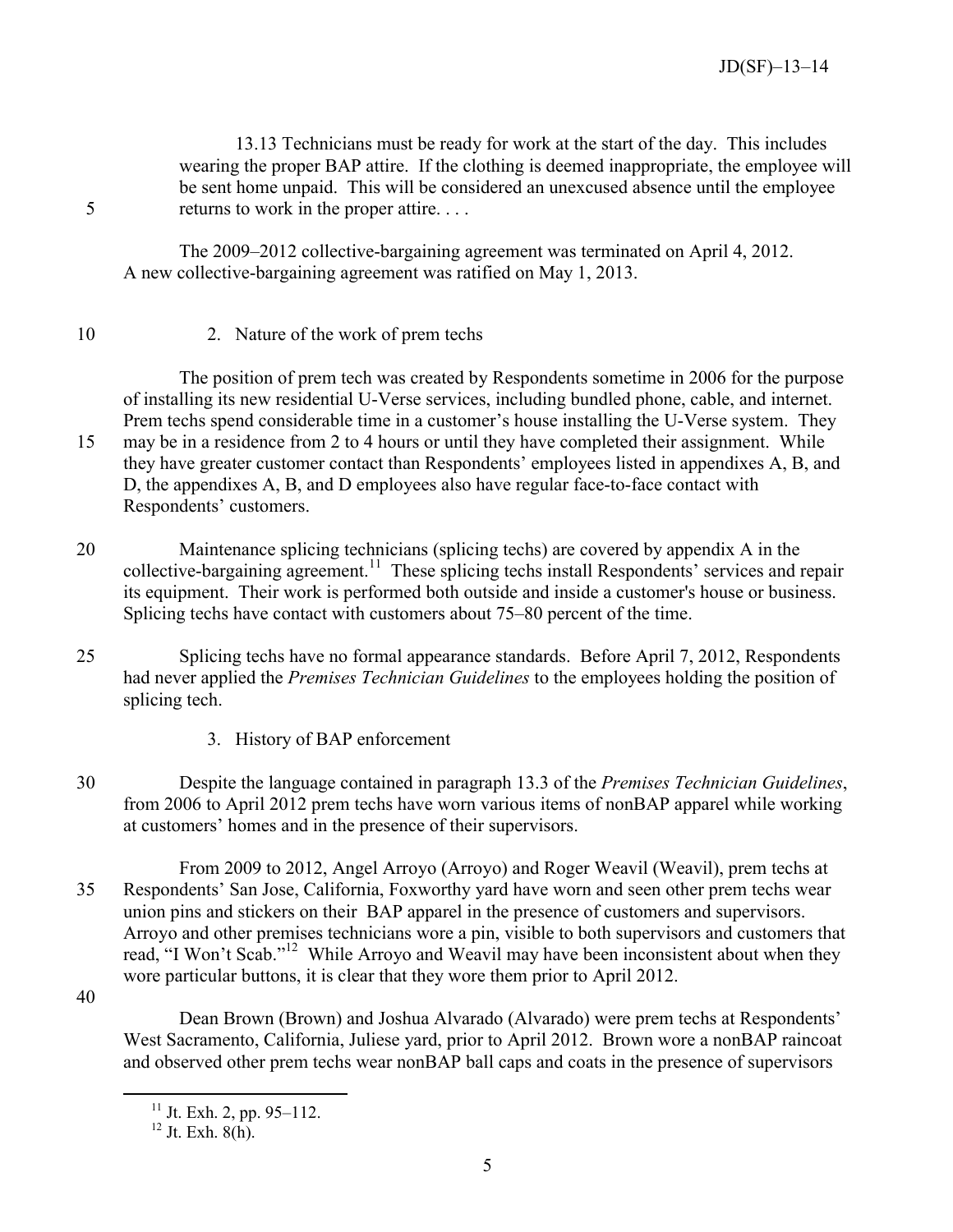13.13 Technicians must be ready for work at the start of the day. This includes wearing the proper BAP attire. If the clothing is deemed inappropriate, the employee will be sent home unpaid. This will be considered an unexcused absence until the employee returns to work in the proper attire. . . .

The 2009–2012 collective-bargaining agreement was terminated on April 4, 2012. A new collective-bargaining agreement was ratified on May 1, 2013.

2. Nature of the work of prem techs

The position of prem tech was created by Respondents sometime in 2006 for the purpose of installing its new residential U-Verse services, including bundled phone, cable, and internet. Prem techs spend considerable time in a customer's house installing the U-Verse system. They may be in a residence from 2 to 4 hours or until they have completed their assignment. While they have greater customer contact than Respondents' employees listed in appendixes A, B, and D, the appendixes A, B, and D employees also have regular face-to-face contact with Respondents' customers.

Maintenance splicing technicians (splicing techs) are covered by appendix A in the collective-bargaining agreement.[11] These splicing techs install Respondents' services and repair its equipment. Their work is performed both outside and inside a customer's house or business. Splicing techs have contact with customers about 75–80 percent of the time.

Splicing techs have no formal appearance standards. Before April 7, 2012, Respondents had never applied the *Premises Technician Guidelines* to the employees holding the position of splicing tech.

3. History of BAP enforcement

Despite the language contained in paragraph 13.3 of the *Premises Technician Guidelines*, from 2006 to April 2012 prem techs have worn various items of nonBAP apparel while working at customers' homes and in the presence of their supervisors.

From 2009 to 2012, Angel Arroyo (Arroyo) and Roger Weavil (Weavil), prem techs at Respondents' San Jose, California, Foxworthy yard have worn and seen other prem techs wear union pins and stickers on their BAP apparel in the presence of customers and supervisors. Arroyo and other premises technicians wore a pin, visible to both supervisors and customers that read, "I Won't Scab."[12] While Arroyo and Weavil may have been inconsistent about when they wore particular buttons, it is clear that they wore them prior to April 2012.

Dean Brown (Brown) and Joshua Alvarado (Alvarado) were prem techs at Respondents' West Sacramento, California, Juliese yard, prior to April 2012. Brown wore a nonBAP raincoat and observed other prem techs wear nonBAP ball caps and coats in the presence of supervisors

[11] Jt. Exh. 2, pp. 95–112.

[12] Jt. Exh. 8(h).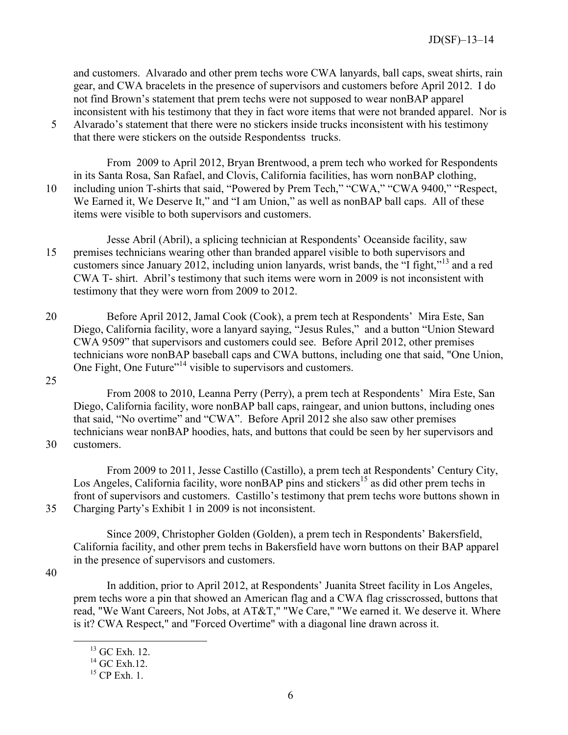and customers. Alvarado and other prem techs wore CWA lanyards, ball caps, sweat shirts, rain gear, and CWA bracelets in the presence of supervisors and customers before April 2012. I do not find Brown's statement that prem techs were not supposed to wear nonBAP apparel inconsistent with his testimony that they in fact wore items that were not branded apparel. Nor is Alvarado's statement that there were no stickers inside trucks inconsistent with his testimony that there were stickers on the outside Respondentss trucks.

From 2009 to April 2012, Bryan Brentwood, a prem tech who worked for Respondents in its Santa Rosa, San Rafael, and Clovis, California facilities, has worn nonBAP clothing, including union T-shirts that said, "Powered by Prem Tech," "CWA," "CWA 9400," "Respect, We Earned it, We Deserve It," and "I am Union," as well as nonBAP ball caps. All of these items were visible to both supervisors and customers.

Jesse Abril (Abril), a splicing technician at Respondents' Oceanside facility, saw premises technicians wearing other than branded apparel visible to both supervisors and customers since January 2012, including union lanyards, wrist bands, the "I fight,"[13] and a red CWA T- shirt. Abril's testimony that such items were worn in 2009 is not inconsistent with testimony that they were worn from 2009 to 2012.

Before April 2012, Jamal Cook (Cook), a prem tech at Respondents' Mira Este, San Diego, California facility, wore a lanyard saying, "Jesus Rules," and a button "Union Steward CWA 9509" that supervisors and customers could see. Before April 2012, other premises technicians wore nonBAP baseball caps and CWA buttons, including one that said, "One Union, One Fight, One Future"[14] visible to supervisors and customers.

From 2008 to 2010, Leanna Perry (Perry), a prem tech at Respondents' Mira Este, San Diego, California facility, wore nonBAP ball caps, raingear, and union buttons, including ones that said, "No overtime" and "CWA". Before April 2012 she also saw other premises technicians wear nonBAP hoodies, hats, and buttons that could be seen by her supervisors and customers.

From 2009 to 2011, Jesse Castillo (Castillo), a prem tech at Respondents' Century City, Los Angeles, California facility, wore nonBAP pins and stickers[15] as did other prem techs in front of supervisors and customers. Castillo's testimony that prem techs wore buttons shown in Charging Party's Exhibit 1 in 2009 is not inconsistent.

Since 2009, Christopher Golden (Golden), a prem tech in Respondents' Bakersfield, California facility, and other prem techs in Bakersfield have worn buttons on their BAP apparel in the presence of supervisors and customers.

In addition, prior to April 2012, at Respondents' Juanita Street facility in Los Angeles, prem techs wore a pin that showed an American flag and a CWA flag crisscrossed, buttons that read, "We Want Careers, Not Jobs, at AT&T," "We Care," "We earned it. We deserve it. Where is it? CWA Respect," and "Forced Overtime" with a diagonal line drawn across it.

---

[13] GC Exh. 12.

[14] GC Exh.12.

[15] CP Exh. 1.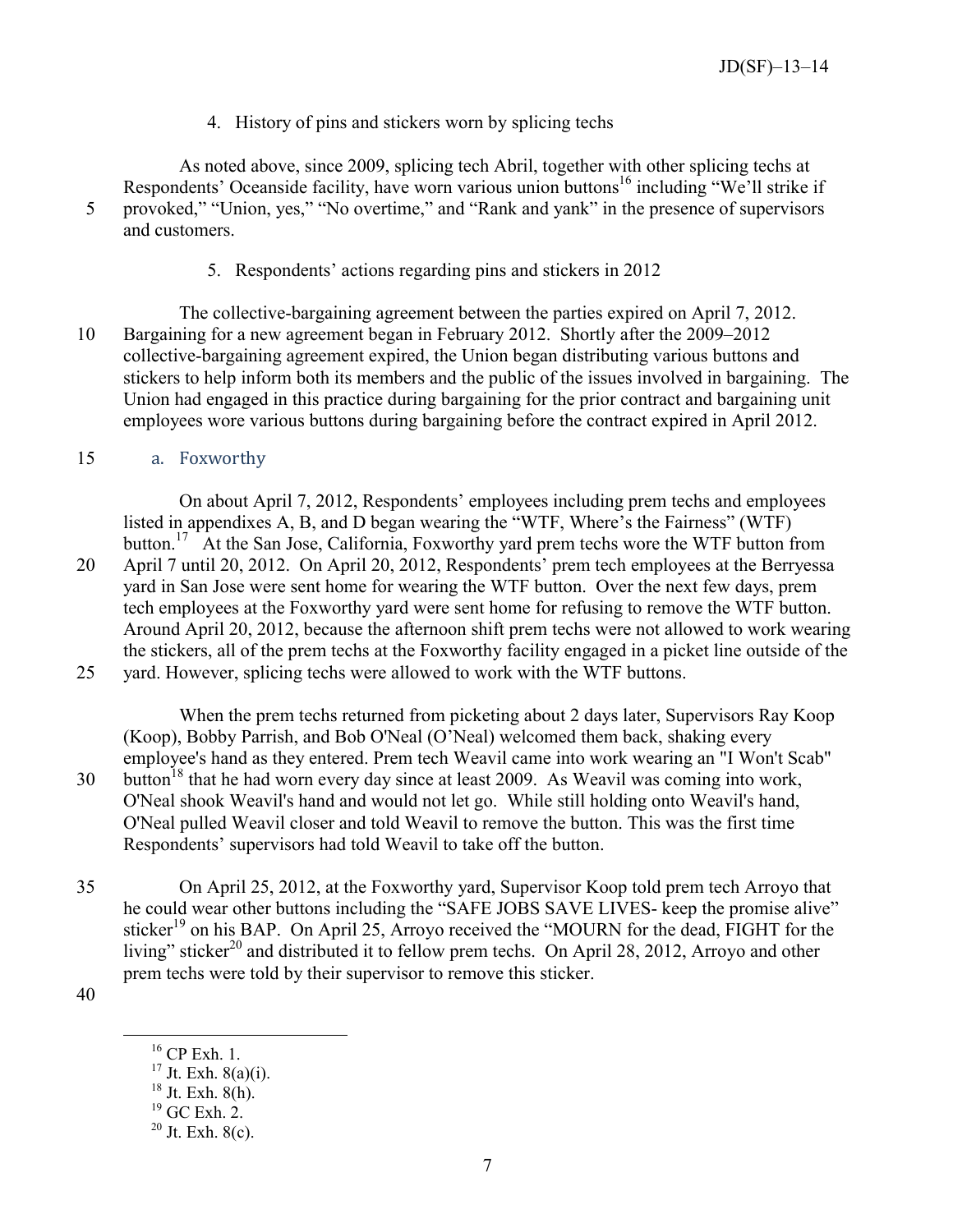4. History of pins and stickers worn by splicing techs

As noted above, since 2009, splicing tech Abril, together with other splicing techs at Respondents' Oceanside facility, have worn various union buttons[16] including "We'll strike if provoked," "Union, yes," "No overtime," and "Rank and yank" in the presence of supervisors and customers.

5. Respondents' actions regarding pins and stickers in 2012

The collective-bargaining agreement between the parties expired on April 7, 2012. Bargaining for a new agreement began in February 2012. Shortly after the 2009–2012 collective-bargaining agreement expired, the Union began distributing various buttons and stickers to help inform both its members and the public of the issues involved in bargaining. The Union had engaged in this practice during bargaining for the prior contract and bargaining unit employees wore various buttons during bargaining before the contract expired in April 2012.

a. Foxworthy

On about April 7, 2012, Respondents' employees including prem techs and employees listed in appendixes A, B, and D began wearing the "WTF, Where's the Fairness" (WTF) button.[17] At the San Jose, California, Foxworthy yard prem techs wore the WTF button from April 7 until 20, 2012. On April 20, 2012, Respondents' prem tech employees at the Berryessa yard in San Jose were sent home for wearing the WTF button. Over the next few days, prem tech employees at the Foxworthy yard were sent home for refusing to remove the WTF button. Around April 20, 2012, because the afternoon shift prem techs were not allowed to work wearing the stickers, all of the prem techs at the Foxworthy facility engaged in a picket line outside of the yard. However, splicing techs were allowed to work with the WTF buttons.

When the prem techs returned from picketing about 2 days later, Supervisors Ray Koop (Koop), Bobby Parrish, and Bob O'Neal (O'Neal) welcomed them back, shaking every employee's hand as they entered. Prem tech Weavil came into work wearing an "I Won't Scab" button[18] that he had worn every day since at least 2009. As Weavil was coming into work, O'Neal shook Weavil's hand and would not let go. While still holding onto Weavil's hand, O'Neal pulled Weavil closer and told Weavil to remove the button. This was the first time Respondents' supervisors had told Weavil to take off the button.

On April 25, 2012, at the Foxworthy yard, Supervisor Koop told prem tech Arroyo that he could wear other buttons including the "SAFE JOBS SAVE LIVES- keep the promise alive" sticker[19] on his BAP. On April 25, Arroyo received the "MOURN for the dead, FIGHT for the living" sticker[20] and distributed it to fellow prem techs. On April 28, 2012, Arroyo and other prem techs were told by their supervisor to remove this sticker.

---

[16] CP Exh. 1.

[17] Jt. Exh. 8(a)(i).

[18] Jt. Exh. 8(h).

[19] GC Exh. 2.

[20] Jt. Exh. 8(c).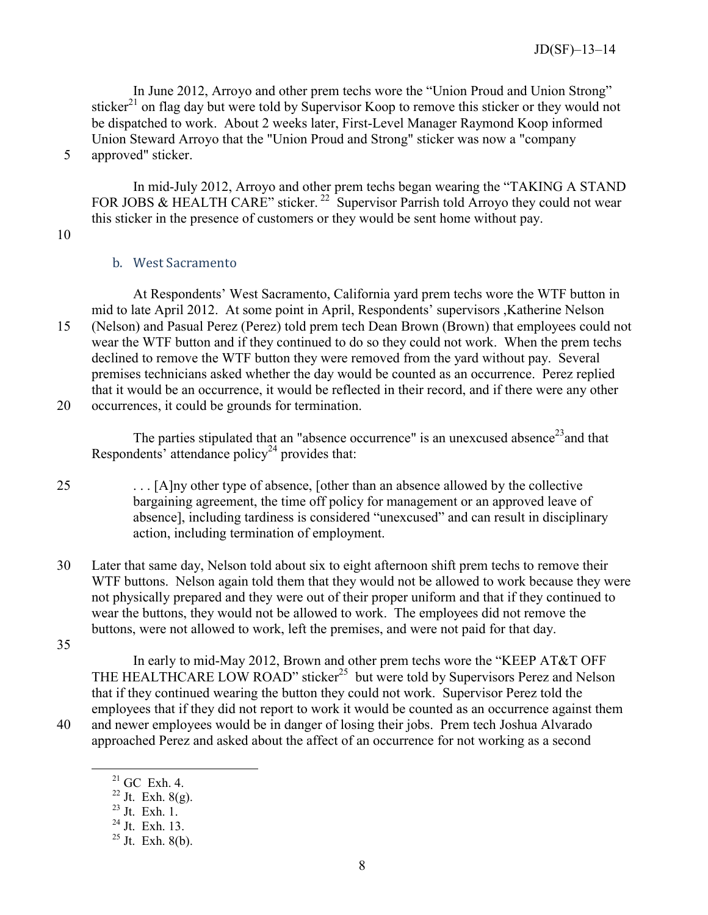In June 2012, Arroyo and other prem techs wore the "Union Proud and Union Strong" sticker[21] on flag day but were told by Supervisor Koop to remove this sticker or they would not be dispatched to work. About 2 weeks later, First-Level Manager Raymond Koop informed Union Steward Arroyo that the "Union Proud and Strong" sticker was now a "company approved" sticker.

In mid-July 2012, Arroyo and other prem techs began wearing the "TAKING A STAND FOR JOBS & HEALTH CARE" sticker.[22] Supervisor Parrish told Arroyo they could not wear this sticker in the presence of customers or they would be sent home without pay.

### b. West Sacramento

At Respondents' West Sacramento, California yard prem techs wore the WTF button in mid to late April 2012. At some point in April, Respondents' supervisors ,Katherine Nelson (Nelson) and Pasual Perez (Perez) told prem tech Dean Brown (Brown) that employees could not wear the WTF button and if they continued to do so they could not work. When the prem techs declined to remove the WTF button they were removed from the yard without pay. Several premises technicians asked whether the day would be counted as an occurrence. Perez replied that it would be an occurrence, it would be reflected in their record, and if there were any other occurrences, it could be grounds for termination.

The parties stipulated that an "absence occurrence" is an unexcused absence[23] and that Respondents' attendance policy[24] provides that:

> . . . [A]ny other type of absence, [other than an absence allowed by the collective bargaining agreement, the time off policy for management or an approved leave of absence], including tardiness is considered "unexcused" and can result in disciplinary action, including termination of employment.

Later that same day, Nelson told about six to eight afternoon shift prem techs to remove their WTF buttons. Nelson again told them that they would not be allowed to work because they were not physically prepared and they were out of their proper uniform and that if they continued to wear the buttons, they would not be allowed to work. The employees did not remove the buttons, were not allowed to work, left the premises, and were not paid for that day.

In early to mid-May 2012, Brown and other prem techs wore the "KEEP AT&T OFF THE HEALTHCARE LOW ROAD" sticker[25] but were told by Supervisors Perez and Nelson that if they continued wearing the button they could not work. Supervisor Perez told the employees that if they did not report to work it would be counted as an occurrence against them and newer employees would be in danger of losing their jobs. Prem tech Joshua Alvarado approached Perez and asked about the affect of an occurrence for not working as a second

---

[21] GC Exh. 4.

[22] Jt. Exh. 8(g).

[23] Jt. Exh. 1.

[24] Jt. Exh. 13.

[25] Jt. Exh. 8(b).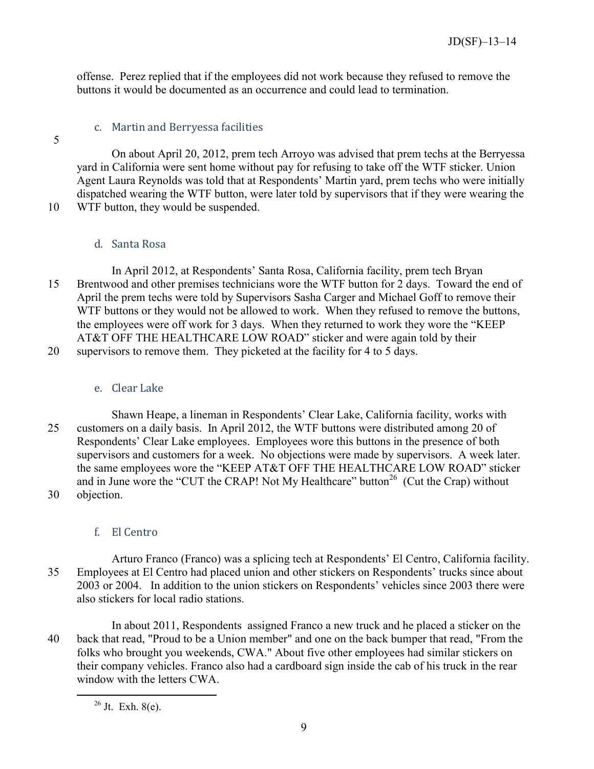offense. Perez replied that if the employees did not work because they refused to remove the buttons it would be documented as an occurrence and could lead to termination.

### c. Martin and Berryessa facilities

On about April 20, 2012, prem tech Arroyo was advised that prem techs at the Berryessa yard in California were sent home without pay for refusing to take off the WTF sticker. Union Agent Laura Reynolds was told that at Respondents' Martin yard, prem techs who were initially dispatched wearing the WTF button, were later told by supervisors that if they were wearing the WTF button, they would be suspended.

### d. Santa Rosa

In April 2012, at Respondents' Santa Rosa, California facility, prem tech Bryan Brentwood and other premises technicians wore the WTF button for 2 days. Toward the end of April the prem techs were told by Supervisors Sasha Carger and Michael Goff to remove their WTF buttons or they would not be allowed to work. When they refused to remove the buttons, the employees were off work for 3 days. When they returned to work they wore the "KEEP AT&T OFF THE HEALTHCARE LOW ROAD" sticker and were again told by their supervisors to remove them. They picketed at the facility for 4 to 5 days.

### e. Clear Lake

Shawn Heape, a lineman in Respondents' Clear Lake, California facility, works with customers on a daily basis. In April 2012, the WTF buttons were distributed among 20 of Respondents' Clear Lake employees. Employees wore this buttons in the presence of both supervisors and customers for a week. No objections were made by supervisors. A week later. the same employees wore the "KEEP AT&T OFF THE HEALTHCARE LOW ROAD" sticker and in June wore the "CUT the CRAP! Not My Healthcare" button[26] (Cut the Crap) without objection.

### f. El Centro

Arturo Franco (Franco) was a splicing tech at Respondents' El Centro, California facility. Employees at El Centro had placed union and other stickers on Respondents' trucks since about 2003 or 2004. In addition to the union stickers on Respondents' vehicles since 2003 there were also stickers for local radio stations.

In about 2011, Respondents assigned Franco a new truck and he placed a sticker on the back that read, "Proud to be a Union member" and one on the back bumper that read, "From the folks who brought you weekends, CWA." About five other employees had similar stickers on their company vehicles. Franco also had a cardboard sign inside the cab of his truck in the rear window with the letters CWA.

---

[26] Jt. Exh. 8(e).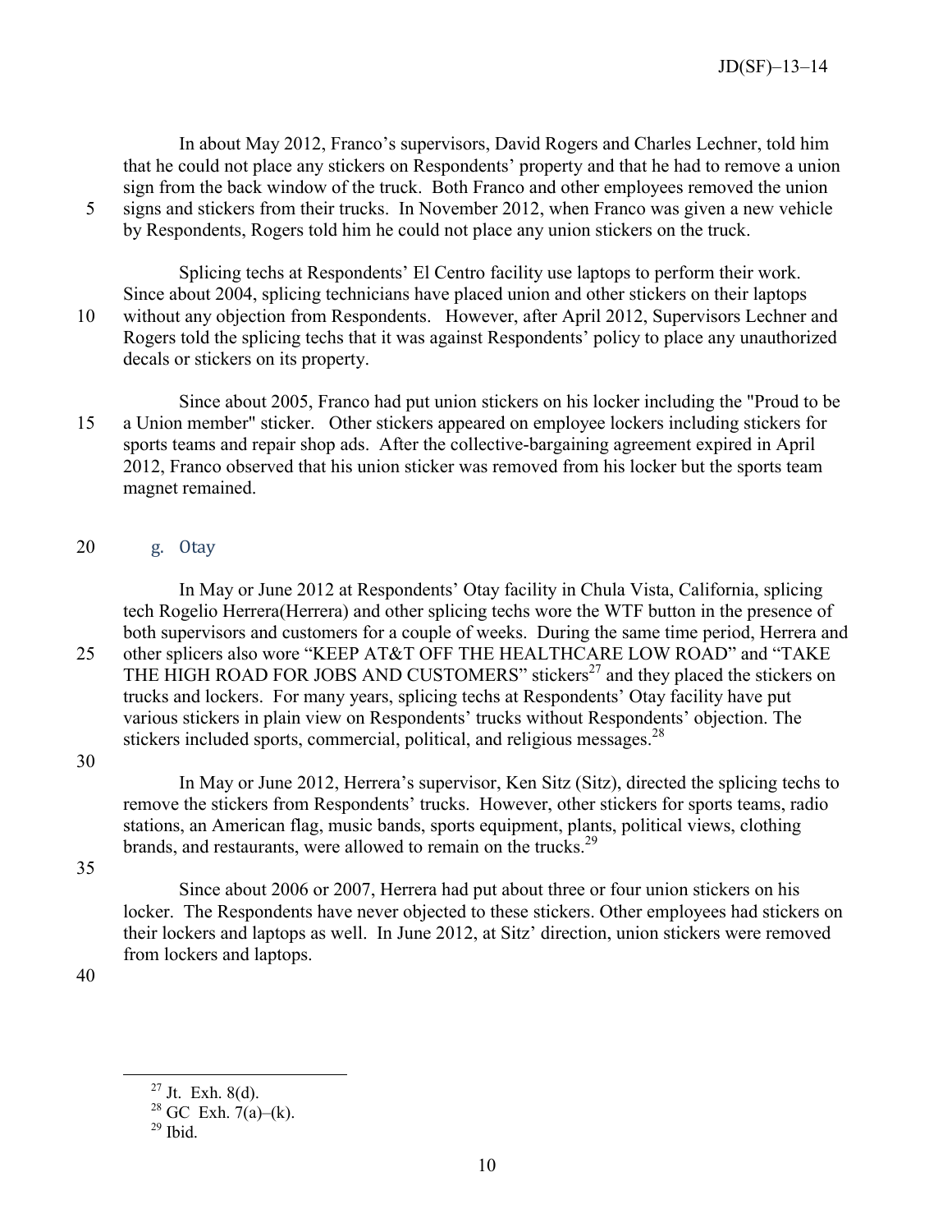In about May 2012, Franco's supervisors, David Rogers and Charles Lechner, told him that he could not place any stickers on Respondents' property and that he had to remove a union sign from the back window of the truck. Both Franco and other employees removed the union signs and stickers from their trucks. In November 2012, when Franco was given a new vehicle by Respondents, Rogers told him he could not place any union stickers on the truck.

Splicing techs at Respondents' El Centro facility use laptops to perform their work. Since about 2004, splicing technicians have placed union and other stickers on their laptops without any objection from Respondents. However, after April 2012, Supervisors Lechner and Rogers told the splicing techs that it was against Respondents' policy to place any unauthorized decals or stickers on its property.

Since about 2005, Franco had put union stickers on his locker including the "Proud to be a Union member" sticker. Other stickers appeared on employee lockers including stickers for sports teams and repair shop ads. After the collective-bargaining agreement expired in April 2012, Franco observed that his union sticker was removed from his locker but the sports team magnet remained.

### g. Otay

In May or June 2012 at Respondents' Otay facility in Chula Vista, California, splicing tech Rogelio Herrera(Herrera) and other splicing techs wore the WTF button in the presence of both supervisors and customers for a couple of weeks. During the same time period, Herrera and other splicers also wore "KEEP AT&T OFF THE HEALTHCARE LOW ROAD" and "TAKE THE HIGH ROAD FOR JOBS AND CUSTOMERS" stickers[27] and they placed the stickers on trucks and lockers. For many years, splicing techs at Respondents' Otay facility have put various stickers in plain view on Respondents' trucks without Respondents' objection. The stickers included sports, commercial, political, and religious messages.[28]

In May or June 2012, Herrera's supervisor, Ken Sitz (Sitz), directed the splicing techs to remove the stickers from Respondents' trucks. However, other stickers for sports teams, radio stations, an American flag, music bands, sports equipment, plants, political views, clothing brands, and restaurants, were allowed to remain on the trucks.[29]

Since about 2006 or 2007, Herrera had put about three or four union stickers on his locker. The Respondents have never objected to these stickers. Other employees had stickers on their lockers and laptops as well. In June 2012, at Sitz' direction, union stickers were removed from lockers and laptops.

---

[27] Jt. Exh. 8(d).

[28] GC Exh. 7(a)–(k).

[29] Ibid.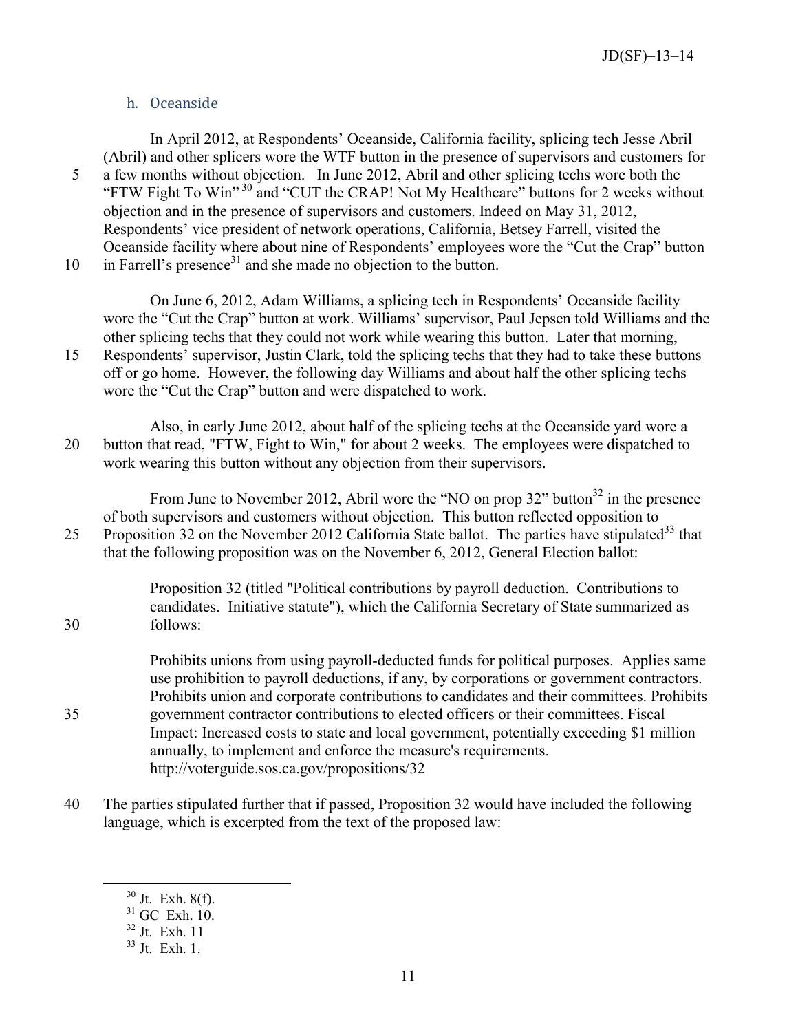### h. Oceanside

In April 2012, at Respondents' Oceanside, California facility, splicing tech Jesse Abril (Abril) and other splicers wore the WTF button in the presence of supervisors and customers for a few months without objection. In June 2012, Abril and other splicing techs wore both the "FTW Fight To Win"[30] and "CUT the CRAP! Not My Healthcare" buttons for 2 weeks without objection and in the presence of supervisors and customers. Indeed on May 31, 2012, Respondents' vice president of network operations, California, Betsey Farrell, visited the Oceanside facility where about nine of Respondents' employees wore the "Cut the Crap" button in Farrell's presence[31] and she made no objection to the button.

On June 6, 2012, Adam Williams, a splicing tech in Respondents' Oceanside facility wore the "Cut the Crap" button at work. Williams' supervisor, Paul Jepsen told Williams and the other splicing techs that they could not work while wearing this button. Later that morning, Respondents' supervisor, Justin Clark, told the splicing techs that they had to take these buttons off or go home. However, the following day Williams and about half the other splicing techs wore the "Cut the Crap" button and were dispatched to work.

Also, in early June 2012, about half of the splicing techs at the Oceanside yard wore a button that read, "FTW, Fight to Win," for about 2 weeks. The employees were dispatched to work wearing this button without any objection from their supervisors.

From June to November 2012, Abril wore the "NO on prop 32" button[32] in the presence of both supervisors and customers without objection. This button reflected opposition to Proposition 32 on the November 2012 California State ballot. The parties have stipulated[33] that that the following proposition was on the November 6, 2012, General Election ballot:

> Proposition 32 (titled "Political contributions by payroll deduction. Contributions to candidates. Initiative statute"), which the California Secretary of State summarized as follows:
>
> Prohibits unions from using payroll-deducted funds for political purposes. Applies same use prohibition to payroll deductions, if any, by corporations or government contractors. Prohibits union and corporate contributions to candidates and their committees. Prohibits government contractor contributions to elected officers or their committees. Fiscal Impact: Increased costs to state and local government, potentially exceeding $1 million annually, to implement and enforce the measure's requirements. http://voterguide.sos.ca.gov/propositions/32

The parties stipulated further that if passed, Proposition 32 would have included the following language, which is excerpted from the text of the proposed law:

---

[30] Jt. Exh. 8(f).

[31] GC Exh. 10.

[32] Jt. Exh. 11

[33] Jt. Exh. 1.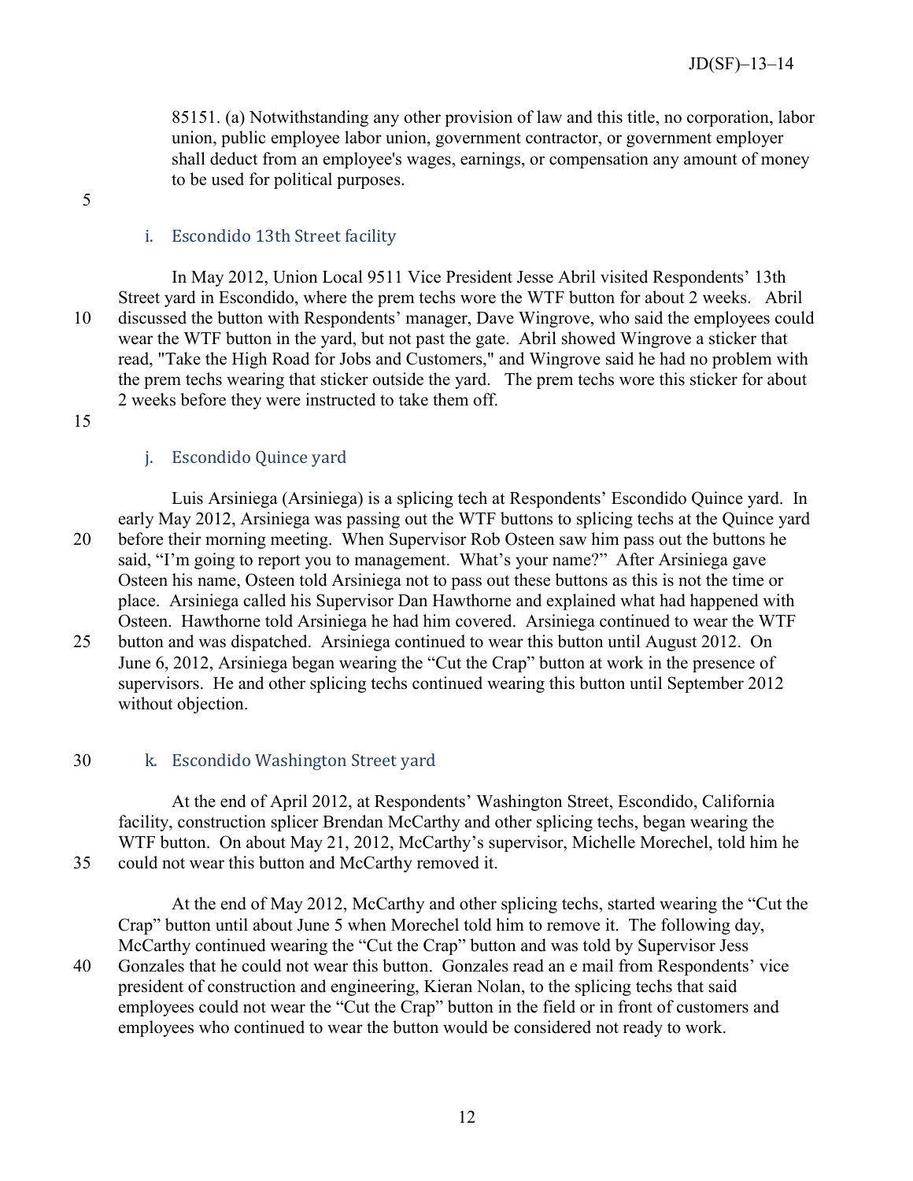85151. (a) Notwithstanding any other provision of law and this title, no corporation, labor union, public employee labor union, government contractor, or government employer shall deduct from an employee's wages, earnings, or compensation any amount of money to be used for political purposes.

### i. Escondido 13th Street facility

In May 2012, Union Local 9511 Vice President Jesse Abril visited Respondents' 13th Street yard in Escondido, where the prem techs wore the WTF button for about 2 weeks. Abril discussed the button with Respondents' manager, Dave Wingrove, who said the employees could wear the WTF button in the yard, but not past the gate. Abril showed Wingrove a sticker that read, "Take the High Road for Jobs and Customers," and Wingrove said he had no problem with the prem techs wearing that sticker outside the yard. The prem techs wore this sticker for about 2 weeks before they were instructed to take them off.

### j. Escondido Quince yard

Luis Arsiniega (Arsiniega) is a splicing tech at Respondents' Escondido Quince yard. In early May 2012, Arsiniega was passing out the WTF buttons to splicing techs at the Quince yard before their morning meeting. When Supervisor Rob Osteen saw him pass out the buttons he said, "I'm going to report you to management. What's your name?" After Arsiniega gave Osteen his name, Osteen told Arsiniega not to pass out these buttons as this is not the time or place. Arsiniega called his Supervisor Dan Hawthorne and explained what had happened with Osteen. Hawthorne told Arsiniega he had him covered. Arsiniega continued to wear the WTF button and was dispatched. Arsiniega continued to wear this button until August 2012. On June 6, 2012, Arsiniega began wearing the "Cut the Crap" button at work in the presence of supervisors. He and other splicing techs continued wearing this button until September 2012 without objection.

### k. Escondido Washington Street yard

At the end of April 2012, at Respondents' Washington Street, Escondido, California facility, construction splicer Brendan McCarthy and other splicing techs, began wearing the WTF button. On about May 21, 2012, McCarthy's supervisor, Michelle Morechel, told him he could not wear this button and McCarthy removed it.

At the end of May 2012, McCarthy and other splicing techs, started wearing the "Cut the Crap" button until about June 5 when Morechel told him to remove it. The following day, McCarthy continued wearing the "Cut the Crap" button and was told by Supervisor Jess Gonzales that he could not wear this button. Gonzales read an e mail from Respondents' vice president of construction and engineering, Kieran Nolan, to the splicing techs that said employees could not wear the "Cut the Crap" button in the field or in front of customers and employees who continued to wear the button would be considered not ready to work.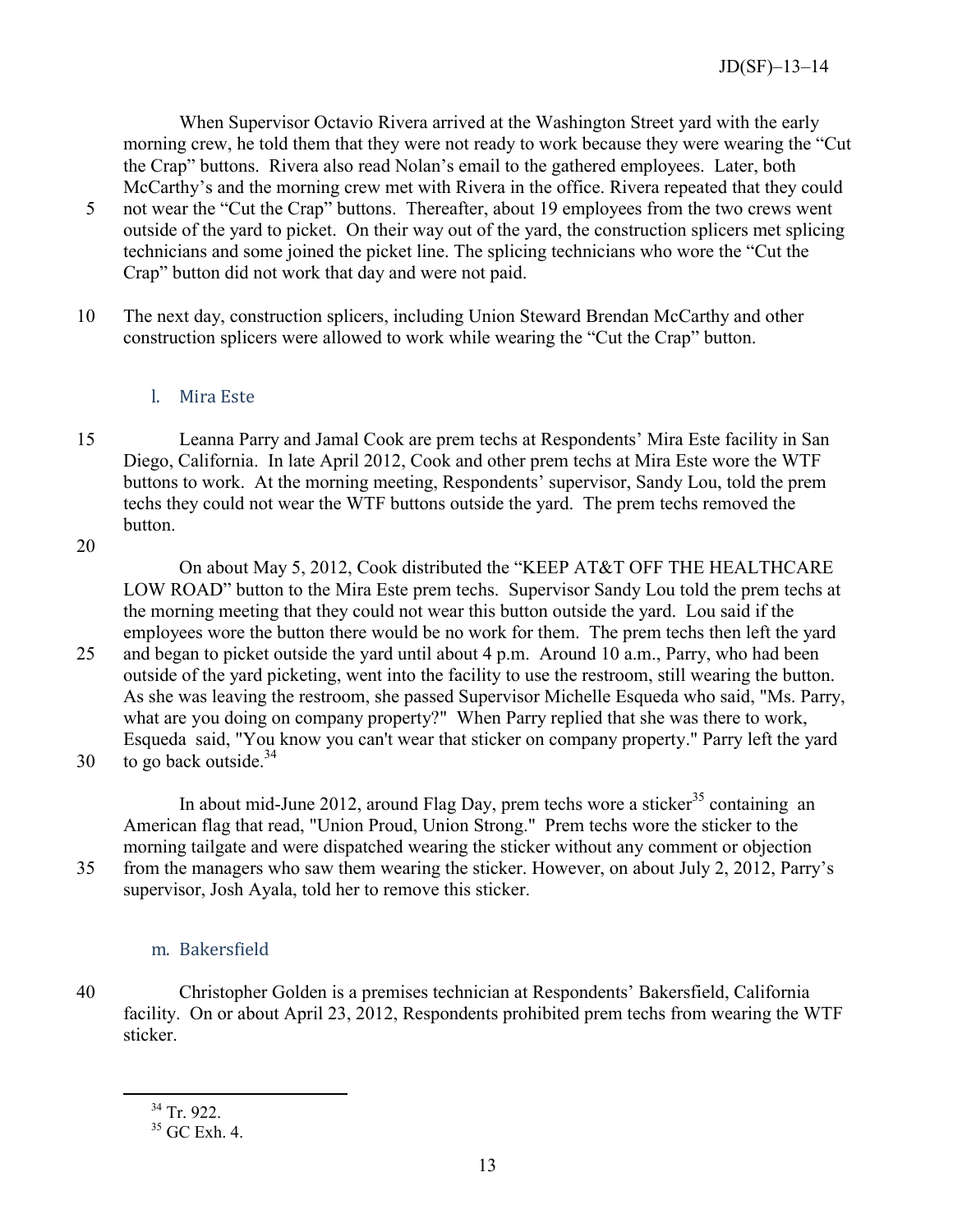When Supervisor Octavio Rivera arrived at the Washington Street yard with the early morning crew, he told them that they were not ready to work because they were wearing the "Cut the Crap" buttons. Rivera also read Nolan's email to the gathered employees. Later, both McCarthy's and the morning crew met with Rivera in the office. Rivera repeated that they could not wear the "Cut the Crap" buttons. Thereafter, about 19 employees from the two crews went outside of the yard to picket. On their way out of the yard, the construction splicers met splicing technicians and some joined the picket line. The splicing technicians who wore the "Cut the Crap" button did not work that day and were not paid.

The next day, construction splicers, including Union Steward Brendan McCarthy and other construction splicers were allowed to work while wearing the "Cut the Crap" button.

### l. Mira Este

Leanna Parry and Jamal Cook are prem techs at Respondents' Mira Este facility in San Diego, California. In late April 2012, Cook and other prem techs at Mira Este wore the WTF buttons to work. At the morning meeting, Respondents' supervisor, Sandy Lou, told the prem techs they could not wear the WTF buttons outside the yard. The prem techs removed the button.

On about May 5, 2012, Cook distributed the "KEEP AT&T OFF THE HEALTHCARE LOW ROAD" button to the Mira Este prem techs. Supervisor Sandy Lou told the prem techs at the morning meeting that they could not wear this button outside the yard. Lou said if the employees wore the button there would be no work for them. The prem techs then left the yard and began to picket outside the yard until about 4 p.m. Around 10 a.m., Parry, who had been outside of the yard picketing, went into the facility to use the restroom, still wearing the button. As she was leaving the restroom, she passed Supervisor Michelle Esqueda who said, "Ms. Parry, what are you doing on company property?" When Parry replied that she was there to work, Esqueda said, "You know you can't wear that sticker on company property." Parry left the yard to go back outside.[34]

In about mid-June 2012, around Flag Day, prem techs wore a sticker[35] containing an American flag that read, "Union Proud, Union Strong." Prem techs wore the sticker to the morning tailgate and were dispatched wearing the sticker without any comment or objection from the managers who saw them wearing the sticker. However, on about July 2, 2012, Parry's supervisor, Josh Ayala, told her to remove this sticker.

### m. Bakersfield

Christopher Golden is a premises technician at Respondents' Bakersfield, California facility. On or about April 23, 2012, Respondents prohibited prem techs from wearing the WTF sticker.

[34] Tr. 922.

[35] GC Exh. 4.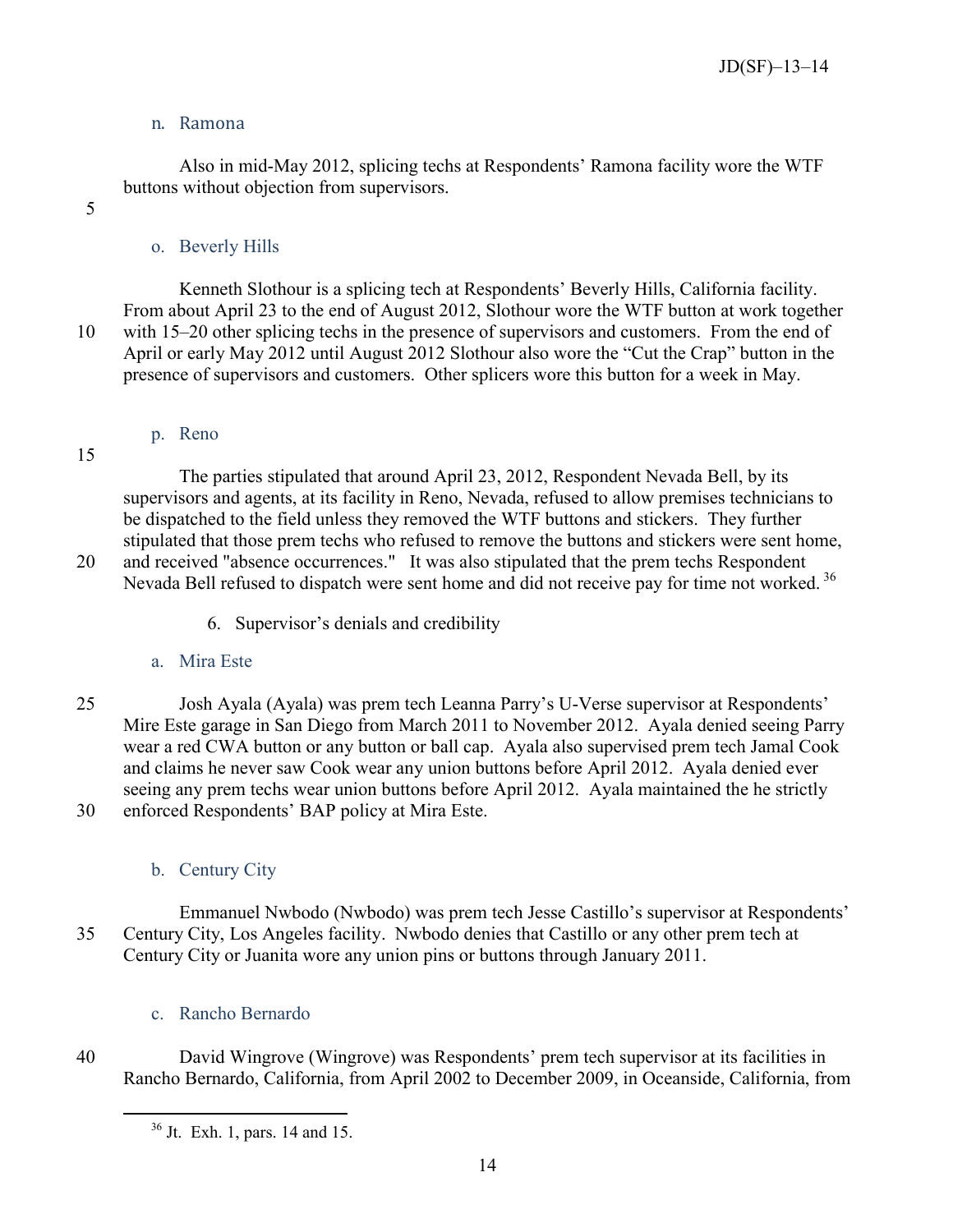n. Ramona

Also in mid-May 2012, splicing techs at Respondents' Ramona facility wore the WTF buttons without objection from supervisors.

o. Beverly Hills

Kenneth Slothour is a splicing tech at Respondents' Beverly Hills, California facility. From about April 23 to the end of August 2012, Slothour wore the WTF button at work together with 15–20 other splicing techs in the presence of supervisors and customers. From the end of April or early May 2012 until August 2012 Slothour also wore the "Cut the Crap" button in the presence of supervisors and customers. Other splicers wore this button for a week in May.

p. Reno

The parties stipulated that around April 23, 2012, Respondent Nevada Bell, by its supervisors and agents, at its facility in Reno, Nevada, refused to allow premises technicians to be dispatched to the field unless they removed the WTF buttons and stickers. They further stipulated that those prem techs who refused to remove the buttons and stickers were sent home, and received "absence occurrences." It was also stipulated that the prem techs Respondent Nevada Bell refused to dispatch were sent home and did not receive pay for time not worked. [36]

6. Supervisor's denials and credibility

a. Mira Este

Josh Ayala (Ayala) was prem tech Leanna Parry's U-Verse supervisor at Respondents' Mire Este garage in San Diego from March 2011 to November 2012. Ayala denied seeing Parry wear a red CWA button or any button or ball cap. Ayala also supervised prem tech Jamal Cook and claims he never saw Cook wear any union buttons before April 2012. Ayala denied ever seeing any prem techs wear union buttons before April 2012. Ayala maintained the he strictly enforced Respondents' BAP policy at Mira Este.

b. Century City

Emmanuel Nwbodo (Nwbodo) was prem tech Jesse Castillo's supervisor at Respondents' Century City, Los Angeles facility. Nwbodo denies that Castillo or any other prem tech at Century City or Juanita wore any union pins or buttons through January 2011.

c. Rancho Bernardo

David Wingrove (Wingrove) was Respondents' prem tech supervisor at its facilities in Rancho Bernardo, California, from April 2002 to December 2009, in Oceanside, California, from

[36] Jt. Exh. 1, pars. 14 and 15.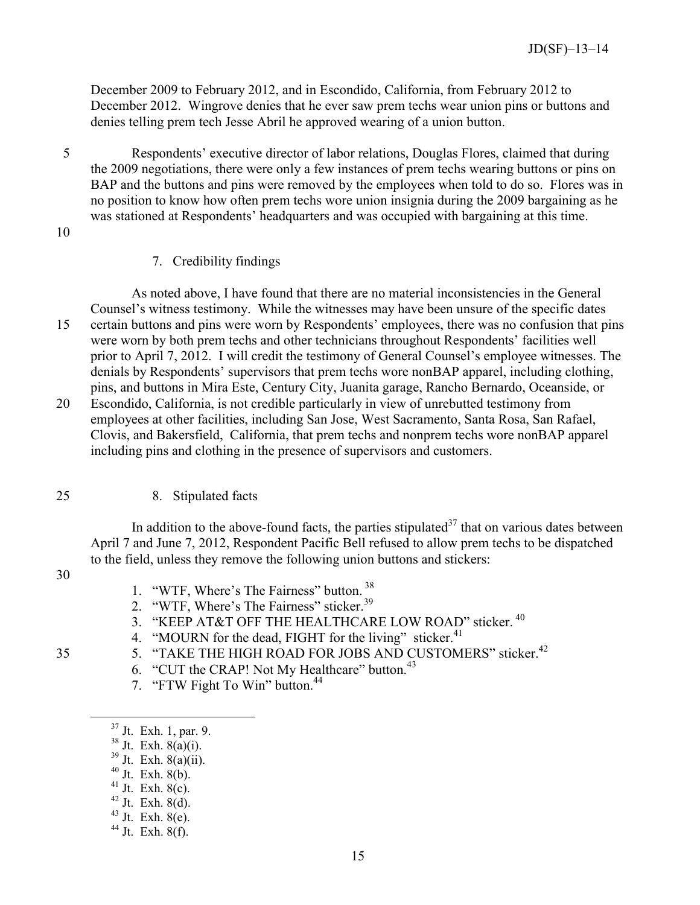December 2009 to February 2012, and in Escondido, California, from February 2012 to December 2012. Wingrove denies that he ever saw prem techs wear union pins or buttons and denies telling prem tech Jesse Abril he approved wearing of a union button.

Respondents' executive director of labor relations, Douglas Flores, claimed that during the 2009 negotiations, there were only a few instances of prem techs wearing buttons or pins on BAP and the buttons and pins were removed by the employees when told to do so. Flores was in no position to know how often prem techs wore union insignia during the 2009 bargaining as he was stationed at Respondents' headquarters and was occupied with bargaining at this time.

### 7. Credibility findings

As noted above, I have found that there are no material inconsistencies in the General Counsel's witness testimony. While the witnesses may have been unsure of the specific dates certain buttons and pins were worn by Respondents' employees, there was no confusion that pins were worn by both prem techs and other technicians throughout Respondents' facilities well prior to April 7, 2012. I will credit the testimony of General Counsel's employee witnesses. The denials by Respondents' supervisors that prem techs wore nonBAP apparel, including clothing, pins, and buttons in Mira Este, Century City, Juanita garage, Rancho Bernardo, Oceanside, or Escondido, California, is not credible particularly in view of unrebutted testimony from employees at other facilities, including San Jose, West Sacramento, Santa Rosa, San Rafael, Clovis, and Bakersfield, California, that prem techs and nonprem techs wore nonBAP apparel including pins and clothing in the presence of supervisors and customers.

### 8. Stipulated facts

In addition to the above-found facts, the parties stipulated[37] that on various dates between April 7 and June 7, 2012, Respondent Pacific Bell refused to allow prem techs to be dispatched to the field, unless they remove the following union buttons and stickers:

1. "WTF, Where's The Fairness" button.[38]
2. "WTF, Where's The Fairness" sticker.[39]
3. "KEEP AT&T OFF THE HEALTHCARE LOW ROAD" sticker.[40]
4. "MOURN for the dead, FIGHT for the living" sticker.[41]
5. "TAKE THE HIGH ROAD FOR JOBS AND CUSTOMERS" sticker.[42]
6. "CUT the CRAP! Not My Healthcare" button.[43]
7. "FTW Fight To Win" button.[44]

---

[37] Jt. Exh. 1, par. 9.
[38] Jt. Exh. 8(a)(i).
[39] Jt. Exh. 8(a)(ii).
[40] Jt. Exh. 8(b).
[41] Jt. Exh. 8(c).
[42] Jt. Exh. 8(d).
[43] Jt. Exh. 8(e).
[44] Jt. Exh. 8(f).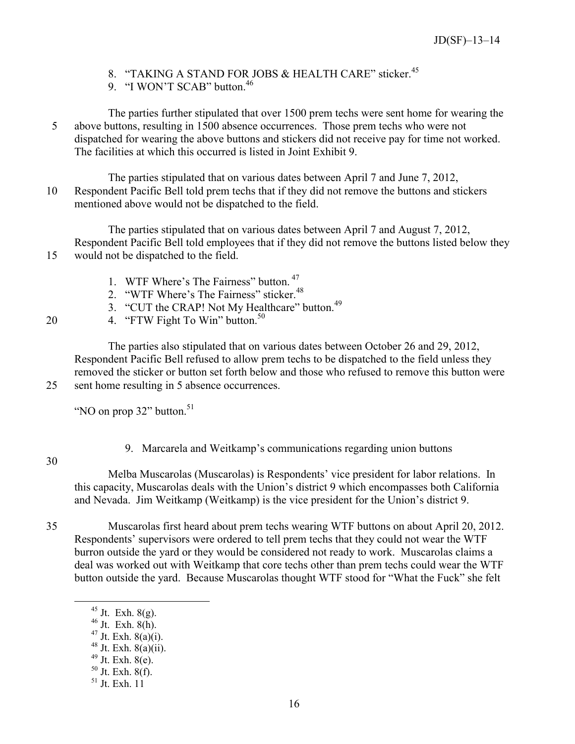8. "TAKING A STAND FOR JOBS & HEALTH CARE" sticker.[45]
9. "I WON'T SCAB" button.[46]

The parties further stipulated that over 1500 prem techs were sent home for wearing the above buttons, resulting in 1500 absence occurrences. Those prem techs who were not dispatched for wearing the above buttons and stickers did not receive pay for time not worked. The facilities at which this occurred is listed in Joint Exhibit 9.

The parties stipulated that on various dates between April 7 and June 7, 2012, Respondent Pacific Bell told prem techs that if they did not remove the buttons and stickers mentioned above would not be dispatched to the field.

The parties stipulated that on various dates between April 7 and August 7, 2012, Respondent Pacific Bell told employees that if they did not remove the buttons listed below they would not be dispatched to the field.

1. WTF Where's The Fairness" button.[47]
2. "WTF Where's The Fairness" sticker.[48]
3. "CUT the CRAP! Not My Healthcare" button.[49]
4. "FTW Fight To Win" button.[50]

The parties also stipulated that on various dates between October 26 and 29, 2012, Respondent Pacific Bell refused to allow prem techs to be dispatched to the field unless they removed the sticker or button set forth below and those who refused to remove this button were sent home resulting in 5 absence occurrences.

"NO on prop 32" button.[51]

### 9. Marcarela and Weitkamp's communications regarding union buttons

Melba Muscarolas (Muscarolas) is Respondents' vice president for labor relations. In this capacity, Muscarolas deals with the Union's district 9 which encompasses both California and Nevada. Jim Weitkamp (Weitkamp) is the vice president for the Union's district 9.

Muscarolas first heard about prem techs wearing WTF buttons on about April 20, 2012. Respondents' supervisors were ordered to tell prem techs that they could not wear the WTF burron outside the yard or they would be considered not ready to work. Muscarolas claims a deal was worked out with Weitkamp that core techs other than prem techs could wear the WTF button outside the yard. Because Muscarolas thought WTF stood for "What the Fuck" she felt

---

[45] Jt. Exh. 8(g).
[46] Jt. Exh. 8(h).
[47] Jt. Exh. 8(a)(i).
[48] Jt. Exh. 8(a)(ii).
[49] Jt. Exh. 8(e).
[50] Jt. Exh. 8(f).
[51] Jt. Exh. 11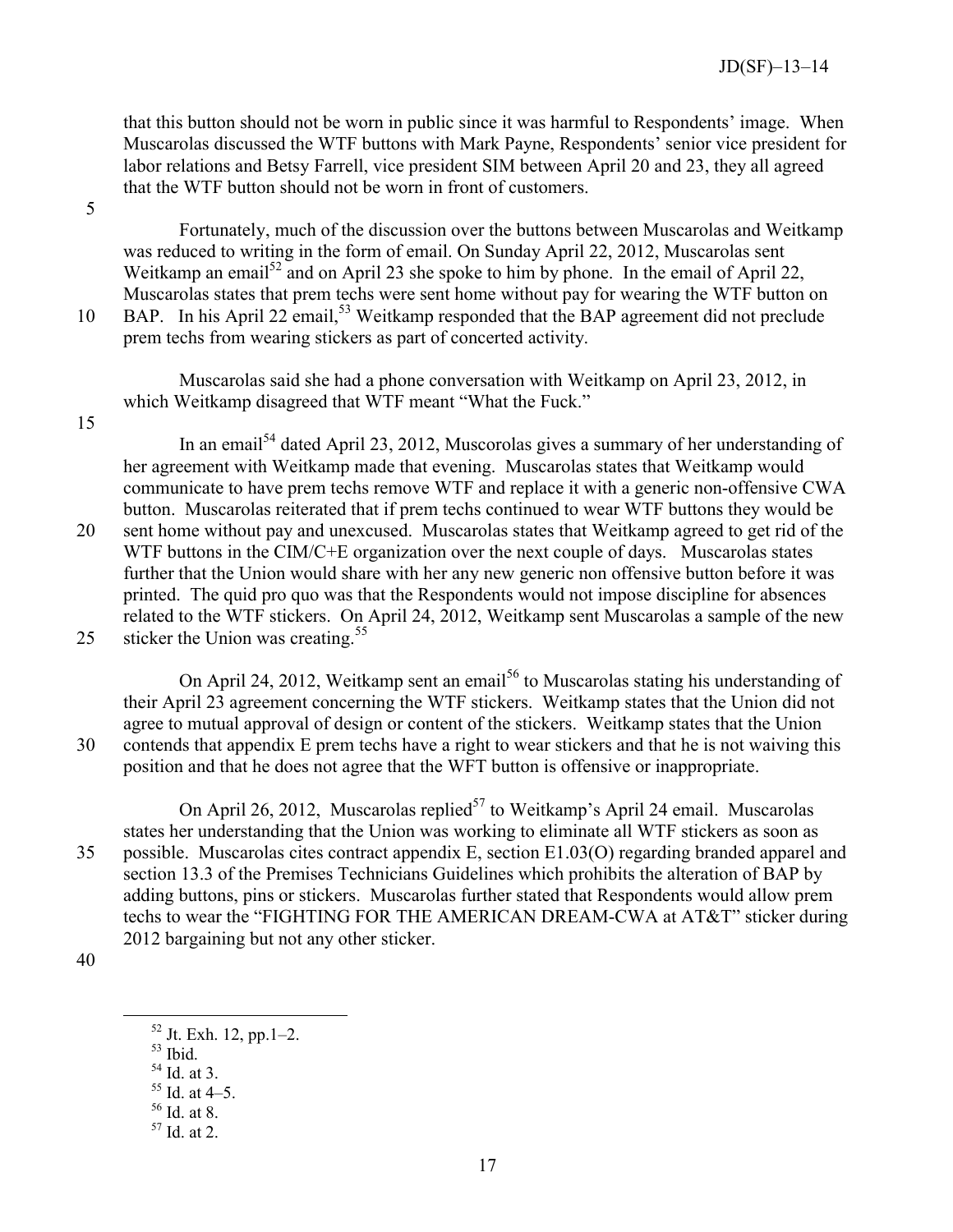that this button should not be worn in public since it was harmful to Respondents' image. When Muscarolas discussed the WTF buttons with Mark Payne, Respondents' senior vice president for labor relations and Betsy Farrell, vice president SIM between April 20 and 23, they all agreed that the WTF button should not be worn in front of customers.

Fortunately, much of the discussion over the buttons between Muscarolas and Weitkamp was reduced to writing in the form of email. On Sunday April 22, 2012, Muscarolas sent Weitkamp an email[52] and on April 23 she spoke to him by phone. In the email of April 22, Muscarolas states that prem techs were sent home without pay for wearing the WTF button on BAP. In his April 22 email,[53] Weitkamp responded that the BAP agreement did not preclude prem techs from wearing stickers as part of concerted activity.

Muscarolas said she had a phone conversation with Weitkamp on April 23, 2012, in which Weitkamp disagreed that WTF meant "What the Fuck."

In an email[54] dated April 23, 2012, Muscorolas gives a summary of her understanding of her agreement with Weitkamp made that evening. Muscarolas states that Weitkamp would communicate to have prem techs remove WTF and replace it with a generic non-offensive CWA button. Muscarolas reiterated that if prem techs continued to wear WTF buttons they would be sent home without pay and unexcused. Muscarolas states that Weitkamp agreed to get rid of the WTF buttons in the CIM/C+E organization over the next couple of days. Muscarolas states further that the Union would share with her any new generic non offensive button before it was printed. The quid pro quo was that the Respondents would not impose discipline for absences related to the WTF stickers. On April 24, 2012, Weitkamp sent Muscarolas a sample of the new sticker the Union was creating.[55]

On April 24, 2012, Weitkamp sent an email[56] to Muscarolas stating his understanding of their April 23 agreement concerning the WTF stickers. Weitkamp states that the Union did not agree to mutual approval of design or content of the stickers. Weitkamp states that the Union contends that appendix E prem techs have a right to wear stickers and that he is not waiving this position and that he does not agree that the WFT button is offensive or inappropriate.

On April 26, 2012, Muscarolas replied[57] to Weitkamp's April 24 email. Muscarolas states her understanding that the Union was working to eliminate all WTF stickers as soon as possible. Muscarolas cites contract appendix E, section E1.03(O) regarding branded apparel and section 13.3 of the Premises Technicians Guidelines which prohibits the alteration of BAP by adding buttons, pins or stickers. Muscarolas further stated that Respondents would allow prem techs to wear the "FIGHTING FOR THE AMERICAN DREAM-CWA at AT&T" sticker during 2012 bargaining but not any other sticker.

---

[52] Jt. Exh. 12, pp.1–2.

[53] Ibid.

[54] Id. at 3.

[55] Id. at 4–5.

[56] Id. at 8.

[57] Id. at 2.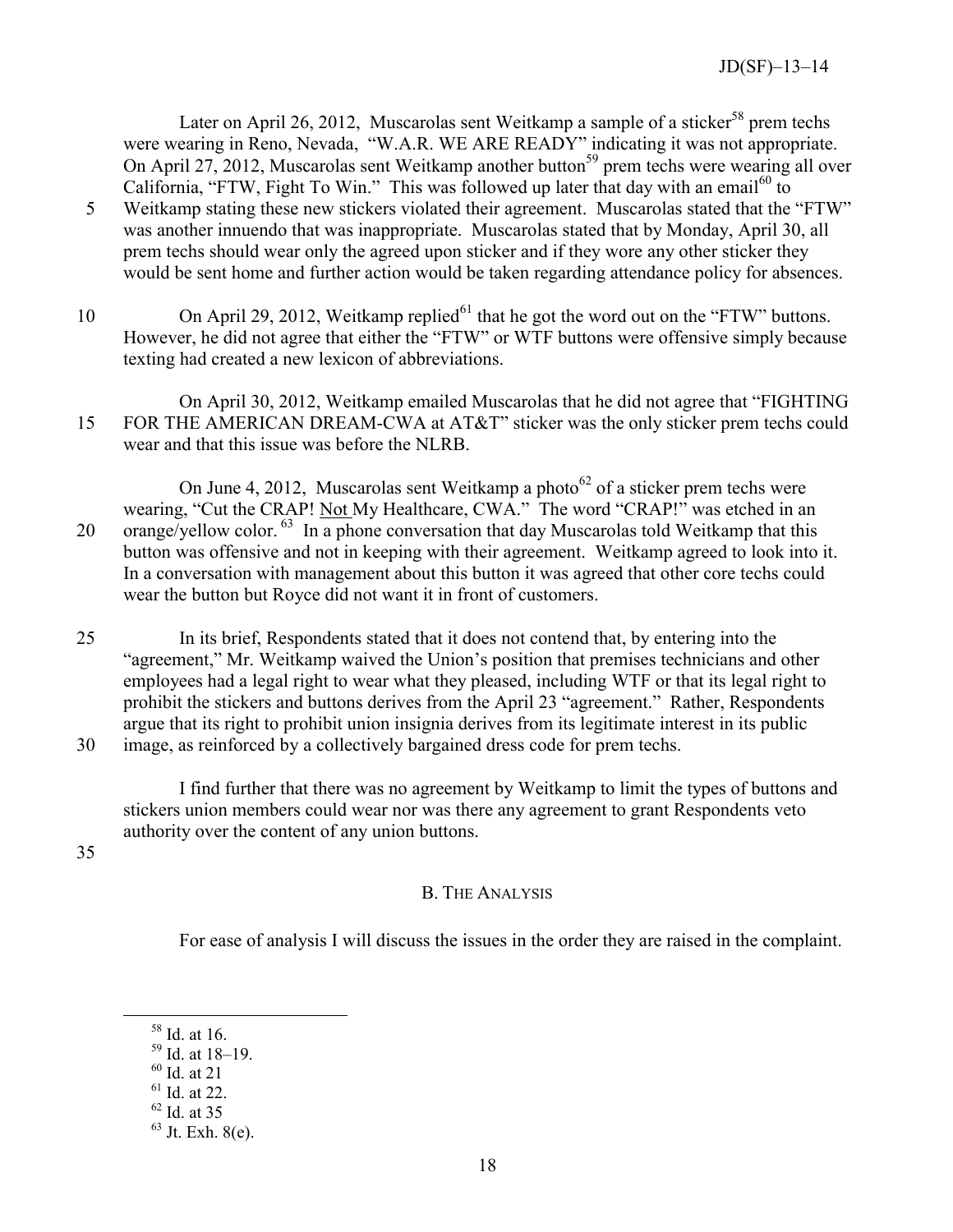Later on April 26, 2012, Muscarolas sent Weitkamp a sample of a sticker[58] prem techs were wearing in Reno, Nevada, "W.A.R. WE ARE READY" indicating it was not appropriate. On April 27, 2012, Muscarolas sent Weitkamp another button[59] prem techs were wearing all over California, "FTW, Fight To Win." This was followed up later that day with an email[60] to Weitkamp stating these new stickers violated their agreement. Muscarolas stated that the "FTW" was another innuendo that was inappropriate. Muscarolas stated that by Monday, April 30, all prem techs should wear only the agreed upon sticker and if they wore any other sticker they would be sent home and further action would be taken regarding attendance policy for absences.

On April 29, 2012, Weitkamp replied[61] that he got the word out on the "FTW" buttons. However, he did not agree that either the "FTW" or WTF buttons were offensive simply because texting had created a new lexicon of abbreviations.

On April 30, 2012, Weitkamp emailed Muscarolas that he did not agree that "FIGHTING FOR THE AMERICAN DREAM-CWA at AT&T" sticker was the only sticker prem techs could wear and that this issue was before the NLRB.

On June 4, 2012, Muscarolas sent Weitkamp a photo[62] of a sticker prem techs were wearing, "Cut the CRAP! Not My Healthcare, CWA." The word "CRAP!" was etched in an orange/yellow color.[63] In a phone conversation that day Muscarolas told Weitkamp that this button was offensive and not in keeping with their agreement. Weitkamp agreed to look into it. In a conversation with management about this button it was agreed that other core techs could wear the button but Royce did not want it in front of customers.

In its brief, Respondents stated that it does not contend that, by entering into the "agreement," Mr. Weitkamp waived the Union's position that premises technicians and other employees had a legal right to wear what they pleased, including WTF or that its legal right to prohibit the stickers and buttons derives from the April 23 "agreement." Rather, Respondents argue that its right to prohibit union insignia derives from its legitimate interest in its public image, as reinforced by a collectively bargained dress code for prem techs.

I find further that there was no agreement by Weitkamp to limit the types of buttons and stickers union members could wear nor was there any agreement to grant Respondents veto authority over the content of any union buttons.

## B. The Analysis

For ease of analysis I will discuss the issues in the order they are raised in the complaint.

---

[58] Id. at 16.
[59] Id. at 18–19.
[60] Id. at 21
[61] Id. at 22.
[62] Id. at 35
[63] Jt. Exh. 8(e).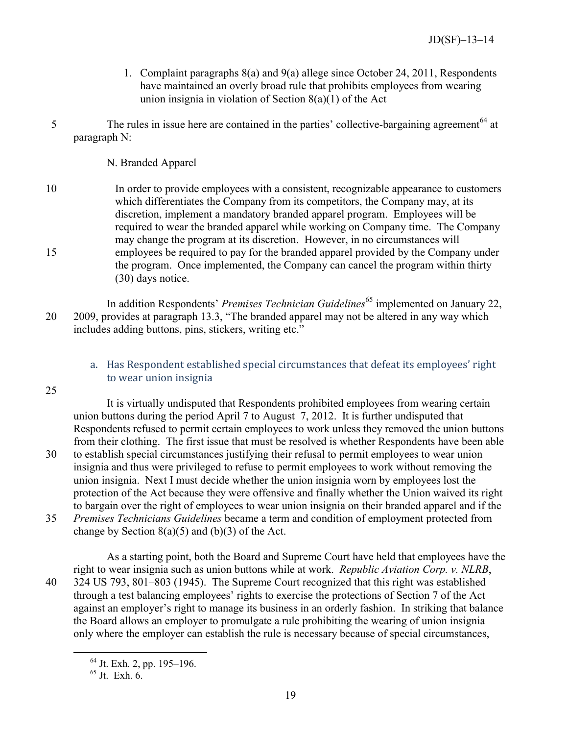1. Complaint paragraphs 8(a) and 9(a) allege since October 24, 2011, Respondents have maintained an overly broad rule that prohibits employees from wearing union insignia in violation of Section 8(a)(1) of the Act

The rules in issue here are contained in the parties' collective-bargaining agreement[64] at paragraph N:

N. Branded Apparel

> In order to provide employees with a consistent, recognizable appearance to customers which differentiates the Company from its competitors, the Company may, at its discretion, implement a mandatory branded apparel program. Employees will be required to wear the branded apparel while working on Company time. The Company may change the program at its discretion. However, in no circumstances will employees be required to pay for the branded apparel provided by the Company under the program. Once implemented, the Company can cancel the program within thirty (30) days notice.

In addition Respondents' *Premises Technician Guidelines*[65] implemented on January 22, 2009, provides at paragraph 13.3, "The branded apparel may not be altered in any way which includes adding buttons, pins, stickers, writing etc."

### a. Has Respondent established special circumstances that defeat its employees' right to wear union insignia

It is virtually undisputed that Respondents prohibited employees from wearing certain union buttons during the period April 7 to August 7, 2012. It is further undisputed that Respondents refused to permit certain employees to work unless they removed the union buttons from their clothing. The first issue that must be resolved is whether Respondents have been able to establish special circumstances justifying their refusal to permit employees to wear union insignia and thus were privileged to refuse to permit employees to work without removing the union insignia. Next I must decide whether the union insignia worn by employees lost the protection of the Act because they were offensive and finally whether the Union waived its right to bargain over the right of employees to wear union insignia on their branded apparel and if the *Premises Technicians Guidelines* became a term and condition of employment protected from change by Section 8(a)(5) and (b)(3) of the Act.

As a starting point, both the Board and Supreme Court have held that employees have the right to wear insignia such as union buttons while at work. *Republic Aviation Corp. v. NLRB*, 324 US 793, 801–803 (1945). The Supreme Court recognized that this right was established through a test balancing employees' rights to exercise the protections of Section 7 of the Act against an employer's right to manage its business in an orderly fashion. In striking that balance the Board allows an employer to promulgate a rule prohibiting the wearing of union insignia only where the employer can establish the rule is necessary because of special circumstances,

[64] Jt. Exh. 2, pp. 195–196.

[65] Jt. Exh. 6.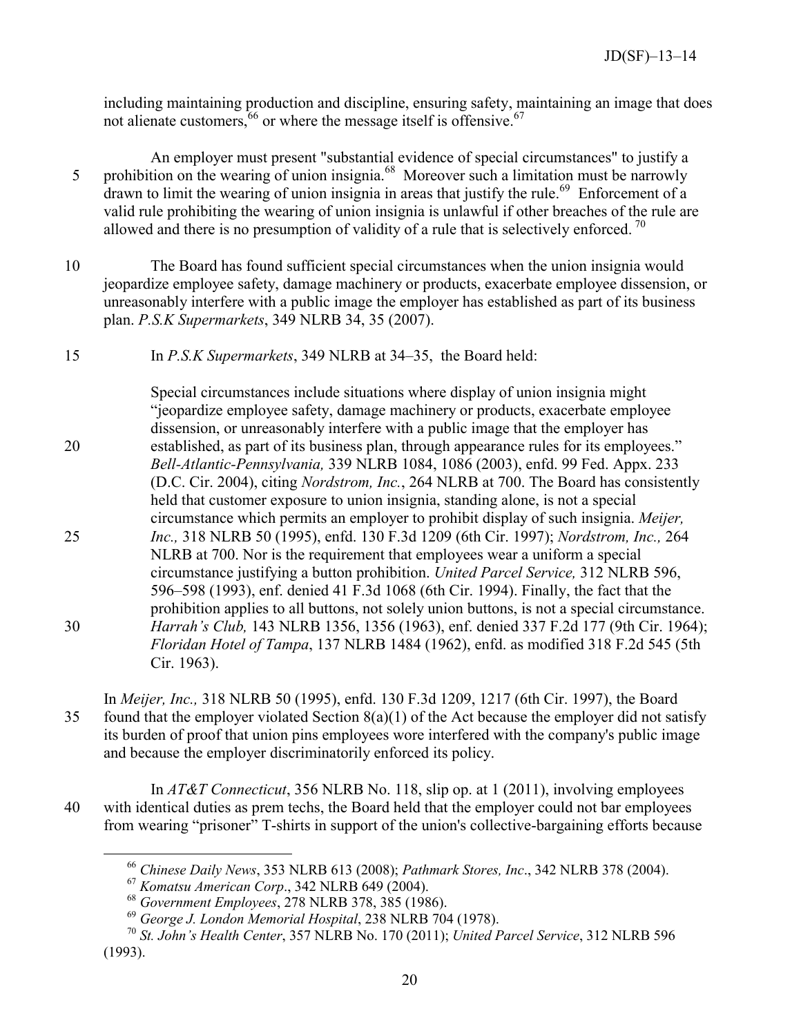including maintaining production and discipline, ensuring safety, maintaining an image that does not alienate customers,[66] or where the message itself is offensive.[67]

An employer must present "substantial evidence of special circumstances" to justify a prohibition on the wearing of union insignia.[68] Moreover such a limitation must be narrowly drawn to limit the wearing of union insignia in areas that justify the rule.[69] Enforcement of a valid rule prohibiting the wearing of union insignia is unlawful if other breaches of the rule are allowed and there is no presumption of validity of a rule that is selectively enforced.[70]

The Board has found sufficient special circumstances when the union insignia would jeopardize employee safety, damage machinery or products, exacerbate employee dissension, or unreasonably interfere with a public image the employer has established as part of its business plan. *P.S.K Supermarkets*, 349 NLRB 34, 35 (2007).

In *P.S.K Supermarkets*, 349 NLRB at 34–35, the Board held:

> Special circumstances include situations where display of union insignia might "jeopardize employee safety, damage machinery or products, exacerbate employee dissension, or unreasonably interfere with a public image that the employer has established, as part of its business plan, through appearance rules for its employees." *Bell-Atlantic-Pennsylvania,* 339 NLRB 1084, 1086 (2003), enfd. 99 Fed. Appx. 233 (D.C. Cir. 2004), citing *Nordstrom, Inc.*, 264 NLRB at 700. The Board has consistently held that customer exposure to union insignia, standing alone, is not a special circumstance which permits an employer to prohibit display of such insignia. *Meijer, Inc.,* 318 NLRB 50 (1995), enfd. 130 F.3d 1209 (6th Cir. 1997); *Nordstrom, Inc.,* 264 NLRB at 700. Nor is the requirement that employees wear a uniform a special circumstance justifying a button prohibition. *United Parcel Service,* 312 NLRB 596, 596–598 (1993), enf. denied 41 F.3d 1068 (6th Cir. 1994). Finally, the fact that the prohibition applies to all buttons, not solely union buttons, is not a special circumstance. *Harrah's Club,* 143 NLRB 1356, 1356 (1963), enf. denied 337 F.2d 177 (9th Cir. 1964); *Floridan Hotel of Tampa*, 137 NLRB 1484 (1962), enfd. as modified 318 F.2d 545 (5th Cir. 1963).

In *Meijer, Inc.,* 318 NLRB 50 (1995), enfd. 130 F.3d 1209, 1217 (6th Cir. 1997), the Board found that the employer violated Section 8(a)(1) of the Act because the employer did not satisfy its burden of proof that union pins employees wore interfered with the company's public image and because the employer discriminatorily enforced its policy.

In *AT&T Connecticut*, 356 NLRB No. 118, slip op. at 1 (2011), involving employees with identical duties as prem techs, the Board held that the employer could not bar employees from wearing "prisoner" T-shirts in support of the union's collective-bargaining efforts because

---

[66] *Chinese Daily News*, 353 NLRB 613 (2008); *Pathmark Stores, Inc*., 342 NLRB 378 (2004).

[67] *Komatsu American Corp*., 342 NLRB 649 (2004).

[68] *Government Employees*, 278 NLRB 378, 385 (1986).

[69] *George J. London Memorial Hospital*, 238 NLRB 704 (1978).

[70] *St. John's Health Center*, 357 NLRB No. 170 (2011); *United Parcel Service*, 312 NLRB 596 (1993).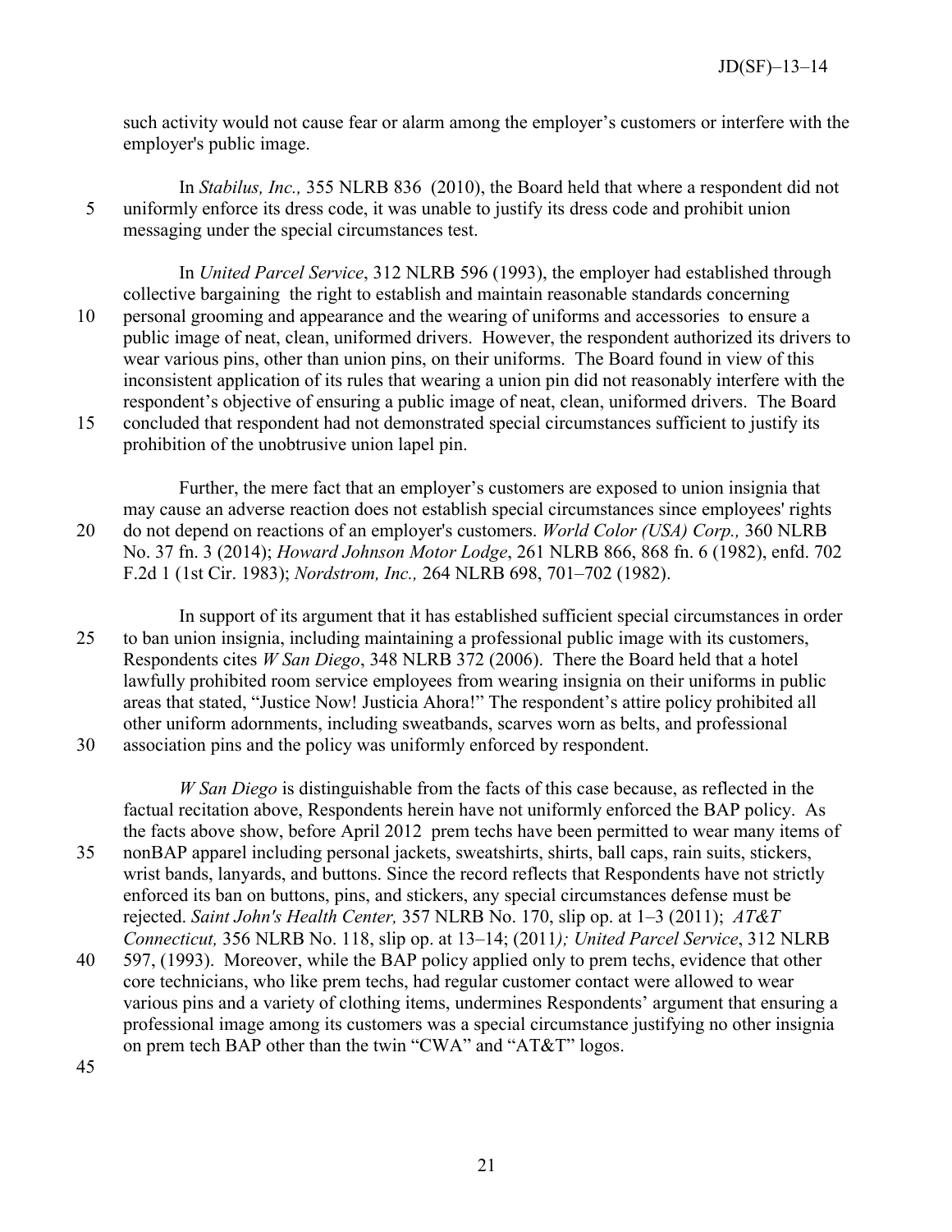such activity would not cause fear or alarm among the employer's customers or interfere with the employer's public image.

In *Stabilus, Inc.,* 355 NLRB 836 (2010), the Board held that where a respondent did not uniformly enforce its dress code, it was unable to justify its dress code and prohibit union messaging under the special circumstances test.

In *United Parcel Service*, 312 NLRB 596 (1993), the employer had established through collective bargaining the right to establish and maintain reasonable standards concerning personal grooming and appearance and the wearing of uniforms and accessories to ensure a public image of neat, clean, uniformed drivers. However, the respondent authorized its drivers to wear various pins, other than union pins, on their uniforms. The Board found in view of this inconsistent application of its rules that wearing a union pin did not reasonably interfere with the respondent's objective of ensuring a public image of neat, clean, uniformed drivers. The Board concluded that respondent had not demonstrated special circumstances sufficient to justify its prohibition of the unobtrusive union lapel pin.

Further, the mere fact that an employer's customers are exposed to union insignia that may cause an adverse reaction does not establish special circumstances since employees' rights do not depend on reactions of an employer's customers. *World Color (USA) Corp.,* 360 NLRB No. 37 fn. 3 (2014); *Howard Johnson Motor Lodge*, 261 NLRB 866, 868 fn. 6 (1982), enfd. 702 F.2d 1 (1st Cir. 1983); *Nordstrom, Inc.,* 264 NLRB 698, 701–702 (1982).

In support of its argument that it has established sufficient special circumstances in order to ban union insignia, including maintaining a professional public image with its customers, Respondents cites *W San Diego*, 348 NLRB 372 (2006). There the Board held that a hotel lawfully prohibited room service employees from wearing insignia on their uniforms in public areas that stated, "Justice Now! Justicia Ahora!" The respondent's attire policy prohibited all other uniform adornments, including sweatbands, scarves worn as belts, and professional association pins and the policy was uniformly enforced by respondent.

*W San Diego* is distinguishable from the facts of this case because, as reflected in the factual recitation above, Respondents herein have not uniformly enforced the BAP policy. As the facts above show, before April 2012 prem techs have been permitted to wear many items of nonBAP apparel including personal jackets, sweatshirts, shirts, ball caps, rain suits, stickers, wrist bands, lanyards, and buttons. Since the record reflects that Respondents have not strictly enforced its ban on buttons, pins, and stickers, any special circumstances defense must be rejected. *Saint John's Health Center,* 357 NLRB No. 170, slip op. at 1–3 (2011); *AT&T Connecticut,* 356 NLRB No. 118, slip op. at 13–14; (2011*); United Parcel Service*, 312 NLRB 597, (1993). Moreover, while the BAP policy applied only to prem techs, evidence that other core technicians, who like prem techs, had regular customer contact were allowed to wear various pins and a variety of clothing items, undermines Respondents' argument that ensuring a professional image among its customers was a special circumstance justifying no other insignia on prem tech BAP other than the twin "CWA" and "AT&T" logos.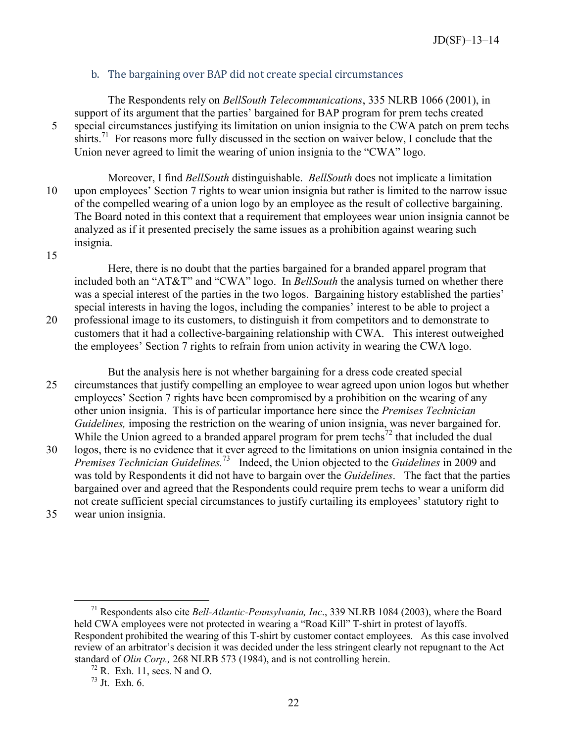### b. The bargaining over BAP did not create special circumstances

The Respondents rely on *BellSouth Telecommunications*, 335 NLRB 1066 (2001), in support of its argument that the parties' bargained for BAP program for prem techs created special circumstances justifying its limitation on union insignia to the CWA patch on prem techs shirts.[71] For reasons more fully discussed in the section on waiver below, I conclude that the Union never agreed to limit the wearing of union insignia to the "CWA" logo.

Moreover, I find *BellSouth* distinguishable. *BellSouth* does not implicate a limitation upon employees' Section 7 rights to wear union insignia but rather is limited to the narrow issue of the compelled wearing of a union logo by an employee as the result of collective bargaining. The Board noted in this context that a requirement that employees wear union insignia cannot be analyzed as if it presented precisely the same issues as a prohibition against wearing such insignia.

Here, there is no doubt that the parties bargained for a branded apparel program that included both an "AT&T" and "CWA" logo. In *BellSouth* the analysis turned on whether there was a special interest of the parties in the two logos. Bargaining history established the parties' special interests in having the logos, including the companies' interest to be able to project a professional image to its customers, to distinguish it from competitors and to demonstrate to customers that it had a collective-bargaining relationship with CWA. This interest outweighed the employees' Section 7 rights to refrain from union activity in wearing the CWA logo.

But the analysis here is not whether bargaining for a dress code created special circumstances that justify compelling an employee to wear agreed upon union logos but whether employees' Section 7 rights have been compromised by a prohibition on the wearing of any other union insignia. This is of particular importance here since the *Premises Technician Guidelines,* imposing the restriction on the wearing of union insignia, was never bargained for. While the Union agreed to a branded apparel program for prem techs[72] that included the dual logos, there is no evidence that it ever agreed to the limitations on union insignia contained in the *Premises Technician Guidelines.*[73] Indeed, the Union objected to the *Guidelines* in 2009 and was told by Respondents it did not have to bargain over the *Guidelines*. The fact that the parties bargained over and agreed that the Respondents could require prem techs to wear a uniform did not create sufficient special circumstances to justify curtailing its employees' statutory right to wear union insignia.

---

[71] Respondents also cite *Bell-Atlantic-Pennsylvania, Inc*., 339 NLRB 1084 (2003), where the Board held CWA employees were not protected in wearing a "Road Kill" T-shirt in protest of layoffs. Respondent prohibited the wearing of this T-shirt by customer contact employees. As this case involved review of an arbitrator's decision it was decided under the less stringent clearly not repugnant to the Act standard of *Olin Corp.,* 268 NLRB 573 (1984), and is not controlling herein.

[72] R. Exh. 11, secs. N and O.

[73] Jt. Exh. 6.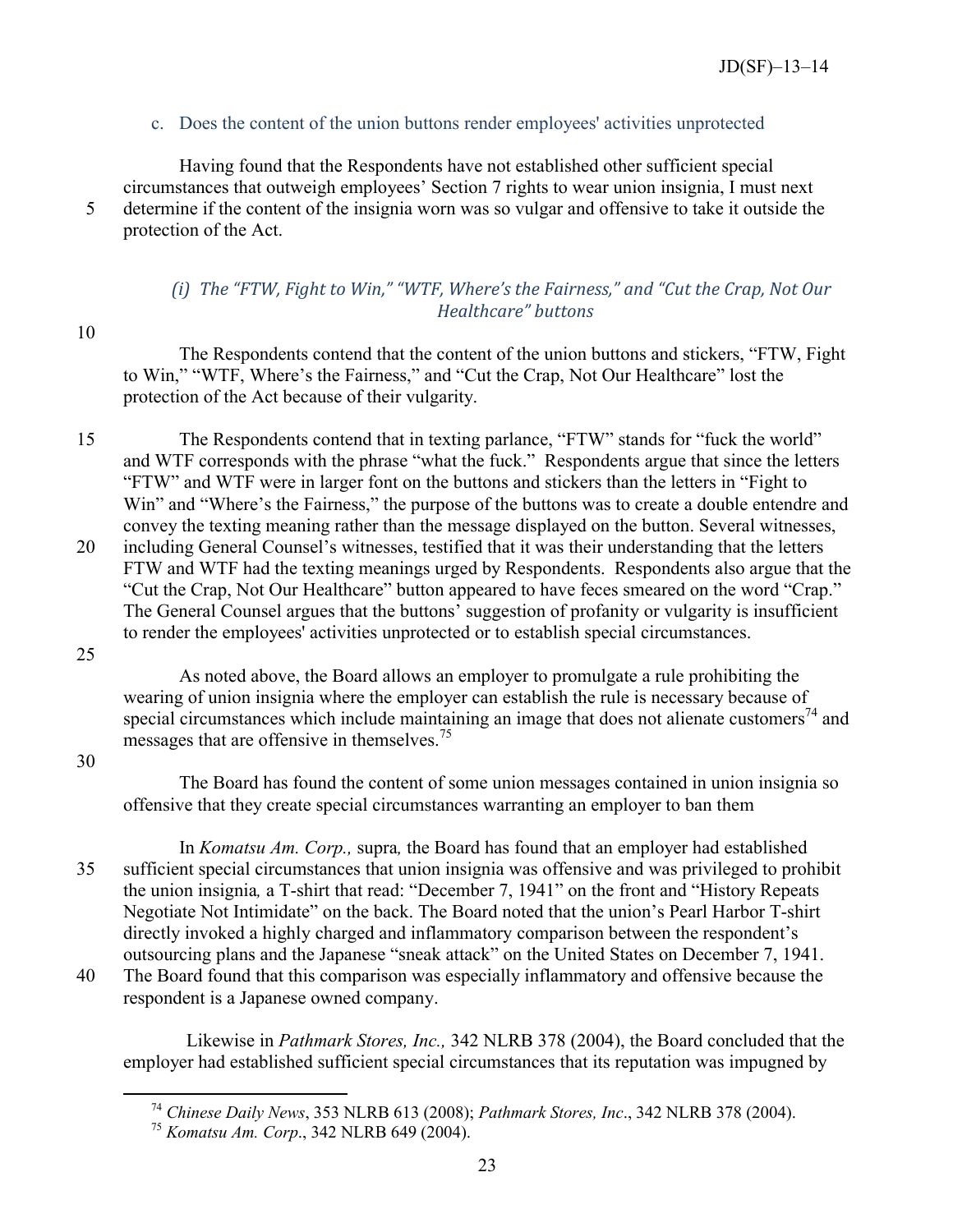### c. Does the content of the union buttons render employees' activities unprotected

Having found that the Respondents have not established other sufficient special circumstances that outweigh employees' Section 7 rights to wear union insignia, I must next determine if the content of the insignia worn was so vulgar and offensive to take it outside the protection of the Act.

#### *(i) The "FTW, Fight to Win," "WTF, Where's the Fairness," and "Cut the Crap, Not Our Healthcare" buttons*

The Respondents contend that the content of the union buttons and stickers, "FTW, Fight to Win," "WTF, Where's the Fairness," and "Cut the Crap, Not Our Healthcare" lost the protection of the Act because of their vulgarity.

The Respondents contend that in texting parlance, "FTW" stands for "fuck the world" and WTF corresponds with the phrase "what the fuck." Respondents argue that since the letters "FTW" and WTF were in larger font on the buttons and stickers than the letters in "Fight to Win" and "Where's the Fairness," the purpose of the buttons was to create a double entendre and convey the texting meaning rather than the message displayed on the button. Several witnesses, including General Counsel's witnesses, testified that it was their understanding that the letters FTW and WTF had the texting meanings urged by Respondents. Respondents also argue that the "Cut the Crap, Not Our Healthcare" button appeared to have feces smeared on the word "Crap." The General Counsel argues that the buttons' suggestion of profanity or vulgarity is insufficient to render the employees' activities unprotected or to establish special circumstances.

As noted above, the Board allows an employer to promulgate a rule prohibiting the wearing of union insignia where the employer can establish the rule is necessary because of special circumstances which include maintaining an image that does not alienate customers[74] and messages that are offensive in themselves.[75]

The Board has found the content of some union messages contained in union insignia so offensive that they create special circumstances warranting an employer to ban them

In *Komatsu Am. Corp.,* supra*,* the Board has found that an employer had established sufficient special circumstances that union insignia was offensive and was privileged to prohibit the union insignia*,* a T-shirt that read: "December 7, 1941" on the front and "History Repeats Negotiate Not Intimidate" on the back. The Board noted that the union's Pearl Harbor T-shirt directly invoked a highly charged and inflammatory comparison between the respondent's outsourcing plans and the Japanese "sneak attack" on the United States on December 7, 1941. The Board found that this comparison was especially inflammatory and offensive because the respondent is a Japanese owned company.

Likewise in *Pathmark Stores, Inc.,* 342 NLRB 378 (2004), the Board concluded that the employer had established sufficient special circumstances that its reputation was impugned by

---

[74] *Chinese Daily News*, 353 NLRB 613 (2008); *Pathmark Stores, Inc*., 342 NLRB 378 (2004).

[75] *Komatsu Am. Corp*., 342 NLRB 649 (2004).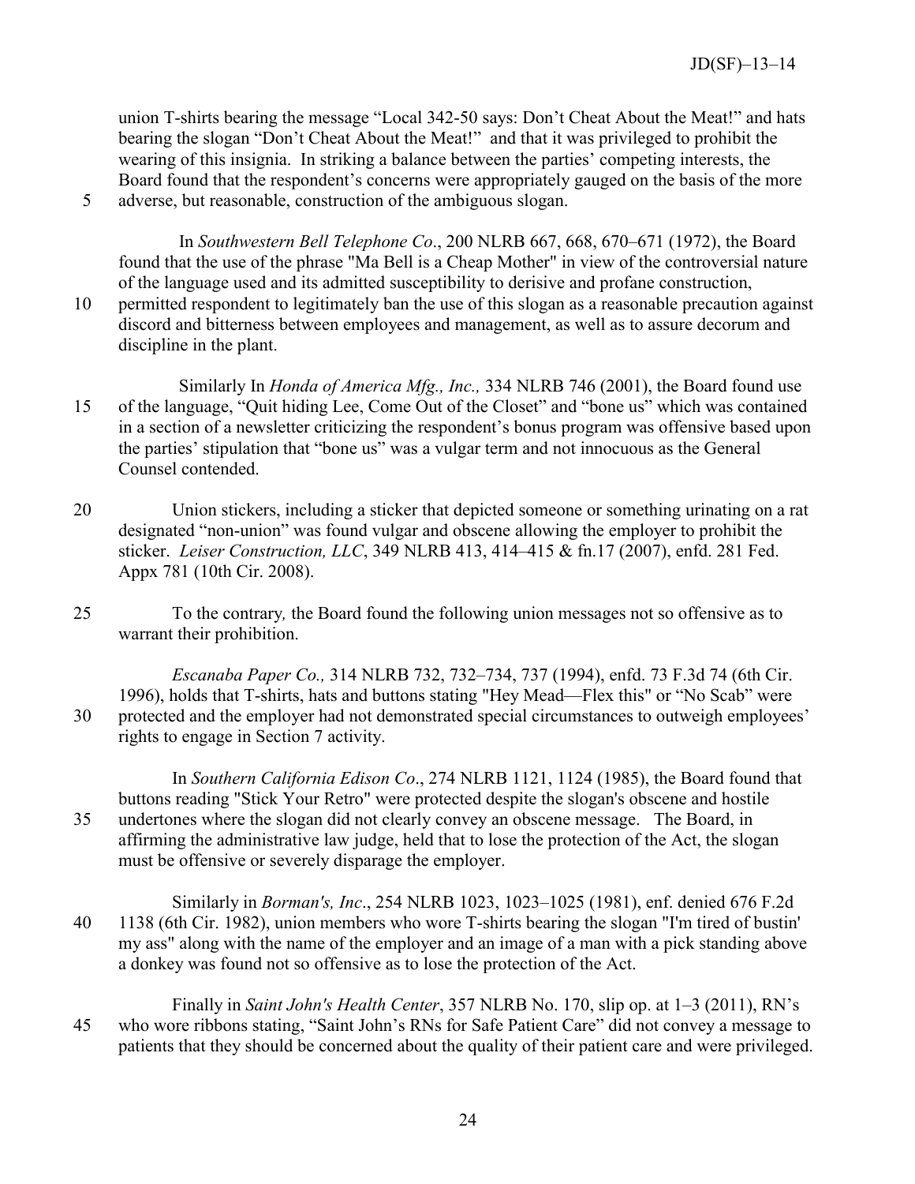union T-shirts bearing the message "Local 342-50 says: Don't Cheat About the Meat!" and hats bearing the slogan "Don't Cheat About the Meat!" and that it was privileged to prohibit the wearing of this insignia. In striking a balance between the parties' competing interests, the Board found that the respondent's concerns were appropriately gauged on the basis of the more adverse, but reasonable, construction of the ambiguous slogan.

In *Southwestern Bell Telephone Co*., 200 NLRB 667, 668, 670–671 (1972), the Board found that the use of the phrase "Ma Bell is a Cheap Mother" in view of the controversial nature of the language used and its admitted susceptibility to derisive and profane construction, permitted respondent to legitimately ban the use of this slogan as a reasonable precaution against discord and bitterness between employees and management, as well as to assure decorum and discipline in the plant.

Similarly In *Honda of America Mfg., Inc.,* 334 NLRB 746 (2001), the Board found use of the language, "Quit hiding Lee, Come Out of the Closet" and "bone us" which was contained in a section of a newsletter criticizing the respondent's bonus program was offensive based upon the parties' stipulation that "bone us" was a vulgar term and not innocuous as the General Counsel contended.

Union stickers, including a sticker that depicted someone or something urinating on a rat designated "non-union" was found vulgar and obscene allowing the employer to prohibit the sticker. *Leiser Construction, LLC*, 349 NLRB 413, 414–415 & fn.17 (2007), enfd. 281 Fed. Appx 781 (10th Cir. 2008).

To the contrary*,* the Board found the following union messages not so offensive as to warrant their prohibition.

*Escanaba Paper Co.,* 314 NLRB 732, 732–734, 737 (1994), enfd. 73 F.3d 74 (6th Cir. 1996), holds that T-shirts, hats and buttons stating "Hey Mead—Flex this" or "No Scab" were protected and the employer had not demonstrated special circumstances to outweigh employees' rights to engage in Section 7 activity.

In *Southern California Edison Co*., 274 NLRB 1121, 1124 (1985), the Board found that buttons reading "Stick Your Retro" were protected despite the slogan's obscene and hostile undertones where the slogan did not clearly convey an obscene message. The Board, in affirming the administrative law judge, held that to lose the protection of the Act, the slogan must be offensive or severely disparage the employer.

Similarly in *Borman's, Inc*., 254 NLRB 1023, 1023–1025 (1981), enf. denied 676 F.2d 1138 (6th Cir. 1982), union members who wore T-shirts bearing the slogan "I'm tired of bustin' my ass" along with the name of the employer and an image of a man with a pick standing above a donkey was found not so offensive as to lose the protection of the Act.

Finally in *Saint John's Health Center*, 357 NLRB No. 170, slip op. at 1–3 (2011), RN's who wore ribbons stating, "Saint John's RNs for Safe Patient Care" did not convey a message to patients that they should be concerned about the quality of their patient care and were privileged.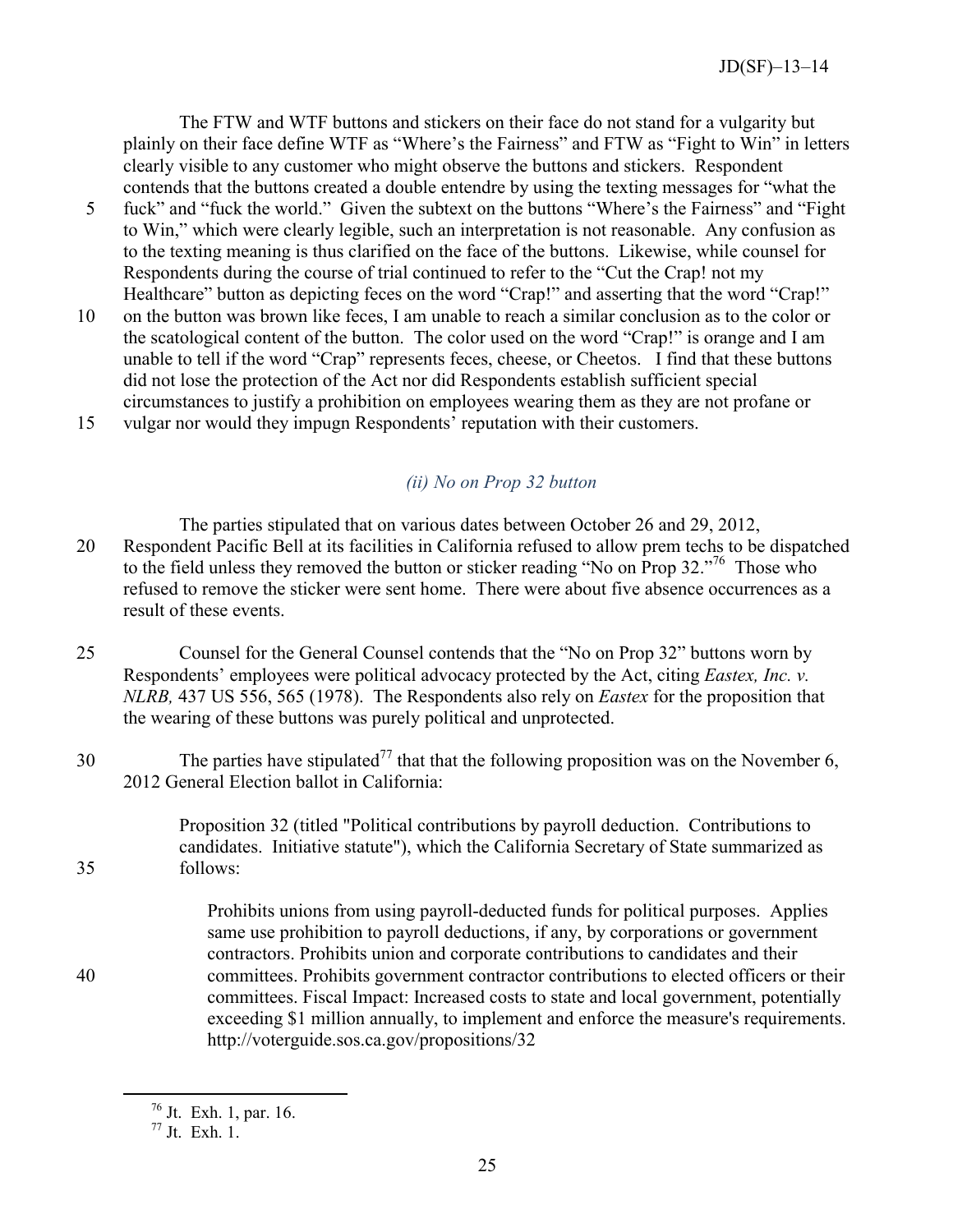The FTW and WTF buttons and stickers on their face do not stand for a vulgarity but plainly on their face define WTF as "Where's the Fairness" and FTW as "Fight to Win" in letters clearly visible to any customer who might observe the buttons and stickers. Respondent contends that the buttons created a double entendre by using the texting messages for "what the fuck" and "fuck the world." Given the subtext on the buttons "Where's the Fairness" and "Fight to Win," which were clearly legible, such an interpretation is not reasonable. Any confusion as to the texting meaning is thus clarified on the face of the buttons. Likewise, while counsel for Respondents during the course of trial continued to refer to the "Cut the Crap! not my Healthcare" button as depicting feces on the word "Crap!" and asserting that the word "Crap!" on the button was brown like feces, I am unable to reach a similar conclusion as to the color or the scatological content of the button. The color used on the word "Crap!" is orange and I am unable to tell if the word "Crap" represents feces, cheese, or Cheetos. I find that these buttons did not lose the protection of the Act nor did Respondents establish sufficient special circumstances to justify a prohibition on employees wearing them as they are not profane or vulgar nor would they impugn Respondents' reputation with their customers.

### *(ii) No on Prop 32 button*

The parties stipulated that on various dates between October 26 and 29, 2012, Respondent Pacific Bell at its facilities in California refused to allow prem techs to be dispatched to the field unless they removed the button or sticker reading "No on Prop 32."[76] Those who refused to remove the sticker were sent home. There were about five absence occurrences as a result of these events.

Counsel for the General Counsel contends that the "No on Prop 32" buttons worn by Respondents' employees were political advocacy protected by the Act, citing *Eastex, Inc. v. NLRB,* 437 US 556, 565 (1978). The Respondents also rely on *Eastex* for the proposition that the wearing of these buttons was purely political and unprotected.

The parties have stipulated[77] that that the following proposition was on the November 6, 2012 General Election ballot in California:

> Proposition 32 (titled "Political contributions by payroll deduction. Contributions to candidates. Initiative statute"), which the California Secretary of State summarized as follows:
>
> > Prohibits unions from using payroll-deducted funds for political purposes. Applies same use prohibition to payroll deductions, if any, by corporations or government contractors. Prohibits union and corporate contributions to candidates and their committees. Prohibits government contractor contributions to elected officers or their committees. Fiscal Impact: Increased costs to state and local government, potentially exceeding $1 million annually, to implement and enforce the measure's requirements. http://voterguide.sos.ca.gov/propositions/32

---

[76] Jt. Exh. 1, par. 16.

[77] Jt. Exh. 1.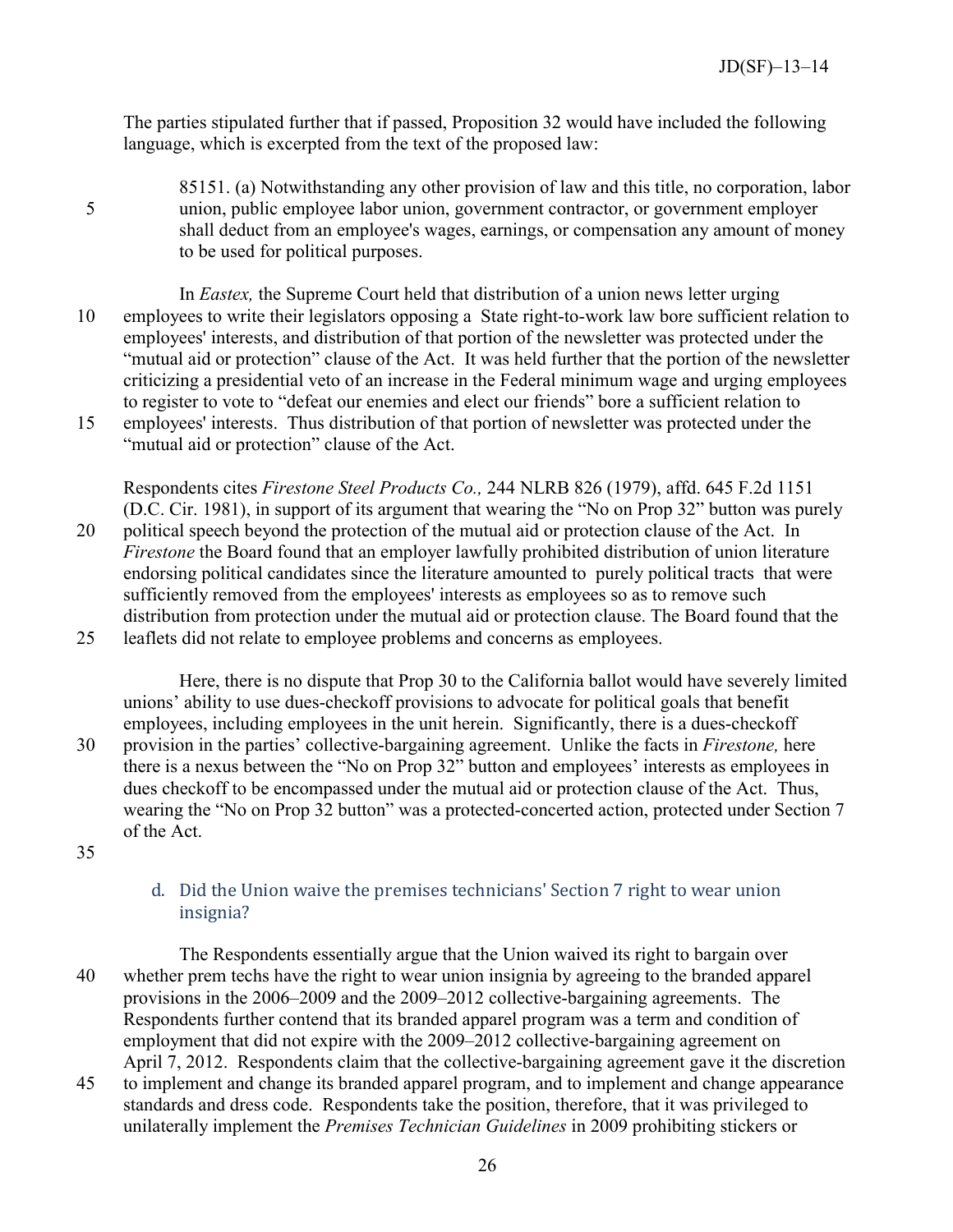The parties stipulated further that if passed, Proposition 32 would have included the following language, which is excerpted from the text of the proposed law:

> 85151. (a) Notwithstanding any other provision of law and this title, no corporation, labor union, public employee labor union, government contractor, or government employer shall deduct from an employee's wages, earnings, or compensation any amount of money to be used for political purposes.

In *Eastex,* the Supreme Court held that distribution of a union news letter urging employees to write their legislators opposing a State right-to-work law bore sufficient relation to employees' interests, and distribution of that portion of the newsletter was protected under the "mutual aid or protection" clause of the Act. It was held further that the portion of the newsletter criticizing a presidential veto of an increase in the Federal minimum wage and urging employees to register to vote to "defeat our enemies and elect our friends" bore a sufficient relation to employees' interests. Thus distribution of that portion of newsletter was protected under the "mutual aid or protection" clause of the Act.

Respondents cites *Firestone Steel Products Co.,* 244 NLRB 826 (1979), affd. 645 F.2d 1151 (D.C. Cir. 1981), in support of its argument that wearing the "No on Prop 32" button was purely political speech beyond the protection of the mutual aid or protection clause of the Act. In *Firestone* the Board found that an employer lawfully prohibited distribution of union literature endorsing political candidates since the literature amounted to purely political tracts that were sufficiently removed from the employees' interests as employees so as to remove such distribution from protection under the mutual aid or protection clause. The Board found that the leaflets did not relate to employee problems and concerns as employees.

Here, there is no dispute that Prop 30 to the California ballot would have severely limited unions' ability to use dues-checkoff provisions to advocate for political goals that benefit employees, including employees in the unit herein. Significantly, there is a dues-checkoff provision in the parties' collective-bargaining agreement. Unlike the facts in *Firestone,* here there is a nexus between the "No on Prop 32" button and employees' interests as employees in dues checkoff to be encompassed under the mutual aid or protection clause of the Act. Thus, wearing the "No on Prop 32 button" was a protected-concerted action, protected under Section 7 of the Act.

### d. Did the Union waive the premises technicians' Section 7 right to wear union insignia?

The Respondents essentially argue that the Union waived its right to bargain over whether prem techs have the right to wear union insignia by agreeing to the branded apparel provisions in the 2006–2009 and the 2009–2012 collective-bargaining agreements. The Respondents further contend that its branded apparel program was a term and condition of employment that did not expire with the 2009–2012 collective-bargaining agreement on April 7, 2012. Respondents claim that the collective-bargaining agreement gave it the discretion to implement and change its branded apparel program, and to implement and change appearance standards and dress code. Respondents take the position, therefore, that it was privileged to unilaterally implement the *Premises Technician Guidelines* in 2009 prohibiting stickers or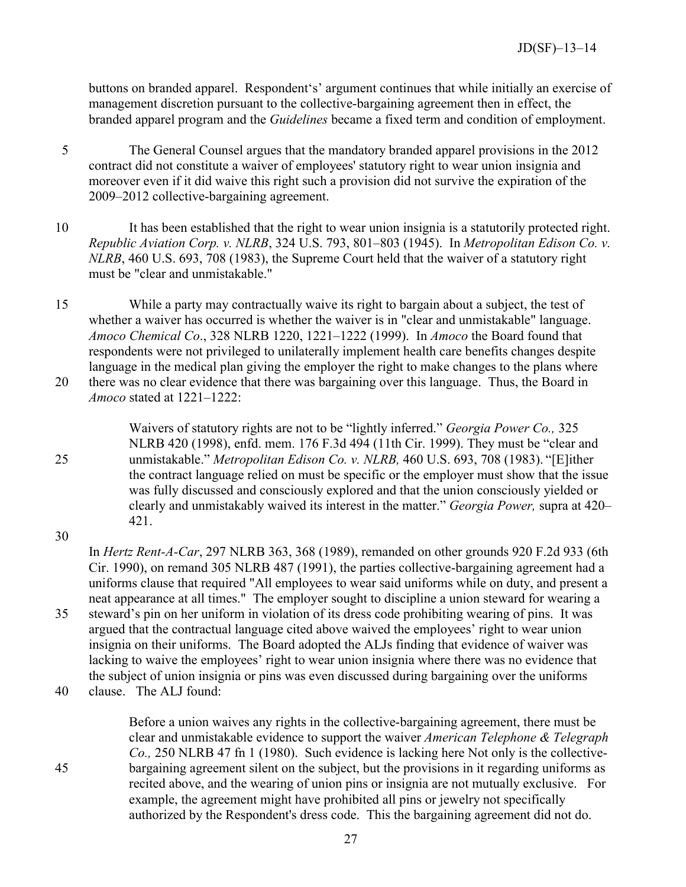buttons on branded apparel. Respondent's' argument continues that while initially an exercise of management discretion pursuant to the collective-bargaining agreement then in effect, the branded apparel program and the *Guidelines* became a fixed term and condition of employment.

The General Counsel argues that the mandatory branded apparel provisions in the 2012 contract did not constitute a waiver of employees' statutory right to wear union insignia and moreover even if it did waive this right such a provision did not survive the expiration of the 2009–2012 collective-bargaining agreement.

It has been established that the right to wear union insignia is a statutorily protected right. *Republic Aviation Corp. v. NLRB*, 324 U.S. 793, 801–803 (1945). In *Metropolitan Edison Co. v. NLRB*, 460 U.S. 693, 708 (1983), the Supreme Court held that the waiver of a statutory right must be "clear and unmistakable."

While a party may contractually waive its right to bargain about a subject, the test of whether a waiver has occurred is whether the waiver is in "clear and unmistakable" language. *Amoco Chemical Co*., 328 NLRB 1220, 1221–1222 (1999). In *Amoco* the Board found that respondents were not privileged to unilaterally implement health care benefits changes despite language in the medical plan giving the employer the right to make changes to the plans where there was no clear evidence that there was bargaining over this language. Thus, the Board in *Amoco* stated at 1221–1222:

> Waivers of statutory rights are not to be "lightly inferred." *Georgia Power Co.,* 325 NLRB 420 (1998), enfd. mem. 176 F.3d 494 (11th Cir. 1999). They must be "clear and unmistakable." *Metropolitan Edison Co. v. NLRB,* 460 U.S. 693, 708 (1983). "[E]ither the contract language relied on must be specific or the employer must show that the issue was fully discussed and consciously explored and that the union consciously yielded or clearly and unmistakably waived its interest in the matter." *Georgia Power,* supra at 420–421.

In *Hertz Rent-A-Car*, 297 NLRB 363, 368 (1989), remanded on other grounds 920 F.2d 933 (6th Cir. 1990), on remand 305 NLRB 487 (1991), the parties collective-bargaining agreement had a uniforms clause that required "All employees to wear said uniforms while on duty, and present a neat appearance at all times." The employer sought to discipline a union steward for wearing a steward's pin on her uniform in violation of its dress code prohibiting wearing of pins. It was argued that the contractual language cited above waived the employees' right to wear union insignia on their uniforms. The Board adopted the ALJs finding that evidence of waiver was lacking to waive the employees' right to wear union insignia where there was no evidence that the subject of union insignia or pins was even discussed during bargaining over the uniforms clause. The ALJ found:

> Before a union waives any rights in the collective-bargaining agreement, there must be clear and unmistakable evidence to support the waiver *American Telephone & Telegraph Co.,* 250 NLRB 47 fn 1 (1980). Such evidence is lacking here Not only is the collective-bargaining agreement silent on the subject, but the provisions in it regarding uniforms as recited above, and the wearing of union pins or insignia are not mutually exclusive. For example, the agreement might have prohibited all pins or jewelry not specifically authorized by the Respondent's dress code. This the bargaining agreement did not do.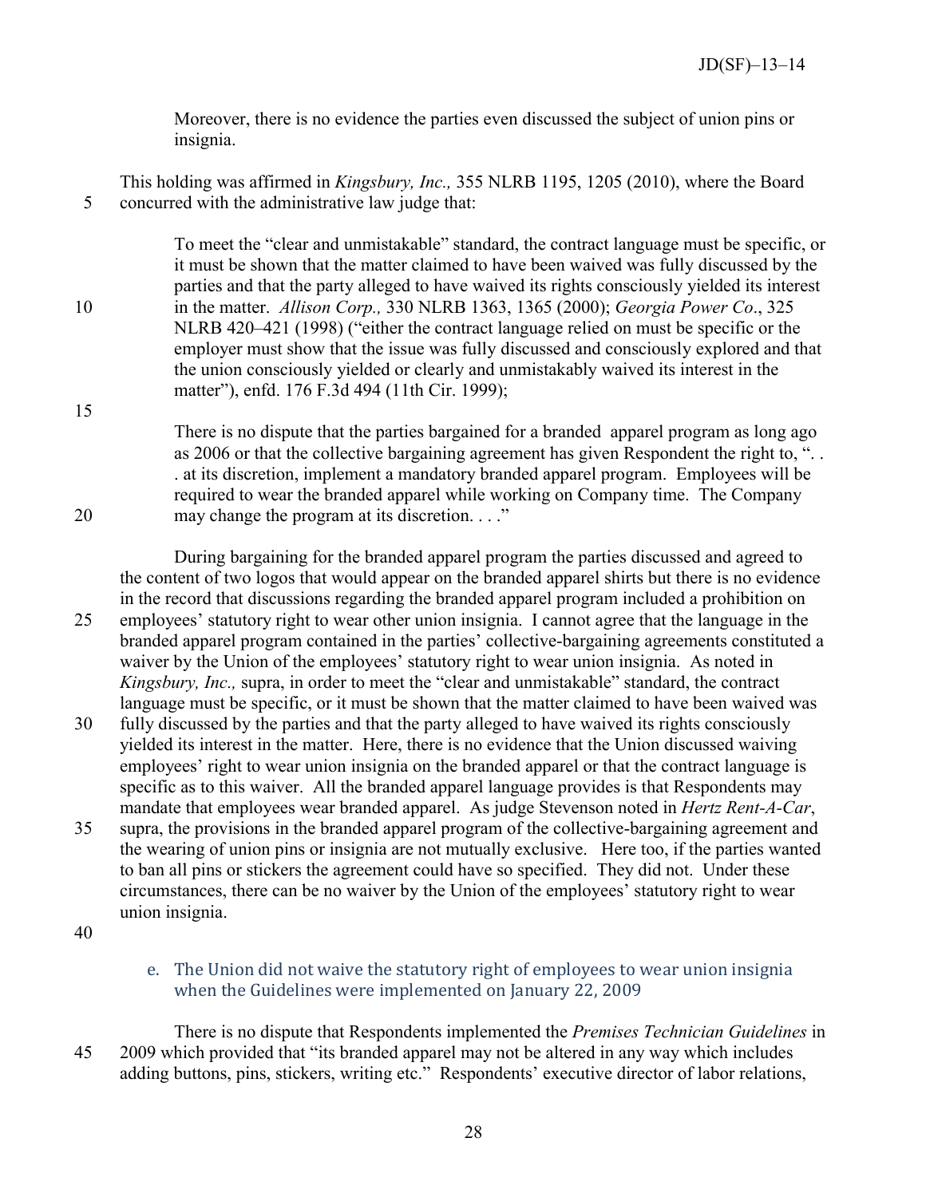Moreover, there is no evidence the parties even discussed the subject of union pins or insignia.

This holding was affirmed in *Kingsbury, Inc.,* 355 NLRB 1195, 1205 (2010), where the Board concurred with the administrative law judge that:

> To meet the "clear and unmistakable" standard, the contract language must be specific, or it must be shown that the matter claimed to have been waived was fully discussed by the parties and that the party alleged to have waived its rights consciously yielded its interest in the matter. *Allison Corp.,* 330 NLRB 1363, 1365 (2000); *Georgia Power Co*., 325 NLRB 420–421 (1998) ("either the contract language relied on must be specific or the employer must show that the issue was fully discussed and consciously explored and that the union consciously yielded or clearly and unmistakably waived its interest in the matter"), enfd. 176 F.3d 494 (11th Cir. 1999);

> There is no dispute that the parties bargained for a branded apparel program as long ago as 2006 or that the collective bargaining agreement has given Respondent the right to, ". . . at its discretion, implement a mandatory branded apparel program. Employees will be required to wear the branded apparel while working on Company time. The Company may change the program at its discretion. . . ."

During bargaining for the branded apparel program the parties discussed and agreed to the content of two logos that would appear on the branded apparel shirts but there is no evidence in the record that discussions regarding the branded apparel program included a prohibition on employees' statutory right to wear other union insignia. I cannot agree that the language in the branded apparel program contained in the parties' collective-bargaining agreements constituted a waiver by the Union of the employees' statutory right to wear union insignia. As noted in *Kingsbury, Inc.,* supra, in order to meet the "clear and unmistakable" standard, the contract language must be specific, or it must be shown that the matter claimed to have been waived was fully discussed by the parties and that the party alleged to have waived its rights consciously yielded its interest in the matter. Here, there is no evidence that the Union discussed waiving employees' right to wear union insignia on the branded apparel or that the contract language is specific as to this waiver. All the branded apparel language provides is that Respondents may mandate that employees wear branded apparel. As judge Stevenson noted in *Hertz Rent-A-Car*, supra, the provisions in the branded apparel program of the collective-bargaining agreement and the wearing of union pins or insignia are not mutually exclusive. Here too, if the parties wanted to ban all pins or stickers the agreement could have so specified. They did not. Under these circumstances, there can be no waiver by the Union of the employees' statutory right to wear union insignia.

#### e. The Union did not waive the statutory right of employees to wear union insignia when the Guidelines were implemented on January 22, 2009

There is no dispute that Respondents implemented the *Premises Technician Guidelines* in 2009 which provided that "its branded apparel may not be altered in any way which includes adding buttons, pins, stickers, writing etc." Respondents' executive director of labor relations,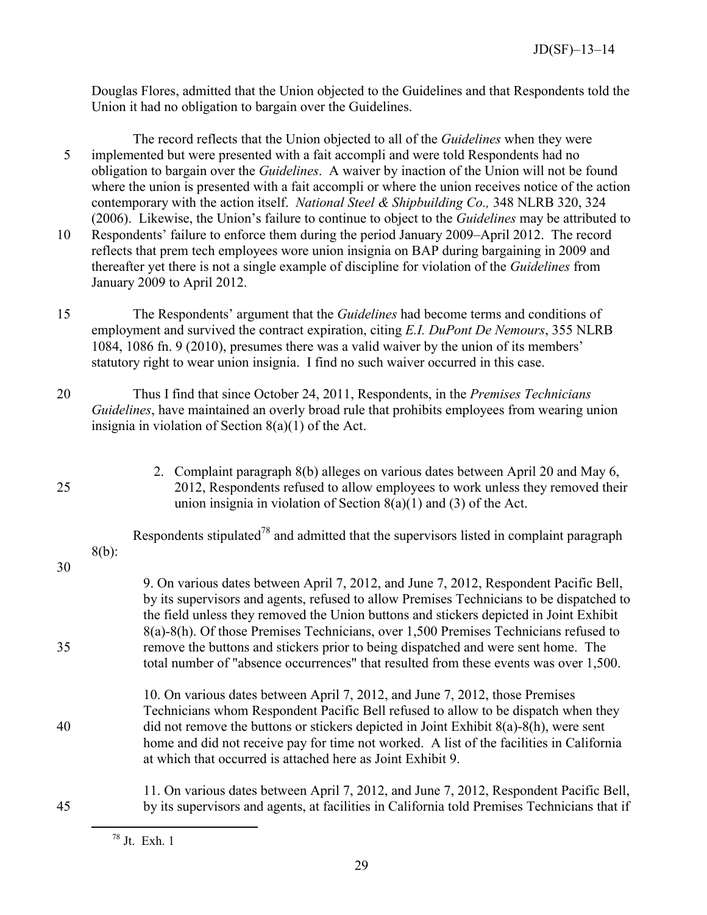Douglas Flores, admitted that the Union objected to the Guidelines and that Respondents told the Union it had no obligation to bargain over the Guidelines.

The record reflects that the Union objected to all of the *Guidelines* when they were implemented but were presented with a fait accompli and were told Respondents had no obligation to bargain over the *Guidelines*. A waiver by inaction of the Union will not be found where the union is presented with a fait accompli or where the union receives notice of the action contemporary with the action itself. *National Steel & Shipbuilding Co.,* 348 NLRB 320, 324 (2006). Likewise, the Union's failure to continue to object to the *Guidelines* may be attributed to Respondents' failure to enforce them during the period January 2009–April 2012. The record reflects that prem tech employees wore union insignia on BAP during bargaining in 2009 and thereafter yet there is not a single example of discipline for violation of the *Guidelines* from January 2009 to April 2012.

The Respondents' argument that the *Guidelines* had become terms and conditions of employment and survived the contract expiration, citing *E.I. DuPont De Nemours*, 355 NLRB 1084, 1086 fn. 9 (2010), presumes there was a valid waiver by the union of its members' statutory right to wear union insignia. I find no such waiver occurred in this case.

Thus I find that since October 24, 2011, Respondents, in the *Premises Technicians Guidelines*, have maintained an overly broad rule that prohibits employees from wearing union insignia in violation of Section 8(a)(1) of the Act.

2. Complaint paragraph 8(b) alleges on various dates between April 20 and May 6, 2012, Respondents refused to allow employees to work unless they removed their union insignia in violation of Section 8(a)(1) and (3) of the Act.

Respondents stipulated[78] and admitted that the supervisors listed in complaint paragraph 8(b):

> 9. On various dates between April 7, 2012, and June 7, 2012, Respondent Pacific Bell, by its supervisors and agents, refused to allow Premises Technicians to be dispatched to the field unless they removed the Union buttons and stickers depicted in Joint Exhibit 8(a)-8(h). Of those Premises Technicians, over 1,500 Premises Technicians refused to remove the buttons and stickers prior to being dispatched and were sent home. The total number of "absence occurrences" that resulted from these events was over 1,500.
>
> 10. On various dates between April 7, 2012, and June 7, 2012, those Premises Technicians whom Respondent Pacific Bell refused to allow to be dispatch when they did not remove the buttons or stickers depicted in Joint Exhibit 8(a)-8(h), were sent home and did not receive pay for time not worked. A list of the facilities in California at which that occurred is attached here as Joint Exhibit 9.
>
> 11. On various dates between April 7, 2012, and June 7, 2012, Respondent Pacific Bell, by its supervisors and agents, at facilities in California told Premises Technicians that if

[78] Jt. Exh. 1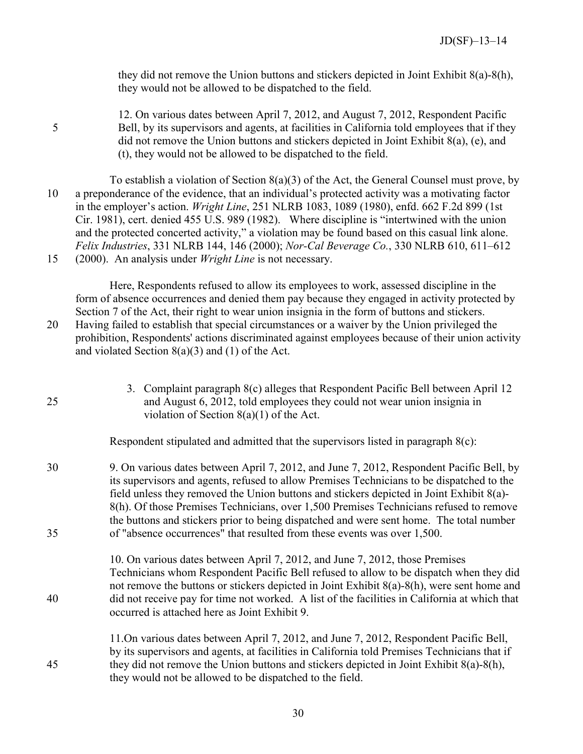they did not remove the Union buttons and stickers depicted in Joint Exhibit 8(a)-8(h), they would not be allowed to be dispatched to the field.

12. On various dates between April 7, 2012, and August 7, 2012, Respondent Pacific Bell, by its supervisors and agents, at facilities in California told employees that if they did not remove the Union buttons and stickers depicted in Joint Exhibit 8(a), (e), and (t), they would not be allowed to be dispatched to the field.

To establish a violation of Section 8(a)(3) of the Act, the General Counsel must prove, by a preponderance of the evidence, that an individual's protected activity was a motivating factor in the employer's action. *Wright Line*, 251 NLRB 1083, 1089 (1980), enfd. 662 F.2d 899 (1st Cir. 1981), cert. denied 455 U.S. 989 (1982). Where discipline is "intertwined with the union and the protected concerted activity," a violation may be found based on this casual link alone. *Felix Industries*, 331 NLRB 144, 146 (2000); *Nor-Cal Beverage Co.*, 330 NLRB 610, 611–612 (2000). An analysis under *Wright Line* is not necessary.

Here, Respondents refused to allow its employees to work, assessed discipline in the form of absence occurrences and denied them pay because they engaged in activity protected by Section 7 of the Act, their right to wear union insignia in the form of buttons and stickers. Having failed to establish that special circumstances or a waiver by the Union privileged the prohibition, Respondents' actions discriminated against employees because of their union activity and violated Section 8(a)(3) and (1) of the Act.

3. Complaint paragraph 8(c) alleges that Respondent Pacific Bell between April 12 and August 6, 2012, told employees they could not wear union insignia in violation of Section 8(a)(1) of the Act.

Respondent stipulated and admitted that the supervisors listed in paragraph 8(c):

9. On various dates between April 7, 2012, and June 7, 2012, Respondent Pacific Bell, by its supervisors and agents, refused to allow Premises Technicians to be dispatched to the field unless they removed the Union buttons and stickers depicted in Joint Exhibit 8(a)-8(h). Of those Premises Technicians, over 1,500 Premises Technicians refused to remove the buttons and stickers prior to being dispatched and were sent home. The total number of "absence occurrences" that resulted from these events was over 1,500.

10. On various dates between April 7, 2012, and June 7, 2012, those Premises Technicians whom Respondent Pacific Bell refused to allow to be dispatch when they did not remove the buttons or stickers depicted in Joint Exhibit 8(a)-8(h), were sent home and did not receive pay for time not worked. A list of the facilities in California at which that occurred is attached here as Joint Exhibit 9.

11. On various dates between April 7, 2012, and June 7, 2012, Respondent Pacific Bell, by its supervisors and agents, at facilities in California told Premises Technicians that if they did not remove the Union buttons and stickers depicted in Joint Exhibit 8(a)-8(h), they would not be allowed to be dispatched to the field.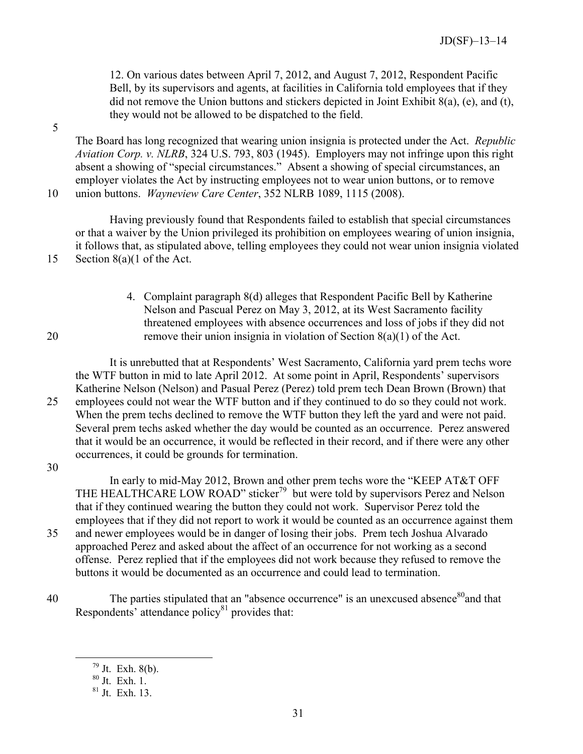12. On various dates between April 7, 2012, and August 7, 2012, Respondent Pacific Bell, by its supervisors and agents, at facilities in California told employees that if they did not remove the Union buttons and stickers depicted in Joint Exhibit 8(a), (e), and (t), they would not be allowed to be dispatched to the field.

The Board has long recognized that wearing union insignia is protected under the Act. *Republic Aviation Corp. v. NLRB*, 324 U.S. 793, 803 (1945). Employers may not infringe upon this right absent a showing of "special circumstances." Absent a showing of special circumstances, an employer violates the Act by instructing employees not to wear union buttons, or to remove union buttons. *Wayneview Care Center*, 352 NLRB 1089, 1115 (2008).

Having previously found that Respondents failed to establish that special circumstances or that a waiver by the Union privileged its prohibition on employees wearing of union insignia, it follows that, as stipulated above, telling employees they could not wear union insignia violated Section 8(a)(1 of the Act.

4. Complaint paragraph 8(d) alleges that Respondent Pacific Bell by Katherine Nelson and Pascual Perez on May 3, 2012, at its West Sacramento facility threatened employees with absence occurrences and loss of jobs if they did not remove their union insignia in violation of Section 8(a)(1) of the Act.

It is unrebutted that at Respondents' West Sacramento, California yard prem techs wore the WTF button in mid to late April 2012. At some point in April, Respondents' supervisors Katherine Nelson (Nelson) and Pasual Perez (Perez) told prem tech Dean Brown (Brown) that employees could not wear the WTF button and if they continued to do so they could not work. When the prem techs declined to remove the WTF button they left the yard and were not paid. Several prem techs asked whether the day would be counted as an occurrence. Perez answered that it would be an occurrence, it would be reflected in their record, and if there were any other occurrences, it could be grounds for termination.

In early to mid-May 2012, Brown and other prem techs wore the "KEEP AT&T OFF THE HEALTHCARE LOW ROAD" sticker[79] but were told by supervisors Perez and Nelson that if they continued wearing the button they could not work. Supervisor Perez told the employees that if they did not report to work it would be counted as an occurrence against them and newer employees would be in danger of losing their jobs. Prem tech Joshua Alvarado approached Perez and asked about the affect of an occurrence for not working as a second offense. Perez replied that if the employees did not work because they refused to remove the buttons it would be documented as an occurrence and could lead to termination.

The parties stipulated that an "absence occurrence" is an unexcused absence[80]and that Respondents' attendance policy[81] provides that:

---

[79] Jt. Exh. 8(b).

[80] Jt. Exh. 1.

[81] Jt. Exh. 13.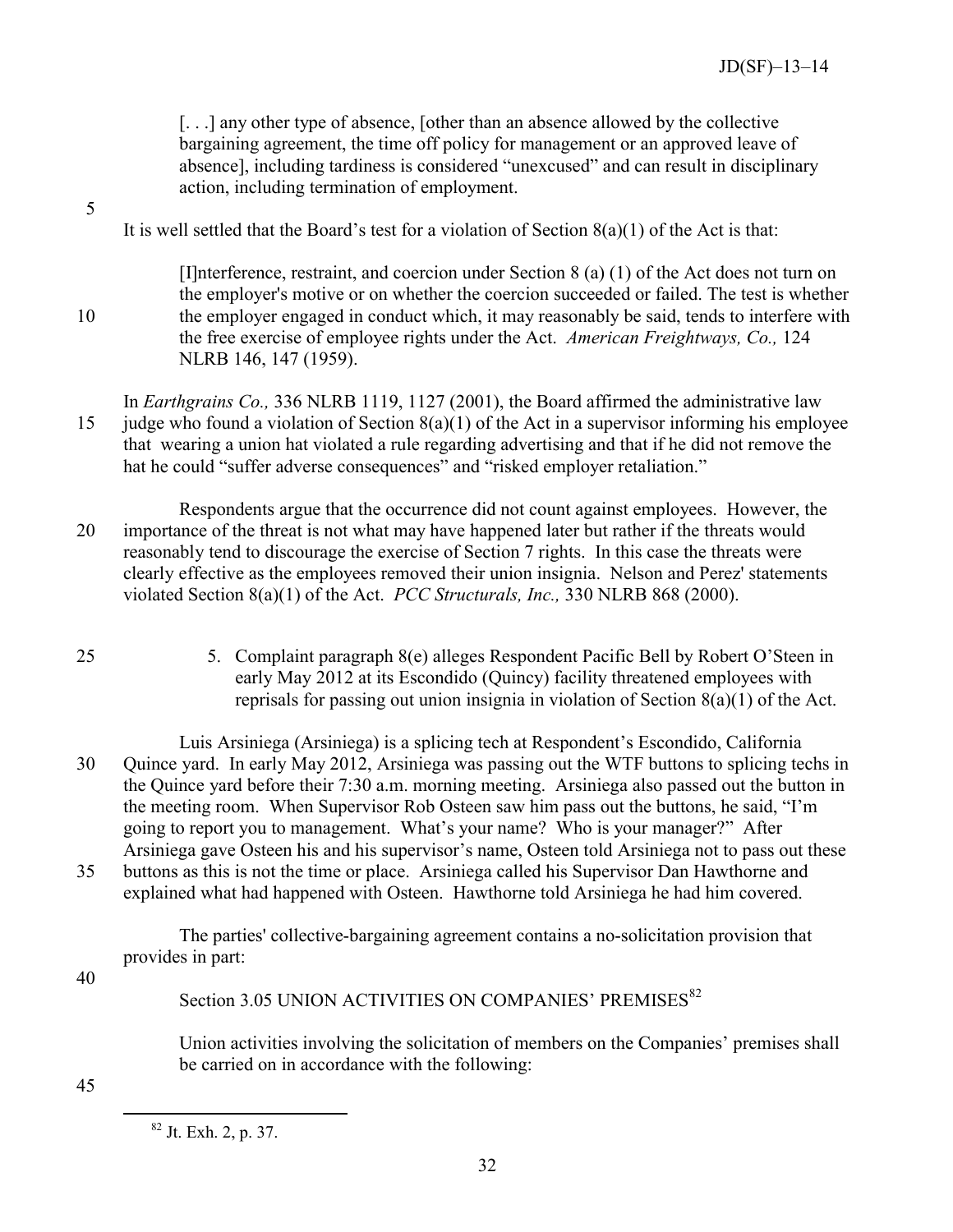> [. . .] any other type of absence, [other than an absence allowed by the collective bargaining agreement, the time off policy for management or an approved leave of absence], including tardiness is considered "unexcused" and can result in disciplinary action, including termination of employment.

It is well settled that the Board's test for a violation of Section 8(a)(1) of the Act is that:

> [I]nterference, restraint, and coercion under Section 8 (a) (1) of the Act does not turn on the employer's motive or on whether the coercion succeeded or failed. The test is whether the employer engaged in conduct which, it may reasonably be said, tends to interfere with the free exercise of employee rights under the Act. *American Freightways, Co.,* 124 NLRB 146, 147 (1959).

In *Earthgrains Co.,* 336 NLRB 1119, 1127 (2001), the Board affirmed the administrative law judge who found a violation of Section 8(a)(1) of the Act in a supervisor informing his employee that wearing a union hat violated a rule regarding advertising and that if he did not remove the hat he could "suffer adverse consequences" and "risked employer retaliation."

Respondents argue that the occurrence did not count against employees. However, the importance of the threat is not what may have happened later but rather if the threats would reasonably tend to discourage the exercise of Section 7 rights. In this case the threats were clearly effective as the employees removed their union insignia. Nelson and Perez' statements violated Section 8(a)(1) of the Act. *PCC Structurals, Inc.,* 330 NLRB 868 (2000).

5. Complaint paragraph 8(e) alleges Respondent Pacific Bell by Robert O'Steen in early May 2012 at its Escondido (Quincy) facility threatened employees with reprisals for passing out union insignia in violation of Section 8(a)(1) of the Act.

Luis Arsiniega (Arsiniega) is a splicing tech at Respondent's Escondido, California Quince yard. In early May 2012, Arsiniega was passing out the WTF buttons to splicing techs in the Quince yard before their 7:30 a.m. morning meeting. Arsiniega also passed out the button in the meeting room. When Supervisor Rob Osteen saw him pass out the buttons, he said, "I'm going to report you to management. What's your name? Who is your manager?" After Arsiniega gave Osteen his and his supervisor's name, Osteen told Arsiniega not to pass out these buttons as this is not the time or place. Arsiniega called his Supervisor Dan Hawthorne and explained what had happened with Osteen. Hawthorne told Arsiniega he had him covered.

The parties' collective-bargaining agreement contains a no-solicitation provision that provides in part:

> Section 3.05 UNION ACTIVITIES ON COMPANIES' PREMISES[82]
>
> Union activities involving the solicitation of members on the Companies' premises shall be carried on in accordance with the following:

[82] Jt. Exh. 2, p. 37.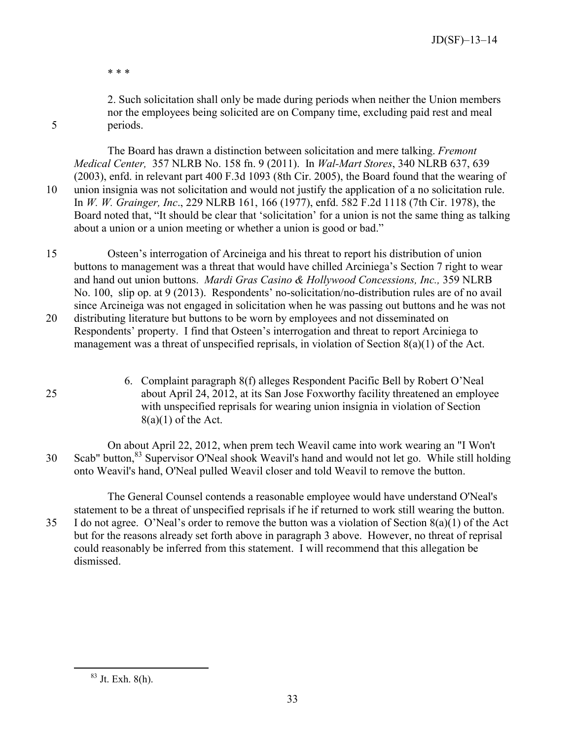\* \* \*

2. Such solicitation shall only be made during periods when neither the Union members nor the employees being solicited are on Company time, excluding paid rest and meal periods.

The Board has drawn a distinction between solicitation and mere talking. *Fremont Medical Center,* 357 NLRB No. 158 fn. 9 (2011). In *Wal-Mart Stores*, 340 NLRB 637, 639 (2003), enfd. in relevant part 400 F.3d 1093 (8th Cir. 2005), the Board found that the wearing of union insignia was not solicitation and would not justify the application of a no solicitation rule. In *W. W. Grainger, Inc*., 229 NLRB 161, 166 (1977), enfd. 582 F.2d 1118 (7th Cir. 1978), the Board noted that, "It should be clear that 'solicitation' for a union is not the same thing as talking about a union or a union meeting or whether a union is good or bad."

Osteen's interrogation of Arcineiga and his threat to report his distribution of union buttons to management was a threat that would have chilled Arciniega's Section 7 right to wear and hand out union buttons. *Mardi Gras Casino & Hollywood Concessions, Inc.,* 359 NLRB No. 100, slip op. at 9 (2013). Respondents' no-solicitation/no-distribution rules are of no avail since Arcineiga was not engaged in solicitation when he was passing out buttons and he was not distributing literature but buttons to be worn by employees and not disseminated on Respondents' property. I find that Osteen's interrogation and threat to report Arciniega to management was a threat of unspecified reprisals, in violation of Section 8(a)(1) of the Act.

6. Complaint paragraph 8(f) alleges Respondent Pacific Bell by Robert O'Neal about April 24, 2012, at its San Jose Foxworthy facility threatened an employee with unspecified reprisals for wearing union insignia in violation of Section 8(a)(1) of the Act.

On about April 22, 2012, when prem tech Weavil came into work wearing an "I Won't Scab" button,[83] Supervisor O'Neal shook Weavil's hand and would not let go. While still holding onto Weavil's hand, O'Neal pulled Weavil closer and told Weavil to remove the button.

The General Counsel contends a reasonable employee would have understand O'Neal's statement to be a threat of unspecified reprisals if he if returned to work still wearing the button. I do not agree. O'Neal's order to remove the button was a violation of Section 8(a)(1) of the Act but for the reasons already set forth above in paragraph 3 above. However, no threat of reprisal could reasonably be inferred from this statement. I will recommend that this allegation be dismissed.

[83] Jt. Exh. 8(h).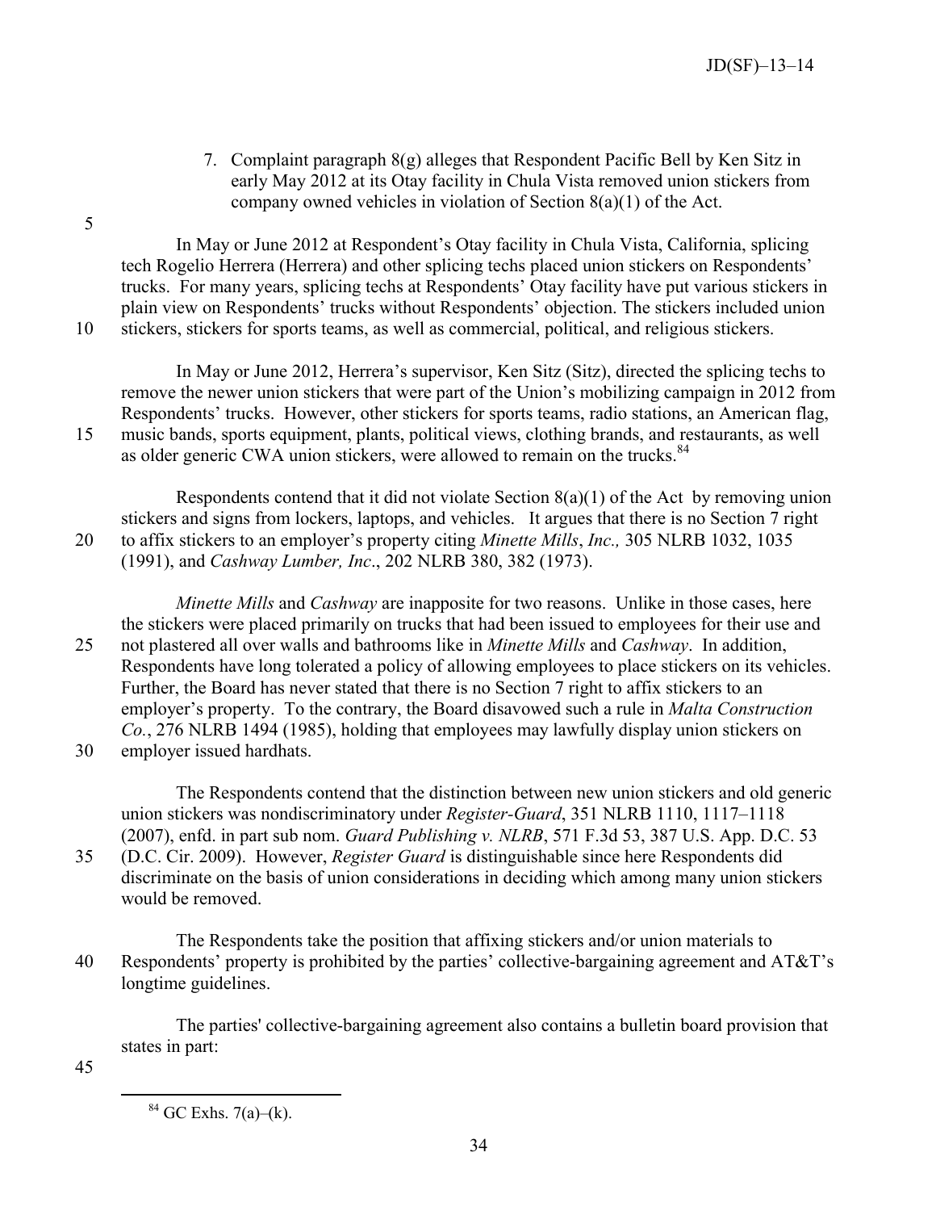7. Complaint paragraph 8(g) alleges that Respondent Pacific Bell by Ken Sitz in early May 2012 at its Otay facility in Chula Vista removed union stickers from company owned vehicles in violation of Section 8(a)(1) of the Act.

In May or June 2012 at Respondent's Otay facility in Chula Vista, California, splicing tech Rogelio Herrera (Herrera) and other splicing techs placed union stickers on Respondents' trucks. For many years, splicing techs at Respondents' Otay facility have put various stickers in plain view on Respondents' trucks without Respondents' objection. The stickers included union stickers, stickers for sports teams, as well as commercial, political, and religious stickers.

In May or June 2012, Herrera's supervisor, Ken Sitz (Sitz), directed the splicing techs to remove the newer union stickers that were part of the Union's mobilizing campaign in 2012 from Respondents' trucks. However, other stickers for sports teams, radio stations, an American flag, music bands, sports equipment, plants, political views, clothing brands, and restaurants, as well as older generic CWA union stickers, were allowed to remain on the trucks.[84]

Respondents contend that it did not violate Section 8(a)(1) of the Act by removing union stickers and signs from lockers, laptops, and vehicles. It argues that there is no Section 7 right to affix stickers to an employer's property citing *Minette Mills*, *Inc.,* 305 NLRB 1032, 1035 (1991), and *Cashway Lumber, Inc*., 202 NLRB 380, 382 (1973).

*Minette Mills* and *Cashway* are inapposite for two reasons. Unlike in those cases, here the stickers were placed primarily on trucks that had been issued to employees for their use and not plastered all over walls and bathrooms like in *Minette Mills* and *Cashway*. In addition, Respondents have long tolerated a policy of allowing employees to place stickers on its vehicles. Further, the Board has never stated that there is no Section 7 right to affix stickers to an employer's property. To the contrary, the Board disavowed such a rule in *Malta Construction Co.*, 276 NLRB 1494 (1985), holding that employees may lawfully display union stickers on employer issued hardhats.

The Respondents contend that the distinction between new union stickers and old generic union stickers was nondiscriminatory under *Register-Guard*, 351 NLRB 1110, 1117–1118 (2007), enfd. in part sub nom. *Guard Publishing v. NLRB*, 571 F.3d 53, 387 U.S. App. D.C. 53 (D.C. Cir. 2009). However, *Register Guard* is distinguishable since here Respondents did discriminate on the basis of union considerations in deciding which among many union stickers would be removed.

The Respondents take the position that affixing stickers and/or union materials to Respondents' property is prohibited by the parties' collective-bargaining agreement and AT&T's longtime guidelines.

The parties' collective-bargaining agreement also contains a bulletin board provision that states in part:

[84] GC Exhs. 7(a)–(k).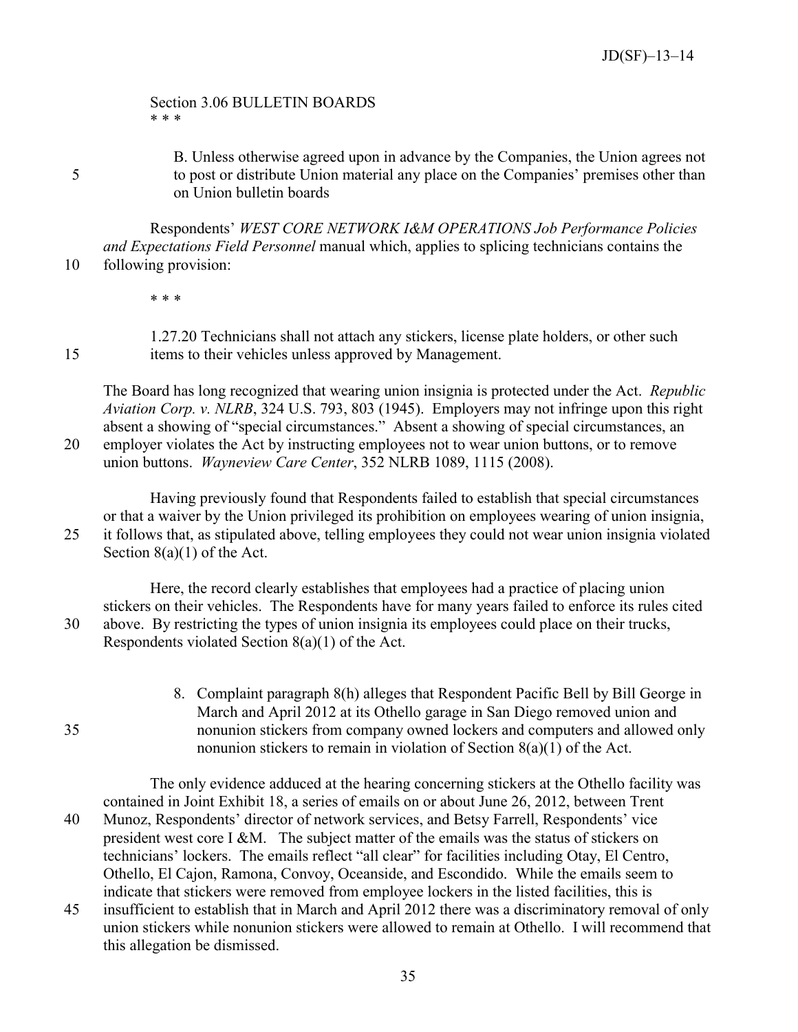Section 3.06 BULLETIN BOARDS
* * *

B. Unless otherwise agreed upon in advance by the Companies, the Union agrees not to post or distribute Union material any place on the Companies' premises other than on Union bulletin boards

Respondents' *WEST CORE NETWORK I&M OPERATIONS Job Performance Policies and Expectations Field Personnel* manual which, applies to splicing technicians contains the following provision:

* * *

1.27.20 Technicians shall not attach any stickers, license plate holders, or other such items to their vehicles unless approved by Management.

The Board has long recognized that wearing union insignia is protected under the Act. *Republic Aviation Corp. v. NLRB*, 324 U.S. 793, 803 (1945). Employers may not infringe upon this right absent a showing of "special circumstances." Absent a showing of special circumstances, an employer violates the Act by instructing employees not to wear union buttons, or to remove union buttons. *Wayneview Care Center*, 352 NLRB 1089, 1115 (2008).

Having previously found that Respondents failed to establish that special circumstances or that a waiver by the Union privileged its prohibition on employees wearing of union insignia, it follows that, as stipulated above, telling employees they could not wear union insignia violated Section 8(a)(1) of the Act.

Here, the record clearly establishes that employees had a practice of placing union stickers on their vehicles. The Respondents have for many years failed to enforce its rules cited above. By restricting the types of union insignia its employees could place on their trucks, Respondents violated Section 8(a)(1) of the Act.

8. Complaint paragraph 8(h) alleges that Respondent Pacific Bell by Bill George in March and April 2012 at its Othello garage in San Diego removed union and nonunion stickers from company owned lockers and computers and allowed only nonunion stickers to remain in violation of Section 8(a)(1) of the Act.

The only evidence adduced at the hearing concerning stickers at the Othello facility was contained in Joint Exhibit 18, a series of emails on or about June 26, 2012, between Trent Munoz, Respondents' director of network services, and Betsy Farrell, Respondents' vice president west core I &M. The subject matter of the emails was the status of stickers on technicians' lockers. The emails reflect "all clear" for facilities including Otay, El Centro, Othello, El Cajon, Ramona, Convoy, Oceanside, and Escondido. While the emails seem to indicate that stickers were removed from employee lockers in the listed facilities, this is insufficient to establish that in March and April 2012 there was a discriminatory removal of only union stickers while nonunion stickers were allowed to remain at Othello. I will recommend that this allegation be dismissed.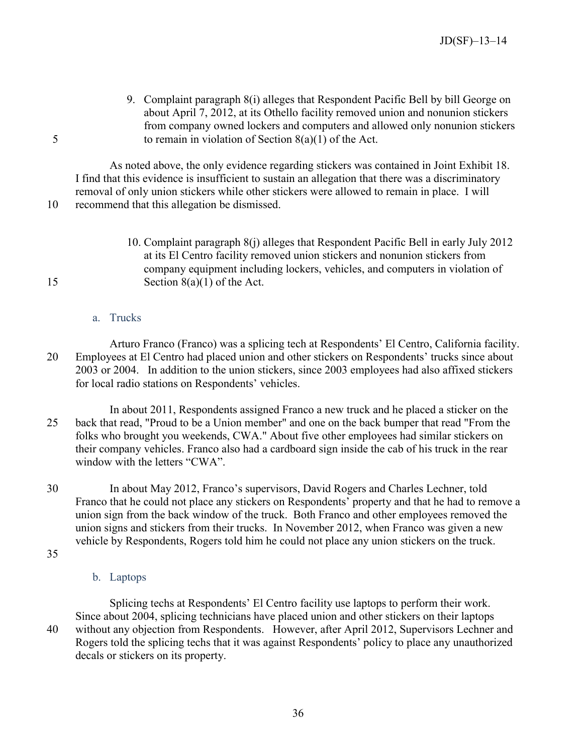9. Complaint paragraph 8(i) alleges that Respondent Pacific Bell by bill George on about April 7, 2012, at its Othello facility removed union and nonunion stickers from company owned lockers and computers and allowed only nonunion stickers to remain in violation of Section 8(a)(1) of the Act.

As noted above, the only evidence regarding stickers was contained in Joint Exhibit 18. I find that this evidence is insufficient to sustain an allegation that there was a discriminatory removal of only union stickers while other stickers were allowed to remain in place. I will recommend that this allegation be dismissed.

10. Complaint paragraph 8(j) alleges that Respondent Pacific Bell in early July 2012 at its El Centro facility removed union stickers and nonunion stickers from company equipment including lockers, vehicles, and computers in violation of Section 8(a)(1) of the Act.

a. Trucks

Arturo Franco (Franco) was a splicing tech at Respondents' El Centro, California facility. Employees at El Centro had placed union and other stickers on Respondents' trucks since about 2003 or 2004. In addition to the union stickers, since 2003 employees had also affixed stickers for local radio stations on Respondents' vehicles.

In about 2011, Respondents assigned Franco a new truck and he placed a sticker on the back that read, "Proud to be a Union member" and one on the back bumper that read "From the folks who brought you weekends, CWA." About five other employees had similar stickers on their company vehicles. Franco also had a cardboard sign inside the cab of his truck in the rear window with the letters "CWA".

In about May 2012, Franco's supervisors, David Rogers and Charles Lechner, told Franco that he could not place any stickers on Respondents' property and that he had to remove a union sign from the back window of the truck. Both Franco and other employees removed the union signs and stickers from their trucks. In November 2012, when Franco was given a new vehicle by Respondents, Rogers told him he could not place any union stickers on the truck.

b. Laptops

Splicing techs at Respondents' El Centro facility use laptops to perform their work. Since about 2004, splicing technicians have placed union and other stickers on their laptops without any objection from Respondents. However, after April 2012, Supervisors Lechner and Rogers told the splicing techs that it was against Respondents' policy to place any unauthorized decals or stickers on its property.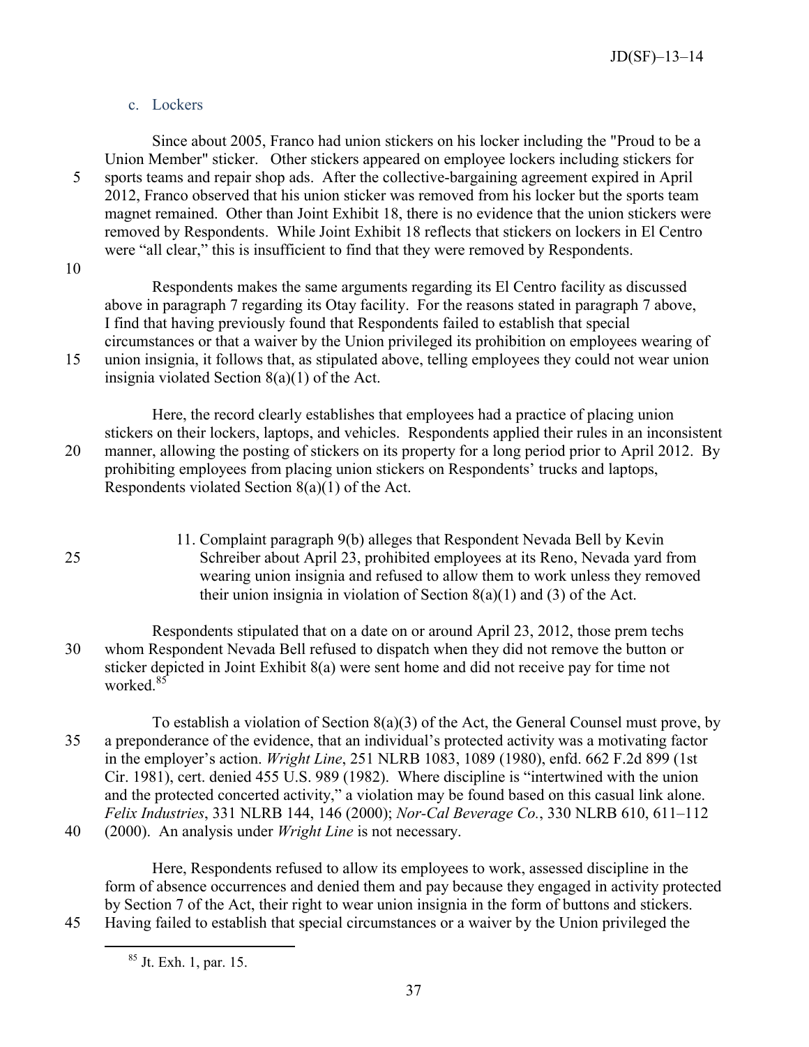c. Lockers

Since about 2005, Franco had union stickers on his locker including the "Proud to be a Union Member" sticker. Other stickers appeared on employee lockers including stickers for sports teams and repair shop ads. After the collective-bargaining agreement expired in April 2012, Franco observed that his union sticker was removed from his locker but the sports team magnet remained. Other than Joint Exhibit 18, there is no evidence that the union stickers were removed by Respondents. While Joint Exhibit 18 reflects that stickers on lockers in El Centro were "all clear," this is insufficient to find that they were removed by Respondents.

Respondents makes the same arguments regarding its El Centro facility as discussed above in paragraph 7 regarding its Otay facility. For the reasons stated in paragraph 7 above, I find that having previously found that Respondents failed to establish that special circumstances or that a waiver by the Union privileged its prohibition on employees wearing of union insignia, it follows that, as stipulated above, telling employees they could not wear union insignia violated Section 8(a)(1) of the Act.

Here, the record clearly establishes that employees had a practice of placing union stickers on their lockers, laptops, and vehicles. Respondents applied their rules in an inconsistent manner, allowing the posting of stickers on its property for a long period prior to April 2012. By prohibiting employees from placing union stickers on Respondents' trucks and laptops, Respondents violated Section 8(a)(1) of the Act.

11. Complaint paragraph 9(b) alleges that Respondent Nevada Bell by Kevin Schreiber about April 23, prohibited employees at its Reno, Nevada yard from wearing union insignia and refused to allow them to work unless they removed their union insignia in violation of Section 8(a)(1) and (3) of the Act.

Respondents stipulated that on a date on or around April 23, 2012, those prem techs whom Respondent Nevada Bell refused to dispatch when they did not remove the button or sticker depicted in Joint Exhibit 8(a) were sent home and did not receive pay for time not worked.[85]

To establish a violation of Section 8(a)(3) of the Act, the General Counsel must prove, by a preponderance of the evidence, that an individual's protected activity was a motivating factor in the employer's action. *Wright Line*, 251 NLRB 1083, 1089 (1980), enfd. 662 F.2d 899 (1st Cir. 1981), cert. denied 455 U.S. 989 (1982). Where discipline is "intertwined with the union and the protected concerted activity," a violation may be found based on this casual link alone. *Felix Industries*, 331 NLRB 144, 146 (2000); *Nor-Cal Beverage Co.*, 330 NLRB 610, 611–112 (2000). An analysis under *Wright Line* is not necessary.

Here, Respondents refused to allow its employees to work, assessed discipline in the form of absence occurrences and denied them and pay because they engaged in activity protected by Section 7 of the Act, their right to wear union insignia in the form of buttons and stickers. Having failed to establish that special circumstances or a waiver by the Union privileged the

[85] Jt. Exh. 1, par. 15.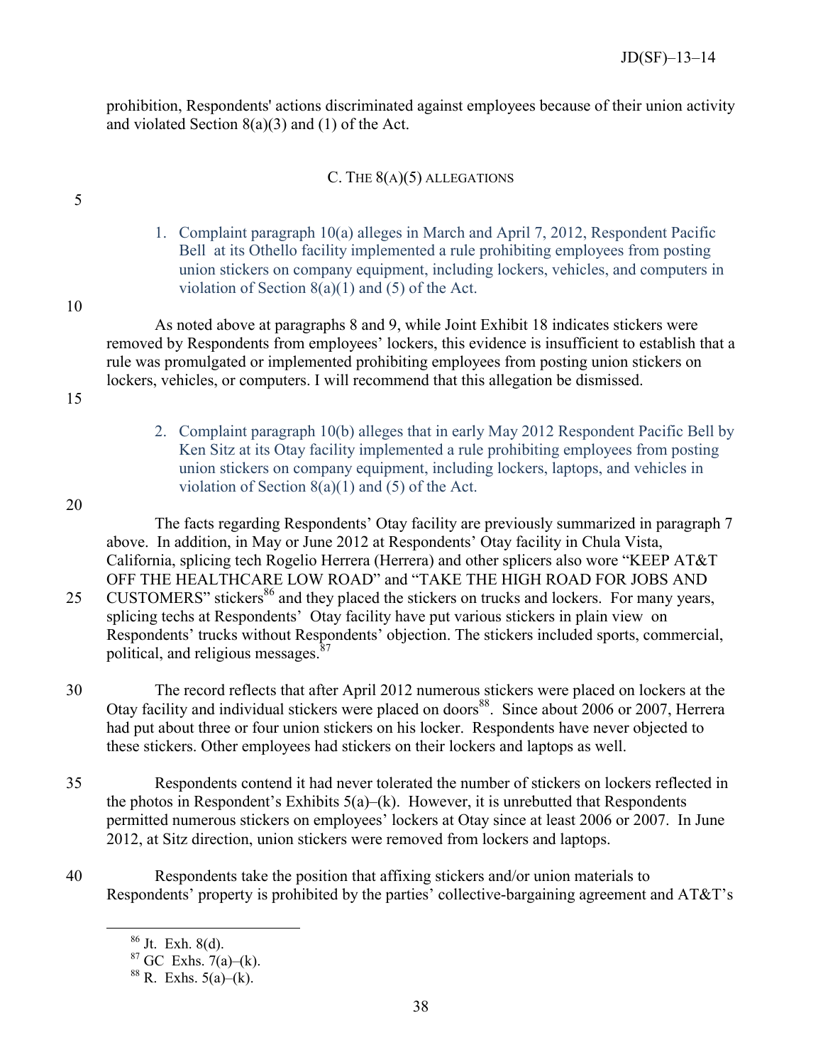prohibition, Respondents' actions discriminated against employees because of their union activity and violated Section 8(a)(3) and (1) of the Act.

## C. THE 8(A)(5) ALLEGATIONS

1. Complaint paragraph 10(a) alleges in March and April 7, 2012, Respondent Pacific Bell at its Othello facility implemented a rule prohibiting employees from posting union stickers on company equipment, including lockers, vehicles, and computers in violation of Section 8(a)(1) and (5) of the Act.

As noted above at paragraphs 8 and 9, while Joint Exhibit 18 indicates stickers were removed by Respondents from employees' lockers, this evidence is insufficient to establish that a rule was promulgated or implemented prohibiting employees from posting union stickers on lockers, vehicles, or computers. I will recommend that this allegation be dismissed.

2. Complaint paragraph 10(b) alleges that in early May 2012 Respondent Pacific Bell by Ken Sitz at its Otay facility implemented a rule prohibiting employees from posting union stickers on company equipment, including lockers, laptops, and vehicles in violation of Section 8(a)(1) and (5) of the Act.

The facts regarding Respondents' Otay facility are previously summarized in paragraph 7 above. In addition, in May or June 2012 at Respondents' Otay facility in Chula Vista, California, splicing tech Rogelio Herrera (Herrera) and other splicers also wore "KEEP AT&T OFF THE HEALTHCARE LOW ROAD" and "TAKE THE HIGH ROAD FOR JOBS AND CUSTOMERS" stickers[86] and they placed the stickers on trucks and lockers. For many years, splicing techs at Respondents' Otay facility have put various stickers in plain view on Respondents' trucks without Respondents' objection. The stickers included sports, commercial, political, and religious messages.[87]

The record reflects that after April 2012 numerous stickers were placed on lockers at the Otay facility and individual stickers were placed on doors[88]. Since about 2006 or 2007, Herrera had put about three or four union stickers on his locker. Respondents have never objected to these stickers. Other employees had stickers on their lockers and laptops as well.

Respondents contend it had never tolerated the number of stickers on lockers reflected in the photos in Respondent's Exhibits 5(a)–(k). However, it is unrebutted that Respondents permitted numerous stickers on employees' lockers at Otay since at least 2006 or 2007. In June 2012, at Sitz direction, union stickers were removed from lockers and laptops.

Respondents take the position that affixing stickers and/or union materials to Respondents' property is prohibited by the parties' collective-bargaining agreement and AT&T's

---

[86] Jt. Exh. 8(d).

[87] GC Exhs. 7(a)–(k).

[88] R. Exhs. 5(a)–(k).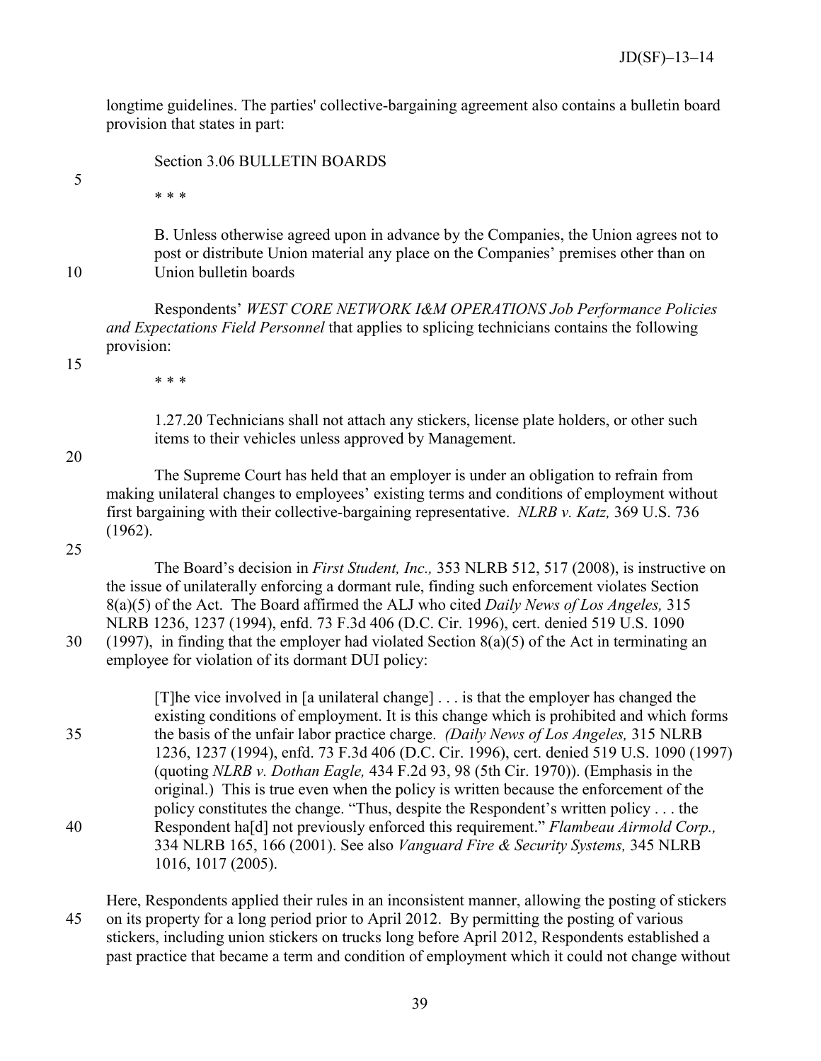longtime guidelines. The parties' collective-bargaining agreement also contains a bulletin board provision that states in part:

> Section 3.06 BULLETIN BOARDS
>
> * * *
>
> B. Unless otherwise agreed upon in advance by the Companies, the Union agrees not to post or distribute Union material any place on the Companies' premises other than on Union bulletin boards

Respondents' *WEST CORE NETWORK I&M OPERATIONS Job Performance Policies and Expectations Field Personnel* that applies to splicing technicians contains the following provision:

> * * *
>
> 1.27.20 Technicians shall not attach any stickers, license plate holders, or other such items to their vehicles unless approved by Management.

The Supreme Court has held that an employer is under an obligation to refrain from making unilateral changes to employees' existing terms and conditions of employment without first bargaining with their collective-bargaining representative. *NLRB v. Katz,* 369 U.S. 736 (1962).

The Board's decision in *First Student, Inc.,* 353 NLRB 512, 517 (2008), is instructive on the issue of unilaterally enforcing a dormant rule, finding such enforcement violates Section 8(a)(5) of the Act. The Board affirmed the ALJ who cited *Daily News of Los Angeles,* 315 NLRB 1236, 1237 (1994), enfd. 73 F.3d 406 (D.C. Cir. 1996), cert. denied 519 U.S. 1090 (1997), in finding that the employer had violated Section 8(a)(5) of the Act in terminating an employee for violation of its dormant DUI policy:

> [T]he vice involved in [a unilateral change] . . . is that the employer has changed the existing conditions of employment. It is this change which is prohibited and which forms the basis of the unfair labor practice charge. *(Daily News of Los Angeles,* 315 NLRB 1236, 1237 (1994), enfd. 73 F.3d 406 (D.C. Cir. 1996), cert. denied 519 U.S. 1090 (1997) (quoting *NLRB v. Dothan Eagle,* 434 F.2d 93, 98 (5th Cir. 1970)). (Emphasis in the original.) This is true even when the policy is written because the enforcement of the policy constitutes the change. "Thus, despite the Respondent's written policy . . . the Respondent ha[d] not previously enforced this requirement." *Flambeau Airmold Corp.,* 334 NLRB 165, 166 (2001). See also *Vanguard Fire & Security Systems,* 345 NLRB 1016, 1017 (2005).

Here, Respondents applied their rules in an inconsistent manner, allowing the posting of stickers on its property for a long period prior to April 2012. By permitting the posting of various stickers, including union stickers on trucks long before April 2012, Respondents established a past practice that became a term and condition of employment which it could not change without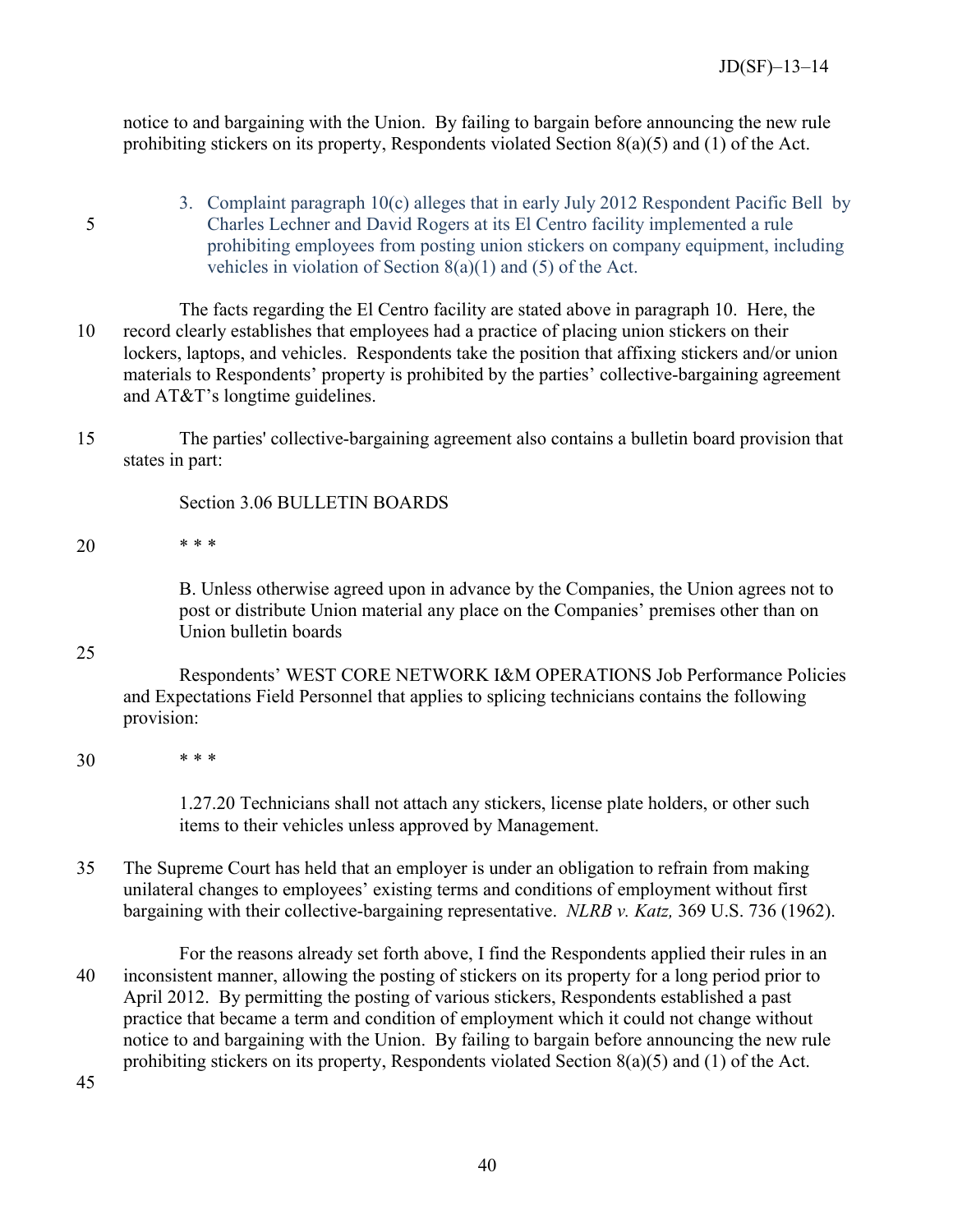notice to and bargaining with the Union. By failing to bargain before announcing the new rule prohibiting stickers on its property, Respondents violated Section 8(a)(5) and (1) of the Act.

3. Complaint paragraph 10(c) alleges that in early July 2012 Respondent Pacific Bell by Charles Lechner and David Rogers at its El Centro facility implemented a rule prohibiting employees from posting union stickers on company equipment, including vehicles in violation of Section 8(a)(1) and (5) of the Act.

The facts regarding the El Centro facility are stated above in paragraph 10. Here, the record clearly establishes that employees had a practice of placing union stickers on their lockers, laptops, and vehicles. Respondents take the position that affixing stickers and/or union materials to Respondents' property is prohibited by the parties' collective-bargaining agreement and AT&T's longtime guidelines.

The parties' collective-bargaining agreement also contains a bulletin board provision that states in part:

> Section 3.06 BULLETIN BOARDS
>
> * * *
>
> B. Unless otherwise agreed upon in advance by the Companies, the Union agrees not to post or distribute Union material any place on the Companies' premises other than on Union bulletin boards

Respondents' WEST CORE NETWORK I&M OPERATIONS Job Performance Policies and Expectations Field Personnel that applies to splicing technicians contains the following provision:

> * * *
>
> 1.27.20 Technicians shall not attach any stickers, license plate holders, or other such items to their vehicles unless approved by Management.

The Supreme Court has held that an employer is under an obligation to refrain from making unilateral changes to employees' existing terms and conditions of employment without first bargaining with their collective-bargaining representative. *NLRB v. Katz,* 369 U.S. 736 (1962).

For the reasons already set forth above, I find the Respondents applied their rules in an inconsistent manner, allowing the posting of stickers on its property for a long period prior to April 2012. By permitting the posting of various stickers, Respondents established a past practice that became a term and condition of employment which it could not change without notice to and bargaining with the Union. By failing to bargain before announcing the new rule prohibiting stickers on its property, Respondents violated Section 8(a)(5) and (1) of the Act.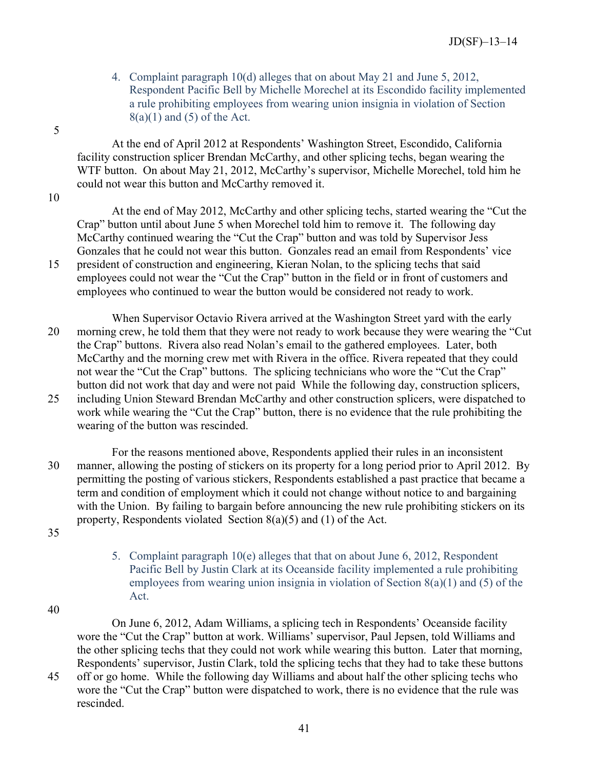4. Complaint paragraph 10(d) alleges that on about May 21 and June 5, 2012, Respondent Pacific Bell by Michelle Morechel at its Escondido facility implemented a rule prohibiting employees from wearing union insignia in violation of Section 8(a)(1) and (5) of the Act.

At the end of April 2012 at Respondents' Washington Street, Escondido, California facility construction splicer Brendan McCarthy, and other splicing techs, began wearing the WTF button. On about May 21, 2012, McCarthy's supervisor, Michelle Morechel, told him he could not wear this button and McCarthy removed it.

At the end of May 2012, McCarthy and other splicing techs, started wearing the "Cut the Crap" button until about June 5 when Morechel told him to remove it. The following day McCarthy continued wearing the "Cut the Crap" button and was told by Supervisor Jess Gonzales that he could not wear this button. Gonzales read an email from Respondents' vice president of construction and engineering, Kieran Nolan, to the splicing techs that said employees could not wear the "Cut the Crap" button in the field or in front of customers and employees who continued to wear the button would be considered not ready to work.

When Supervisor Octavio Rivera arrived at the Washington Street yard with the early morning crew, he told them that they were not ready to work because they were wearing the "Cut the Crap" buttons. Rivera also read Nolan's email to the gathered employees. Later, both McCarthy and the morning crew met with Rivera in the office. Rivera repeated that they could not wear the "Cut the Crap" buttons. The splicing technicians who wore the "Cut the Crap" button did not work that day and were not paid While the following day, construction splicers, including Union Steward Brendan McCarthy and other construction splicers, were dispatched to work while wearing the "Cut the Crap" button, there is no evidence that the rule prohibiting the wearing of the button was rescinded.

For the reasons mentioned above, Respondents applied their rules in an inconsistent manner, allowing the posting of stickers on its property for a long period prior to April 2012. By permitting the posting of various stickers, Respondents established a past practice that became a term and condition of employment which it could not change without notice to and bargaining with the Union. By failing to bargain before announcing the new rule prohibiting stickers on its property, Respondents violated Section 8(a)(5) and (1) of the Act.

5. Complaint paragraph 10(e) alleges that that on about June 6, 2012, Respondent Pacific Bell by Justin Clark at its Oceanside facility implemented a rule prohibiting employees from wearing union insignia in violation of Section 8(a)(1) and (5) of the Act.

On June 6, 2012, Adam Williams, a splicing tech in Respondents' Oceanside facility wore the "Cut the Crap" button at work. Williams' supervisor, Paul Jepsen, told Williams and the other splicing techs that they could not work while wearing this button. Later that morning, Respondents' supervisor, Justin Clark, told the splicing techs that they had to take these buttons off or go home. While the following day Williams and about half the other splicing techs who wore the "Cut the Crap" button were dispatched to work, there is no evidence that the rule was rescinded.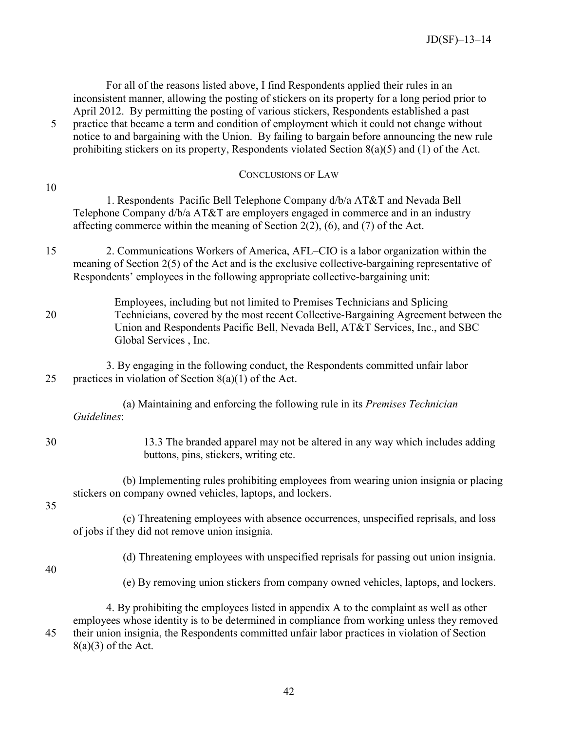For all of the reasons listed above, I find Respondents applied their rules in an inconsistent manner, allowing the posting of stickers on its property for a long period prior to April 2012. By permitting the posting of various stickers, Respondents established a past practice that became a term and condition of employment which it could not change without notice to and bargaining with the Union. By failing to bargain before announcing the new rule prohibiting stickers on its property, Respondents violated Section 8(a)(5) and (1) of the Act.

## CONCLUSIONS OF LAW

1. Respondents Pacific Bell Telephone Company d/b/a AT&T and Nevada Bell Telephone Company d/b/a AT&T are employers engaged in commerce and in an industry affecting commerce within the meaning of Section 2(2), (6), and (7) of the Act.

2. Communications Workers of America, AFL–CIO is a labor organization within the meaning of Section 2(5) of the Act and is the exclusive collective-bargaining representative of Respondents' employees in the following appropriate collective-bargaining unit:

> Employees, including but not limited to Premises Technicians and Splicing Technicians, covered by the most recent Collective-Bargaining Agreement between the Union and Respondents Pacific Bell, Nevada Bell, AT&T Services, Inc., and SBC Global Services , Inc.

3. By engaging in the following conduct, the Respondents committed unfair labor practices in violation of Section 8(a)(1) of the Act.

(a) Maintaining and enforcing the following rule in its *Premises Technician Guidelines*:

> 13.3 The branded apparel may not be altered in any way which includes adding buttons, pins, stickers, writing etc.

(b) Implementing rules prohibiting employees from wearing union insignia or placing stickers on company owned vehicles, laptops, and lockers.

(c) Threatening employees with absence occurrences, unspecified reprisals, and loss of jobs if they did not remove union insignia.

(d) Threatening employees with unspecified reprisals for passing out union insignia.

(e) By removing union stickers from company owned vehicles, laptops, and lockers.

4. By prohibiting the employees listed in appendix A to the complaint as well as other employees whose identity is to be determined in compliance from working unless they removed their union insignia, the Respondents committed unfair labor practices in violation of Section 8(a)(3) of the Act.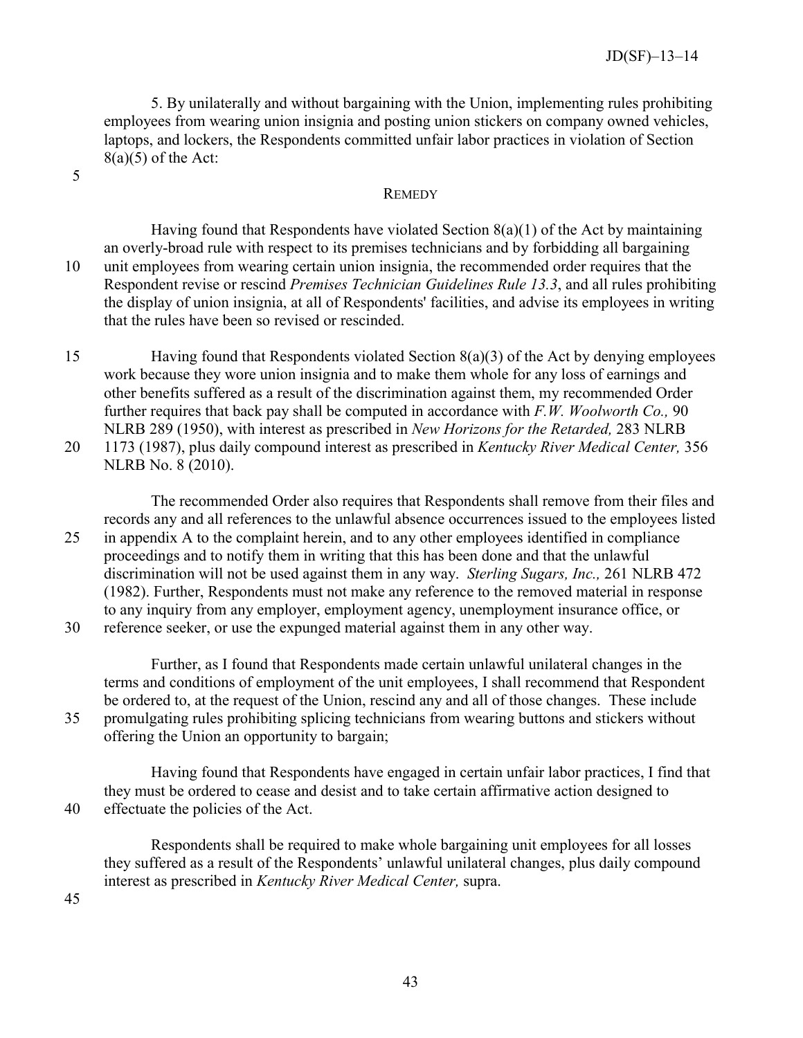5. By unilaterally and without bargaining with the Union, implementing rules prohibiting employees from wearing union insignia and posting union stickers on company owned vehicles, laptops, and lockers, the Respondents committed unfair labor practices in violation of Section 8(a)(5) of the Act:

## Remedy

Having found that Respondents have violated Section 8(a)(1) of the Act by maintaining an overly-broad rule with respect to its premises technicians and by forbidding all bargaining unit employees from wearing certain union insignia, the recommended order requires that the Respondent revise or rescind *Premises Technician Guidelines Rule 13.3*, and all rules prohibiting the display of union insignia, at all of Respondents' facilities, and advise its employees in writing that the rules have been so revised or rescinded.

Having found that Respondents violated Section 8(a)(3) of the Act by denying employees work because they wore union insignia and to make them whole for any loss of earnings and other benefits suffered as a result of the discrimination against them, my recommended Order further requires that back pay shall be computed in accordance with *F.W. Woolworth Co.,* 90 NLRB 289 (1950), with interest as prescribed in *New Horizons for the Retarded,* 283 NLRB 1173 (1987), plus daily compound interest as prescribed in *Kentucky River Medical Center,* 356 NLRB No. 8 (2010).

The recommended Order also requires that Respondents shall remove from their files and records any and all references to the unlawful absence occurrences issued to the employees listed in appendix A to the complaint herein, and to any other employees identified in compliance proceedings and to notify them in writing that this has been done and that the unlawful discrimination will not be used against them in any way. *Sterling Sugars, Inc.,* 261 NLRB 472 (1982). Further, Respondents must not make any reference to the removed material in response to any inquiry from any employer, employment agency, unemployment insurance office, or reference seeker, or use the expunged material against them in any other way.

Further, as I found that Respondents made certain unlawful unilateral changes in the terms and conditions of employment of the unit employees, I shall recommend that Respondent be ordered to, at the request of the Union, rescind any and all of those changes. These include promulgating rules prohibiting splicing technicians from wearing buttons and stickers without offering the Union an opportunity to bargain;

Having found that Respondents have engaged in certain unfair labor practices, I find that they must be ordered to cease and desist and to take certain affirmative action designed to effectuate the policies of the Act.

Respondents shall be required to make whole bargaining unit employees for all losses they suffered as a result of the Respondents' unlawful unilateral changes, plus daily compound interest as prescribed in *Kentucky River Medical Center,* supra.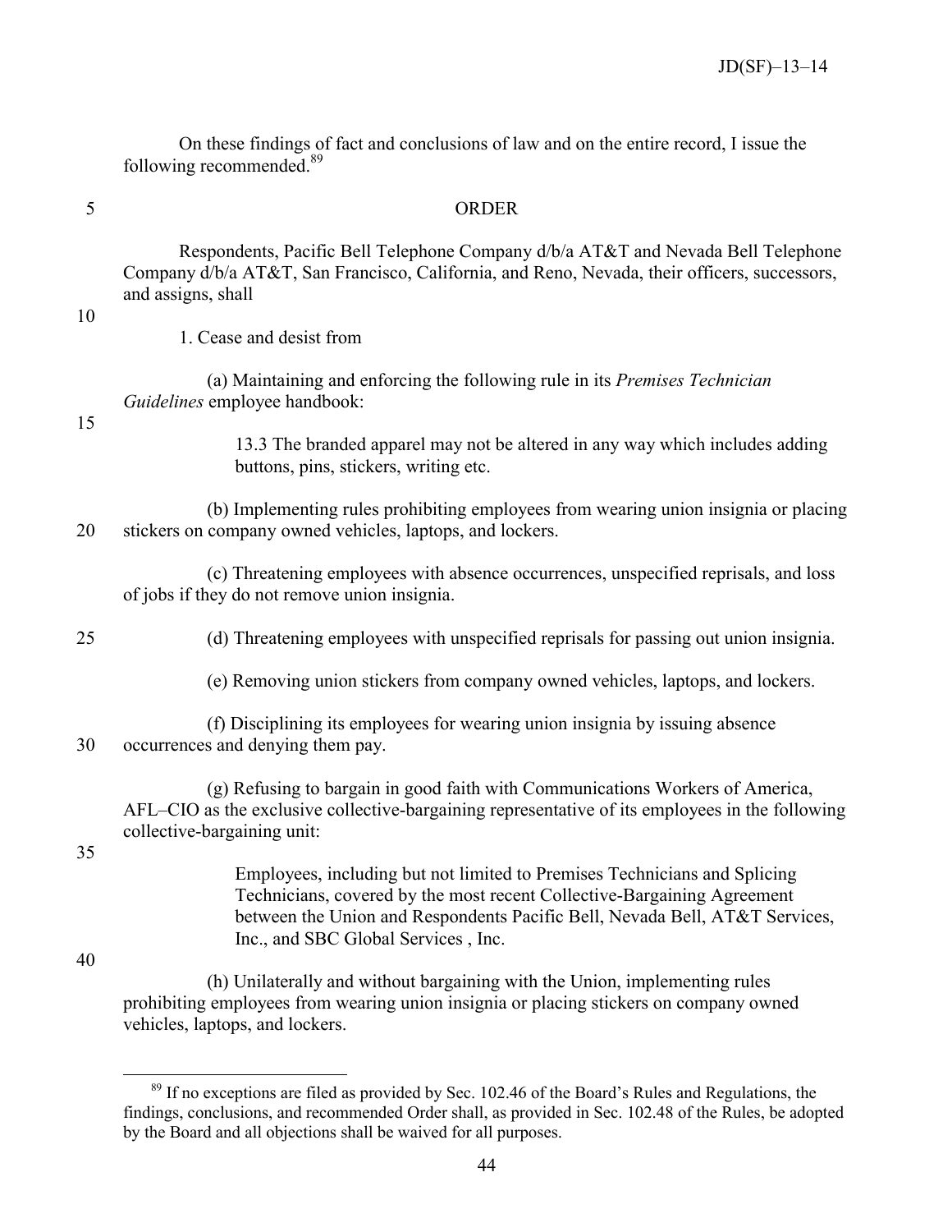On these findings of fact and conclusions of law and on the entire record, I issue the following recommended.[89]

ORDER

Respondents, Pacific Bell Telephone Company d/b/a AT&T and Nevada Bell Telephone Company d/b/a AT&T, San Francisco, California, and Reno, Nevada, their officers, successors, and assigns, shall

1. Cease and desist from

(a) Maintaining and enforcing the following rule in its *Premises Technician Guidelines* employee handbook:

> 13.3 The branded apparel may not be altered in any way which includes adding buttons, pins, stickers, writing etc.

(b) Implementing rules prohibiting employees from wearing union insignia or placing stickers on company owned vehicles, laptops, and lockers.

(c) Threatening employees with absence occurrences, unspecified reprisals, and loss of jobs if they do not remove union insignia.

(d) Threatening employees with unspecified reprisals for passing out union insignia.

(e) Removing union stickers from company owned vehicles, laptops, and lockers.

(f) Disciplining its employees for wearing union insignia by issuing absence occurrences and denying them pay.

(g) Refusing to bargain in good faith with Communications Workers of America, AFL–CIO as the exclusive collective-bargaining representative of its employees in the following collective-bargaining unit:

> Employees, including but not limited to Premises Technicians and Splicing Technicians, covered by the most recent Collective-Bargaining Agreement between the Union and Respondents Pacific Bell, Nevada Bell, AT&T Services, Inc., and SBC Global Services , Inc.

(h) Unilaterally and without bargaining with the Union, implementing rules prohibiting employees from wearing union insignia or placing stickers on company owned vehicles, laptops, and lockers.

---

[89] If no exceptions are filed as provided by Sec. 102.46 of the Board's Rules and Regulations, the findings, conclusions, and recommended Order shall, as provided in Sec. 102.48 of the Rules, be adopted by the Board and all objections shall be waived for all purposes.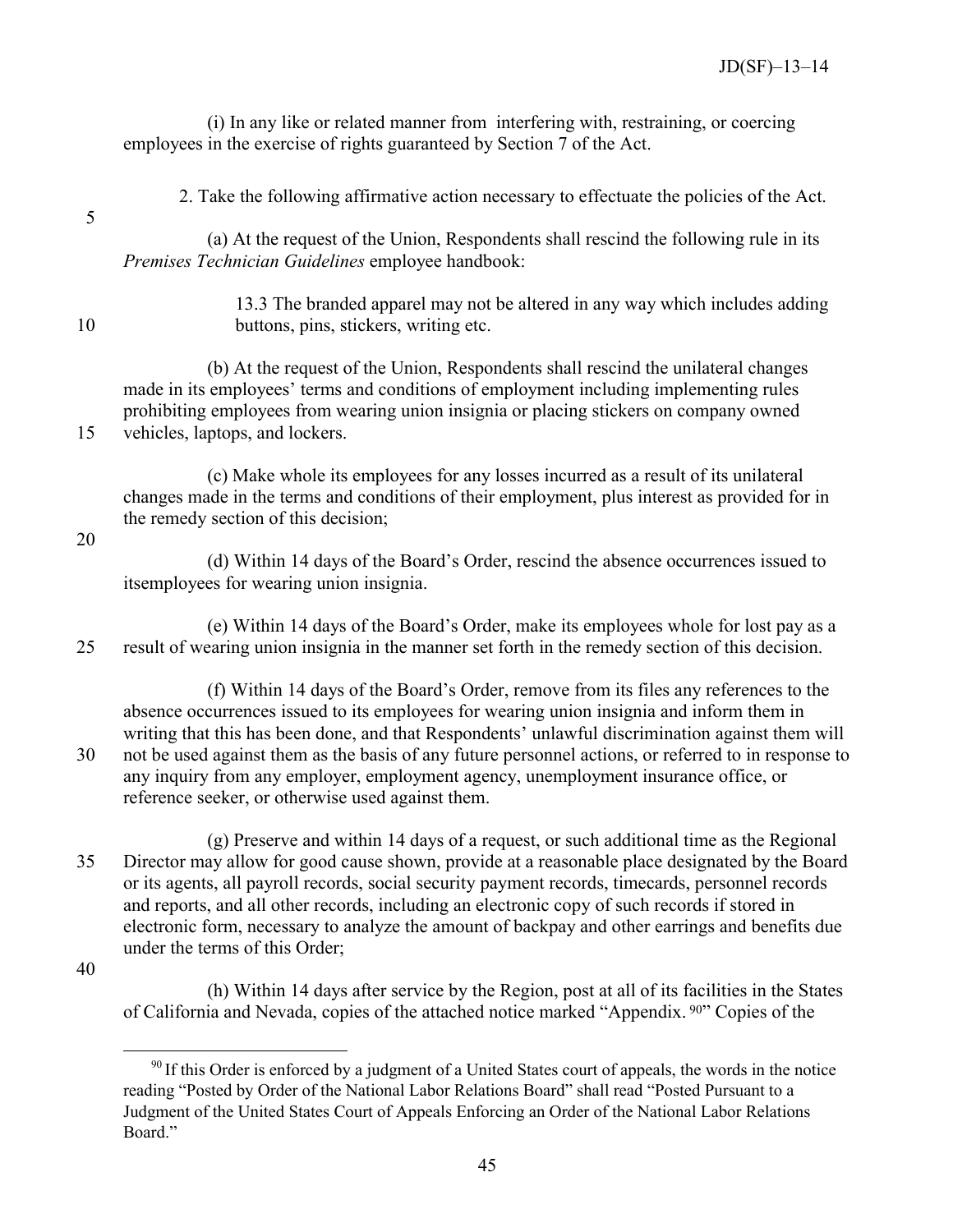(i) In any like or related manner from interfering with, restraining, or coercing employees in the exercise of rights guaranteed by Section 7 of the Act.

2. Take the following affirmative action necessary to effectuate the policies of the Act.

(a) At the request of the Union, Respondents shall rescind the following rule in its *Premises Technician Guidelines* employee handbook:

> 13.3 The branded apparel may not be altered in any way which includes adding buttons, pins, stickers, writing etc.

(b) At the request of the Union, Respondents shall rescind the unilateral changes made in its employees' terms and conditions of employment including implementing rules prohibiting employees from wearing union insignia or placing stickers on company owned vehicles, laptops, and lockers.

(c) Make whole its employees for any losses incurred as a result of its unilateral changes made in the terms and conditions of their employment, plus interest as provided for in the remedy section of this decision;

(d) Within 14 days of the Board's Order, rescind the absence occurrences issued to itsemployees for wearing union insignia.

(e) Within 14 days of the Board's Order, make its employees whole for lost pay as a result of wearing union insignia in the manner set forth in the remedy section of this decision.

(f) Within 14 days of the Board's Order, remove from its files any references to the absence occurrences issued to its employees for wearing union insignia and inform them in writing that this has been done, and that Respondents' unlawful discrimination against them will not be used against them as the basis of any future personnel actions, or referred to in response to any inquiry from any employer, employment agency, unemployment insurance office, or reference seeker, or otherwise used against them.

(g) Preserve and within 14 days of a request, or such additional time as the Regional Director may allow for good cause shown, provide at a reasonable place designated by the Board or its agents, all payroll records, social security payment records, timecards, personnel records and reports, and all other records, including an electronic copy of such records if stored in electronic form, necessary to analyze the amount of backpay and other earrings and benefits due under the terms of this Order;

(h) Within 14 days after service by the Region, post at all of its facilities in the States of California and Nevada, copies of the attached notice marked "Appendix. [90]" Copies of the

---

[90] If this Order is enforced by a judgment of a United States court of appeals, the words in the notice reading "Posted by Order of the National Labor Relations Board" shall read "Posted Pursuant to a Judgment of the United States Court of Appeals Enforcing an Order of the National Labor Relations Board."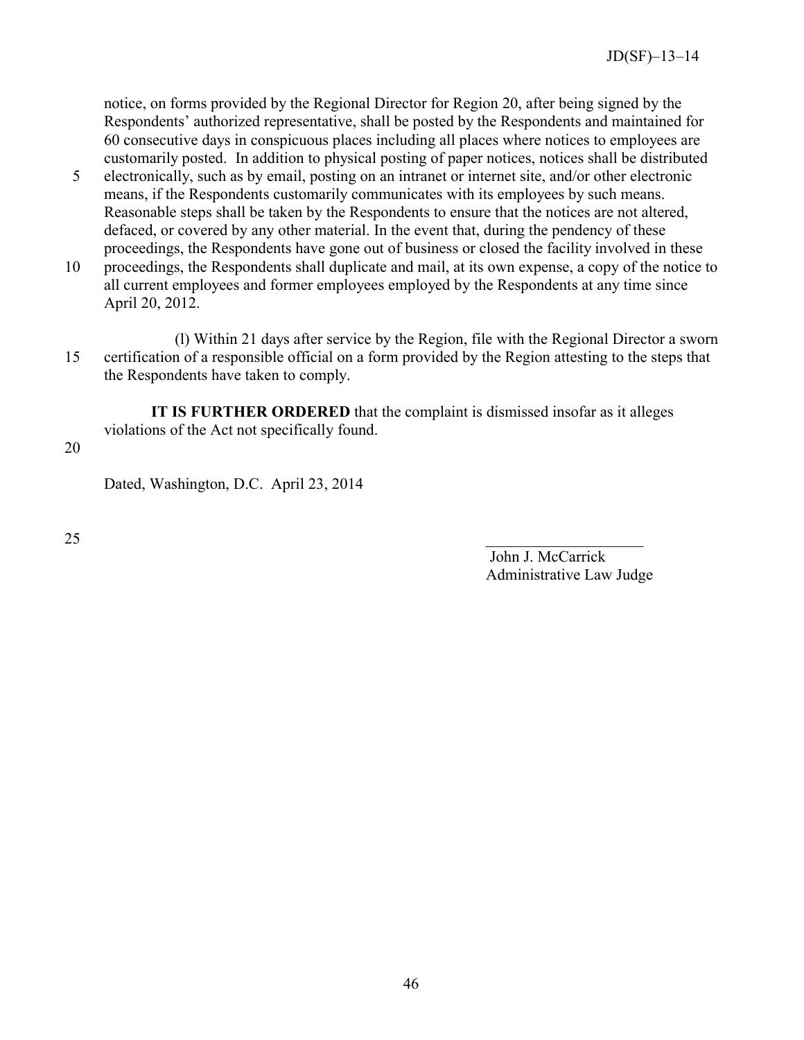notice, on forms provided by the Regional Director for Region 20, after being signed by the Respondents' authorized representative, shall be posted by the Respondents and maintained for 60 consecutive days in conspicuous places including all places where notices to employees are customarily posted. In addition to physical posting of paper notices, notices shall be distributed electronically, such as by email, posting on an intranet or internet site, and/or other electronic means, if the Respondents customarily communicates with its employees by such means. Reasonable steps shall be taken by the Respondents to ensure that the notices are not altered, defaced, or covered by any other material. In the event that, during the pendency of these proceedings, the Respondents have gone out of business or closed the facility involved in these proceedings, the Respondents shall duplicate and mail, at its own expense, a copy of the notice to all current employees and former employees employed by the Respondents at any time since April 20, 2012.

(l) Within 21 days after service by the Region, file with the Regional Director a sworn certification of a responsible official on a form provided by the Region attesting to the steps that the Respondents have taken to comply.

**IT IS FURTHER ORDERED** that the complaint is dismissed insofar as it alleges violations of the Act not specifically found.

Dated, Washington, D.C. April 23, 2014

\_\_\_\_\_\_\_\_\_\_\_\_\_\_\_\_\_\_\_\_

John J. McCarrick
Administrative Law Judge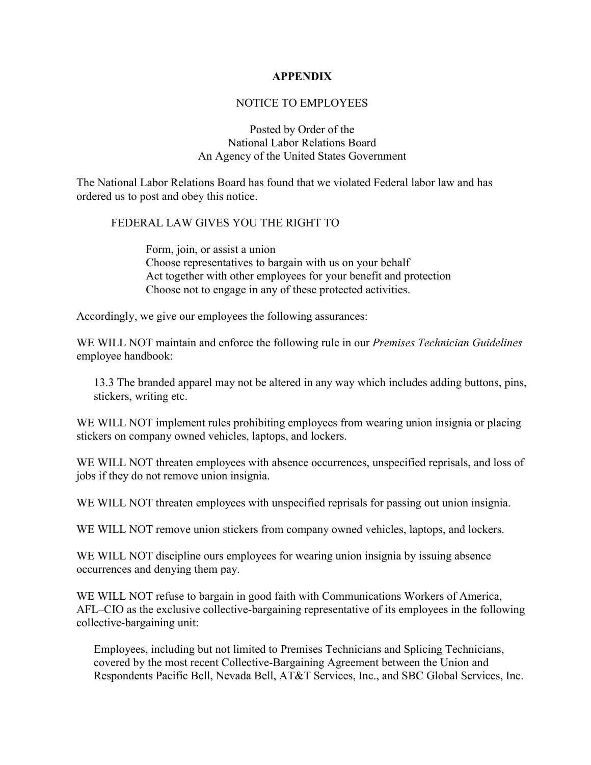**APPENDIX**

NOTICE TO EMPLOYEES

Posted by Order of the
National Labor Relations Board
An Agency of the United States Government

The National Labor Relations Board has found that we violated Federal labor law and has ordered us to post and obey this notice.

FEDERAL LAW GIVES YOU THE RIGHT TO

Form, join, or assist a union
Choose representatives to bargain with us on your behalf
Act together with other employees for your benefit and protection
Choose not to engage in any of these protected activities.

Accordingly, we give our employees the following assurances:

WE WILL NOT maintain and enforce the following rule in our *Premises Technician Guidelines* employee handbook:

> 13.3 The branded apparel may not be altered in any way which includes adding buttons, pins, stickers, writing etc.

WE WILL NOT implement rules prohibiting employees from wearing union insignia or placing stickers on company owned vehicles, laptops, and lockers.

WE WILL NOT threaten employees with absence occurrences, unspecified reprisals, and loss of jobs if they do not remove union insignia.

WE WILL NOT threaten employees with unspecified reprisals for passing out union insignia.

WE WILL NOT remove union stickers from company owned vehicles, laptops, and lockers.

WE WILL NOT discipline ours employees for wearing union insignia by issuing absence occurrences and denying them pay.

WE WILL NOT refuse to bargain in good faith with Communications Workers of America, AFL–CIO as the exclusive collective-bargaining representative of its employees in the following collective-bargaining unit:

> Employees, including but not limited to Premises Technicians and Splicing Technicians, covered by the most recent Collective-Bargaining Agreement between the Union and Respondents Pacific Bell, Nevada Bell, AT&T Services, Inc., and SBC Global Services, Inc.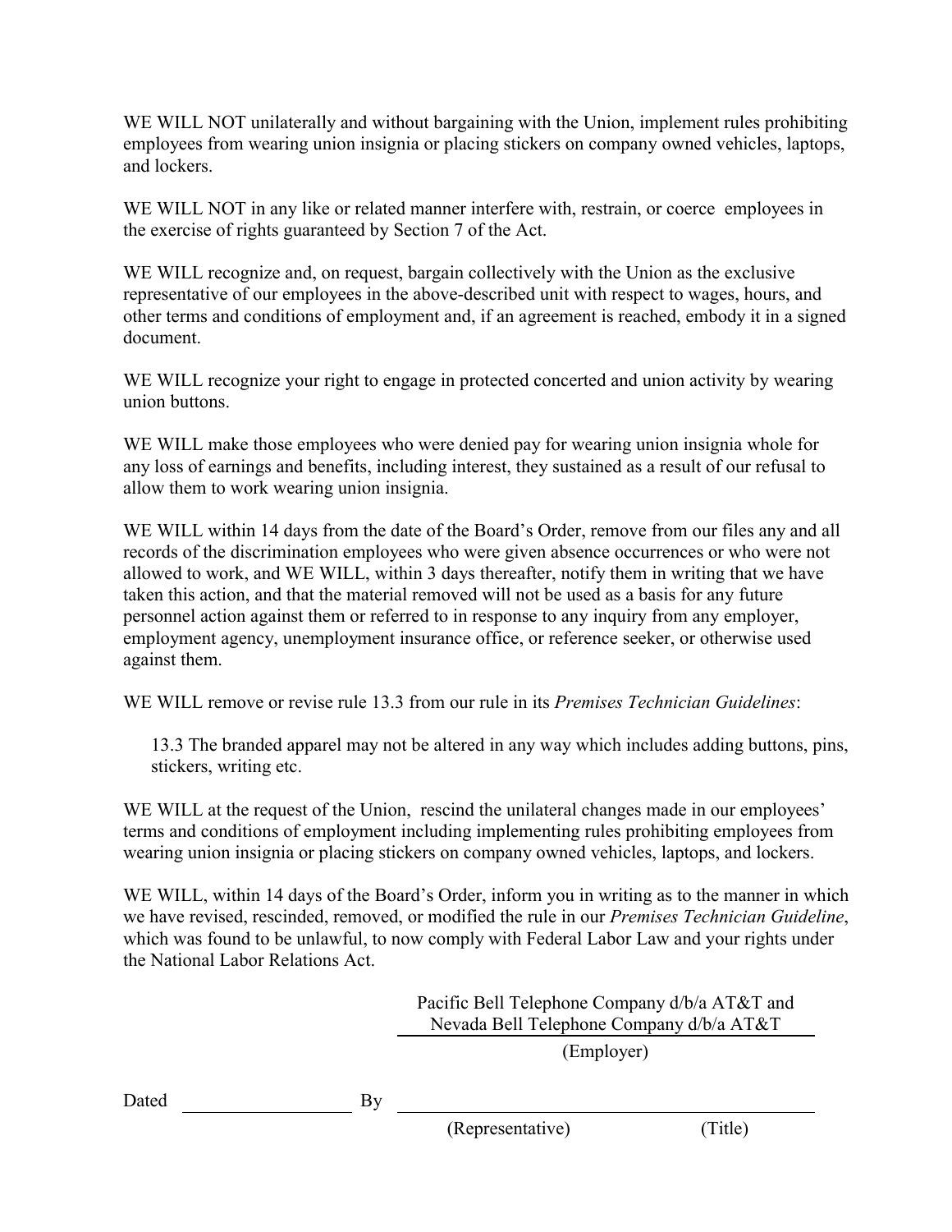WE WILL NOT unilaterally and without bargaining with the Union, implement rules prohibiting employees from wearing union insignia or placing stickers on company owned vehicles, laptops, and lockers.

WE WILL NOT in any like or related manner interfere with, restrain, or coerce employees in the exercise of rights guaranteed by Section 7 of the Act.

WE WILL recognize and, on request, bargain collectively with the Union as the exclusive representative of our employees in the above-described unit with respect to wages, hours, and other terms and conditions of employment and, if an agreement is reached, embody it in a signed document.

WE WILL recognize your right to engage in protected concerted and union activity by wearing union buttons.

WE WILL make those employees who were denied pay for wearing union insignia whole for any loss of earnings and benefits, including interest, they sustained as a result of our refusal to allow them to work wearing union insignia.

WE WILL within 14 days from the date of the Board's Order, remove from our files any and all records of the discrimination employees who were given absence occurrences or who were not allowed to work, and WE WILL, within 3 days thereafter, notify them in writing that we have taken this action, and that the material removed will not be used as a basis for any future personnel action against them or referred to in response to any inquiry from any employer, employment agency, unemployment insurance office, or reference seeker, or otherwise used against them.

WE WILL remove or revise rule 13.3 from our rule in its *Premises Technician Guidelines*:

> 13.3 The branded apparel may not be altered in any way which includes adding buttons, pins, stickers, writing etc.

WE WILL at the request of the Union, rescind the unilateral changes made in our employees' terms and conditions of employment including implementing rules prohibiting employees from wearing union insignia or placing stickers on company owned vehicles, laptops, and lockers.

WE WILL, within 14 days of the Board's Order, inform you in writing as to the manner in which we have revised, rescinded, removed, or modified the rule in our *Premises Technician Guideline*, which was found to be unlawful, to now comply with Federal Labor Law and your rights under the National Labor Relations Act.

Pacific Bell Telephone Company d/b/a AT&T and
Nevada Bell Telephone Company d/b/a AT&T
(Employer)

Dated ________________ By ______________________________________

(Representative) (Title)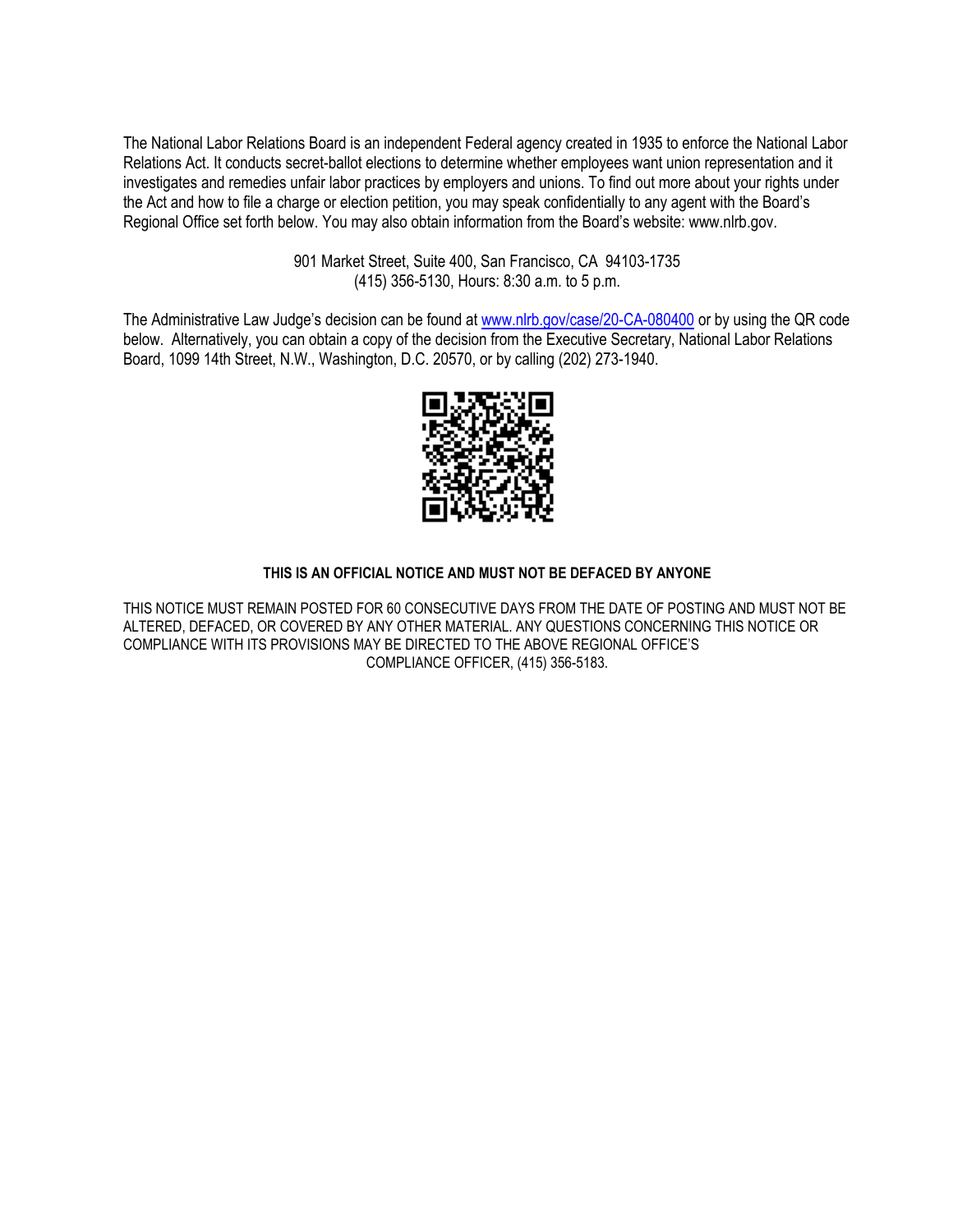The National Labor Relations Board is an independent Federal agency created in 1935 to enforce the National Labor Relations Act. It conducts secret-ballot elections to determine whether employees want union representation and it investigates and remedies unfair labor practices by employers and unions. To find out more about your rights under the Act and how to file a charge or election petition, you may speak confidentially to any agent with the Board's Regional Office set forth below. You may also obtain information from the Board's website: www.nlrb.gov.

901 Market Street, Suite 400, San Francisco, CA 94103-1735
(415) 356-5130, Hours: 8:30 a.m. to 5 p.m.

The Administrative Law Judge's decision can be found at www.nlrb.gov/case/20-CA-080400 or by using the QR code below. Alternatively, you can obtain a copy of the decision from the Executive Secretary, National Labor Relations Board, 1099 14th Street, N.W., Washington, D.C. 20570, or by calling (202) 273-1940.

**THIS IS AN OFFICIAL NOTICE AND MUST NOT BE DEFACED BY ANYONE**

THIS NOTICE MUST REMAIN POSTED FOR 60 CONSECUTIVE DAYS FROM THE DATE OF POSTING AND MUST NOT BE ALTERED, DEFACED, OR COVERED BY ANY OTHER MATERIAL. ANY QUESTIONS CONCERNING THIS NOTICE OR COMPLIANCE WITH ITS PROVISIONS MAY BE DIRECTED TO THE ABOVE REGIONAL OFFICE'S COMPLIANCE OFFICER, (415) 356-5183.